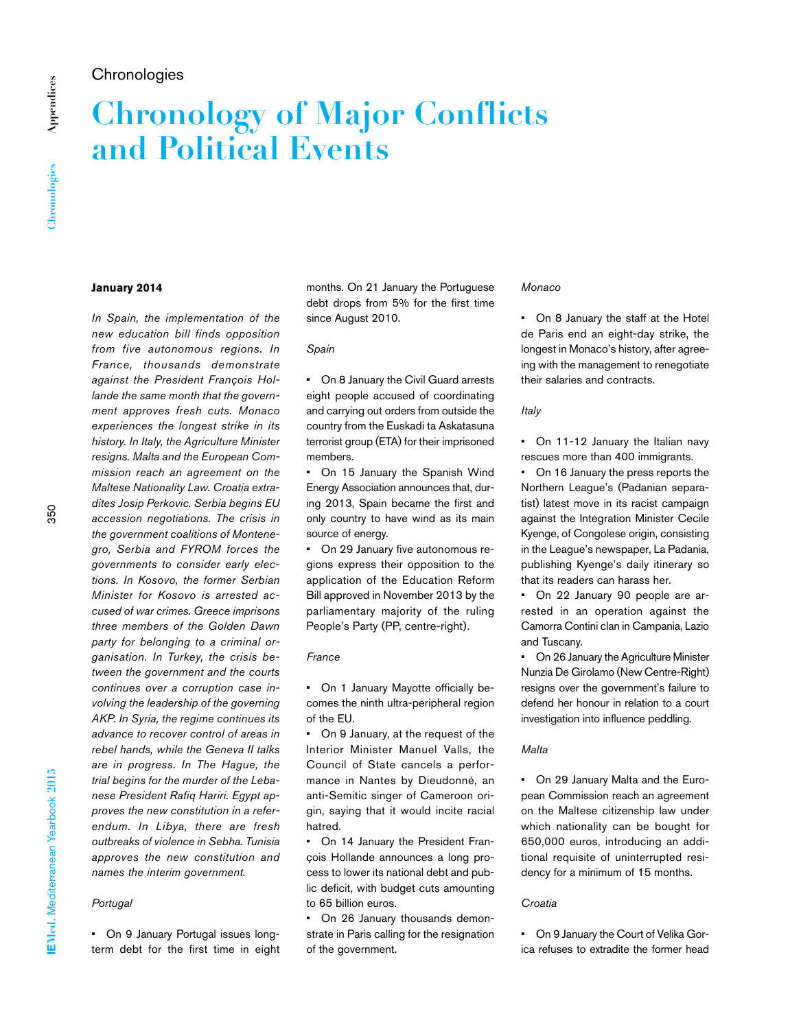Chronologies

# Chronology of Major Conflicts and Political Events

**January 2014**

*In Spain, the implementation of the new education bill finds opposition from five autonomous regions. In France, thousands demonstrate against the President François Hollande the same month that the government approves fresh cuts. Monaco experiences the longest strike in its history. In Italy, the Agriculture Minister resigns. Malta and the European Commission reach an agreement on the Maltese Nationality Law. Croatia extradites Josip Perkovic. Serbia begins EU accession negotiations. The crisis in the government coalitions of Montenegro, Serbia and FYROM forces the governments to consider early elections. In Kosovo, the former Serbian Minister for Kosovo is arrested accused of war crimes. Greece imprisons three members of the Golden Dawn party for belonging to a criminal organisation. In Turkey, the crisis between the government and the courts continues over a corruption case involving the leadership of the governing AKP. In Syria, the regime continues its advance to recover control of areas in rebel hands, while the Geneva II talks are in progress. In The Hague, the trial begins for the murder of the Lebanese President Rafiq Hariri. Egypt approves the new constitution in a referendum. In Libya, there are fresh outbreaks of violence in Sebha. Tunisia approves the new constitution and names the interim government.*

*Portugal*

- On 9 January Portugal issues long-term debt for the first time in eight months. On 21 January the Portuguese debt drops from 5% for the first time since August 2010.

*Spain*

- On 8 January the Civil Guard arrests eight people accused of coordinating and carrying out orders from outside the country from the Euskadi ta Askatasuna terrorist group (ETA) for their imprisoned members.
- On 15 January the Spanish Wind Energy Association announces that, during 2013, Spain became the first and only country to have wind as its main source of energy.
- On 29 January five autonomous regions express their opposition to the application of the Education Reform Bill approved in November 2013 by the parliamentary majority of the ruling People's Party (PP, centre-right).

*France*

- On 1 January Mayotte officially becomes the ninth ultra-peripheral region of the EU.
- On 9 January, at the request of the Interior Minister Manuel Valls, the Council of State cancels a performance in Nantes by Dieudonné, an anti-Semitic singer of Cameroon origin, saying that it would incite racial hatred.
- On 14 January the President François Hollande announces a long process to lower its national debt and public deficit, with budget cuts amounting to 65 billion euros.
- On 26 January thousands demonstrate in Paris calling for the resignation of the government.

*Monaco*

- On 8 January the staff at the Hotel de Paris end an eight-day strike, the longest in Monaco's history, after agreeing with the management to renegotiate their salaries and contracts.

*Italy*

- On 11-12 January the Italian navy rescues more than 400 immigrants.
- On 16 January the press reports the Northern League's (Padanian separatist) latest move in its racist campaign against the Integration Minister Cecile Kyenge, of Congolese origin, consisting in the League's newspaper, La Padania, publishing Kyenge's daily itinerary so that its readers can harass her.
- On 22 January 90 people are arrested in an operation against the Camorra Contini clan in Campania, Lazio and Tuscany.
- On 26 January the Agriculture Minister Nunzia De Girolamo (New Centre-Right) resigns over the government's failure to defend her honour in relation to a court investigation into influence peddling.

*Malta*

- On 29 January Malta and the European Commission reach an agreement on the Maltese citizenship law under which nationality can be bought for 650,000 euros, introducing an additional requisite of uninterrupted residency for a minimum of 15 months.

*Croatia*

- On 9 January the Court of Velika Gorica refuses to extradite the former head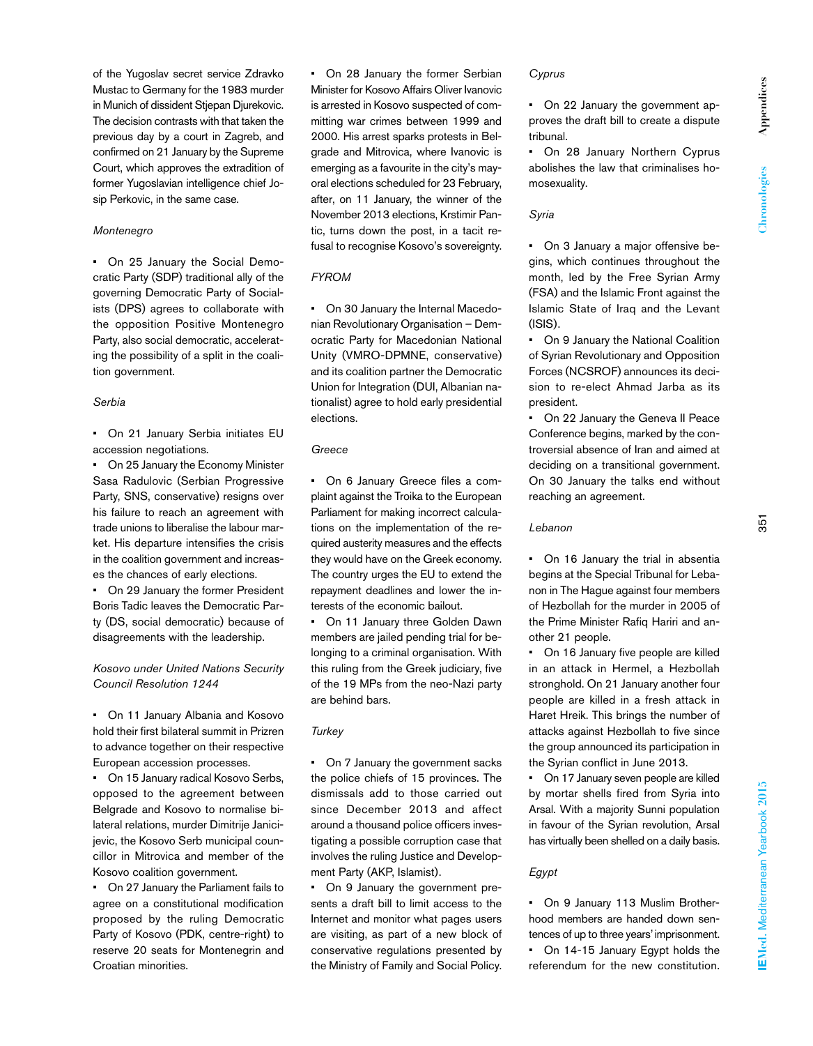of the Yugoslav secret service Zdravko Mustac to Germany for the 1983 murder in Munich of dissident Stjepan Djurekovic. The decision contrasts with that taken the previous day by a court in Zagreb, and confirmed on 21 January by the Supreme Court, which approves the extradition of former Yugoslavian intelligence chief Josip Perkovic, in the same case.

*Montenegro*

- On 25 January the Social Democratic Party (SDP) traditional ally of the governing Democratic Party of Socialists (DPS) agrees to collaborate with the opposition Positive Montenegro Party, also social democratic, accelerating the possibility of a split in the coalition government.

*Serbia*

- On 21 January Serbia initiates EU accession negotiations.
- On 25 January the Economy Minister Sasa Radulovic (Serbian Progressive Party, SNS, conservative) resigns over his failure to reach an agreement with trade unions to liberalise the labour market. His departure intensifies the crisis in the coalition government and increases the chances of early elections.
- On 29 January the former President Boris Tadic leaves the Democratic Party (DS, social democratic) because of disagreements with the leadership.

*Kosovo under United Nations Security Council Resolution 1244*

- On 11 January Albania and Kosovo hold their first bilateral summit in Prizren to advance together on their respective European accession processes.
- On 15 January radical Kosovo Serbs, opposed to the agreement between Belgrade and Kosovo to normalise bilateral relations, murder Dimitrije Janicijevic, the Kosovo Serb municipal councillor in Mitrovica and member of the Kosovo coalition government.
- On 27 January the Parliament fails to agree on a constitutional modification proposed by the ruling Democratic Party of Kosovo (PDK, centre-right) to reserve 20 seats for Montenegrin and Croatian minorities.
- On 28 January the former Serbian Minister for Kosovo Affairs Oliver Ivanovic is arrested in Kosovo suspected of committing war crimes between 1999 and 2000. His arrest sparks protests in Belgrade and Mitrovica, where Ivanovic is emerging as a favourite in the city's mayoral elections scheduled for 23 February, after, on 11 January, the winner of the November 2013 elections, Krstimir Pantic, turns down the post, in a tacit refusal to recognise Kosovo's sovereignty.

*FYROM*

- On 30 January the Internal Macedonian Revolutionary Organisation – Democratic Party for Macedonian National Unity (VMRO-DPMNE, conservative) and its coalition partner the Democratic Union for Integration (DUI, Albanian nationalist) agree to hold early presidential elections.

*Greece*

- On 6 January Greece files a complaint against the Troika to the European Parliament for making incorrect calculations on the implementation of the required austerity measures and the effects they would have on the Greek economy. The country urges the EU to extend the repayment deadlines and lower the interests of the economic bailout.
- On 11 January three Golden Dawn members are jailed pending trial for belonging to a criminal organisation. With this ruling from the Greek judiciary, five of the 19 MPs from the neo-Nazi party are behind bars.

*Turkey*

- On 7 January the government sacks the police chiefs of 15 provinces. The dismissals add to those carried out since December 2013 and affect around a thousand police officers investigating a possible corruption case that involves the ruling Justice and Development Party (AKP, Islamist).
- On 9 January the government presents a draft bill to limit access to the Internet and monitor what pages users are visiting, as part of a new block of conservative regulations presented by the Ministry of Family and Social Policy.

*Cyprus*

- On 22 January the government approves the draft bill to create a dispute tribunal.
- On 28 January Northern Cyprus abolishes the law that criminalises homosexuality.

*Syria*

- On 3 January a major offensive begins, which continues throughout the month, led by the Free Syrian Army (FSA) and the Islamic Front against the Islamic State of Iraq and the Levant (ISIS).
- On 9 January the National Coalition of Syrian Revolutionary and Opposition Forces (NCSROF) announces its decision to re-elect Ahmad Jarba as its president.
- On 22 January the Geneva II Peace Conference begins, marked by the controversial absence of Iran and aimed at deciding on a transitional government. On 30 January the talks end without reaching an agreement.

*Lebanon*

- On 16 January the trial in absentia begins at the Special Tribunal for Lebanon in The Hague against four members of Hezbollah for the murder in 2005 of the Prime Minister Rafiq Hariri and another 21 people.
- On 16 January five people are killed in an attack in Hermel, a Hezbollah stronghold. On 21 January another four people are killed in a fresh attack in Haret Hreik. This brings the number of attacks against Hezbollah to five since the group announced its participation in the Syrian conflict in June 2013.
- On 17 January seven people are killed by mortar shells fired from Syria into Arsal. With a majority Sunni population in favour of the Syrian revolution, Arsal has virtually been shelled on a daily basis.

*Egypt*

- On 9 January 113 Muslim Brotherhood members are handed down sentences of up to three years' imprisonment.
- On 14-15 January Egypt holds the referendum for the new constitution.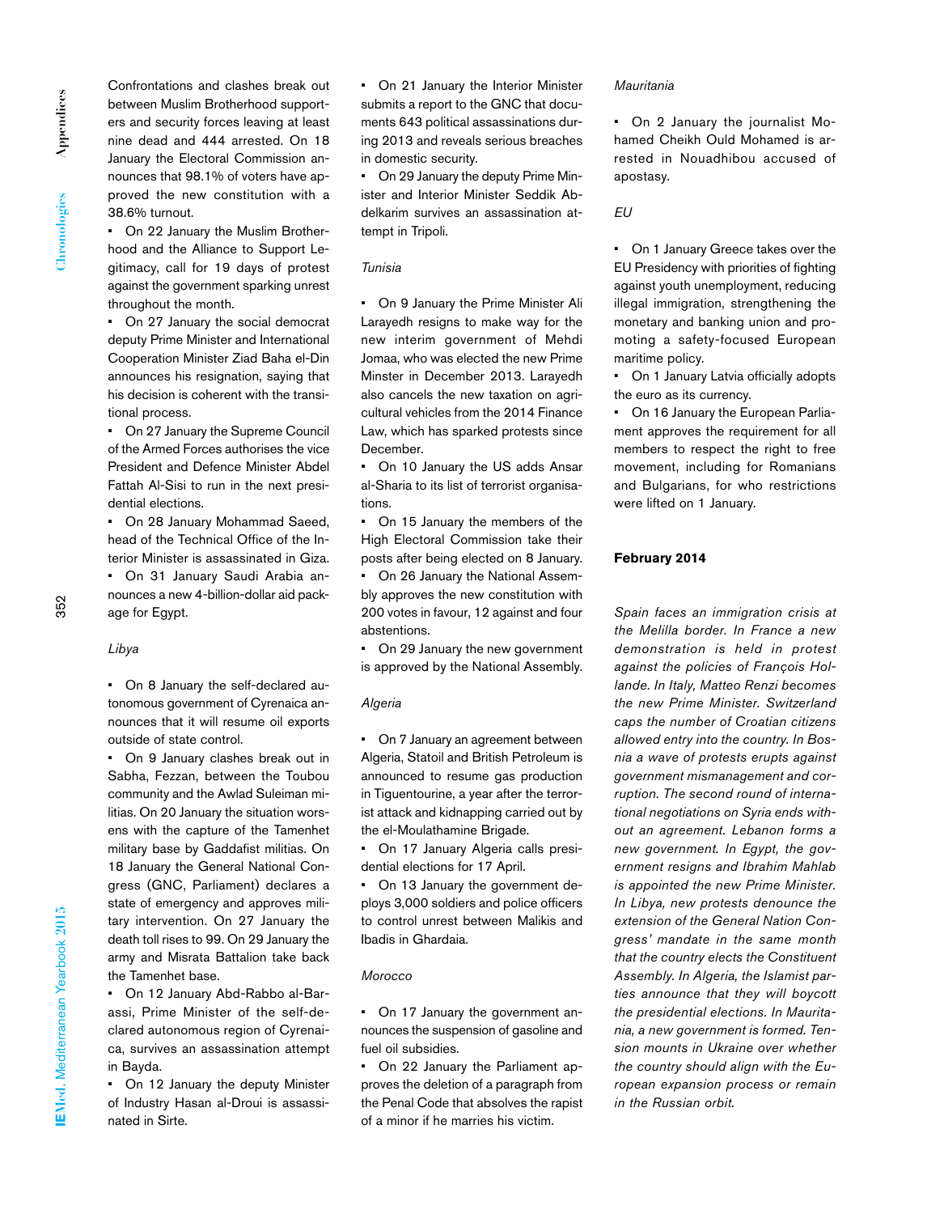Confrontations and clashes break out between Muslim Brotherhood supporters and security forces leaving at least nine dead and 444 arrested. On 18 January the Electoral Commission announces that 98.1% of voters have approved the new constitution with a 38.6% turnout.

- On 22 January the Muslim Brotherhood and the Alliance to Support Legitimacy, call for 19 days of protest against the government sparking unrest throughout the month.
- On 27 January the social democrat deputy Prime Minister and International Cooperation Minister Ziad Baha el-Din announces his resignation, saying that his decision is coherent with the transitional process.
- On 27 January the Supreme Council of the Armed Forces authorises the vice President and Defence Minister Abdel Fattah Al-Sisi to run in the next presidential elections.
- On 28 January Mohammad Saeed, head of the Technical Office of the Interior Minister is assassinated in Giza.
- On 31 January Saudi Arabia announces a new 4-billion-dollar aid package for Egypt.

*Libya*

- On 8 January the self-declared autonomous government of Cyrenaica announces that it will resume oil exports outside of state control.
- On 9 January clashes break out in Sabha, Fezzan, between the Toubou community and the Awlad Suleiman militias. On 20 January the situation worsens with the capture of the Tamenhet military base by Gaddafist militias. On 18 January the General National Congress (GNC, Parliament) declares a state of emergency and approves military intervention. On 27 January the death toll rises to 99. On 29 January the army and Misrata Battalion take back the Tamenhet base.
- On 12 January Abd-Rabbo al-Barassi, Prime Minister of the self-declared autonomous region of Cyrenaica, survives an assassination attempt in Bayda.
- On 12 January the deputy Minister of Industry Hasan al-Droui is assassinated in Sirte.
- On 21 January the Interior Minister submits a report to the GNC that documents 643 political assassinations during 2013 and reveals serious breaches in domestic security.
- On 29 January the deputy Prime Minister and Interior Minister Seddik Abdelkarim survives an assassination attempt in Tripoli.

*Tunisia*

- On 9 January the Prime Minister Ali Larayedh resigns to make way for the new interim government of Mehdi Jomaa, who was elected the new Prime Minster in December 2013. Larayedh also cancels the new taxation on agricultural vehicles from the 2014 Finance Law, which has sparked protests since December.
- On 10 January the US adds Ansar al-Sharia to its list of terrorist organisations.
- On 15 January the members of the High Electoral Commission take their posts after being elected on 8 January.
- On 26 January the National Assembly approves the new constitution with 200 votes in favour, 12 against and four abstentions.
- On 29 January the new government is approved by the National Assembly.

*Algeria*

- On 7 January an agreement between Algeria, Statoil and British Petroleum is announced to resume gas production in Tiguentourine, a year after the terrorist attack and kidnapping carried out by the el-Moulathamine Brigade.
- On 17 January Algeria calls presidential elections for 17 April.
- On 13 January the government deploys 3,000 soldiers and police officers to control unrest between Malikis and Ibadis in Ghardaia.

*Morocco*

- On 17 January the government announces the suspension of gasoline and fuel oil subsidies.
- On 22 January the Parliament approves the deletion of a paragraph from the Penal Code that absolves the rapist of a minor if he marries his victim.

*Mauritania*

- On 2 January the journalist Mohamed Cheikh Ould Mohamed is arrested in Nouadhibou accused of apostasy.

*EU*

- On 1 January Greece takes over the EU Presidency with priorities of fighting against youth unemployment, reducing illegal immigration, strengthening the monetary and banking union and promoting a safety-focused European maritime policy.
- On 1 January Latvia officially adopts the euro as its currency.
- On 16 January the European Parliament approves the requirement for all members to respect the right to free movement, including for Romanians and Bulgarians, for who restrictions were lifted on 1 January.

## February 2014

*Spain faces an immigration crisis at the Melilla border. In France a new demonstration is held in protest against the policies of François Hollande. In Italy, Matteo Renzi becomes the new Prime Minister. Switzerland caps the number of Croatian citizens allowed entry into the country. In Bosnia a wave of protests erupts against government mismanagement and corruption. The second round of international negotiations on Syria ends without an agreement. Lebanon forms a new government. In Egypt, the government resigns and Ibrahim Mahlab is appointed the new Prime Minister. In Libya, new protests denounce the extension of the General Nation Congress' mandate in the same month that the country elects the Constituent Assembly. In Algeria, the Islamist parties announce that they will boycott the presidential elections. In Mauritania, a new government is formed. Tension mounts in Ukraine over whether the country should align with the European expansion process or remain in the Russian orbit.*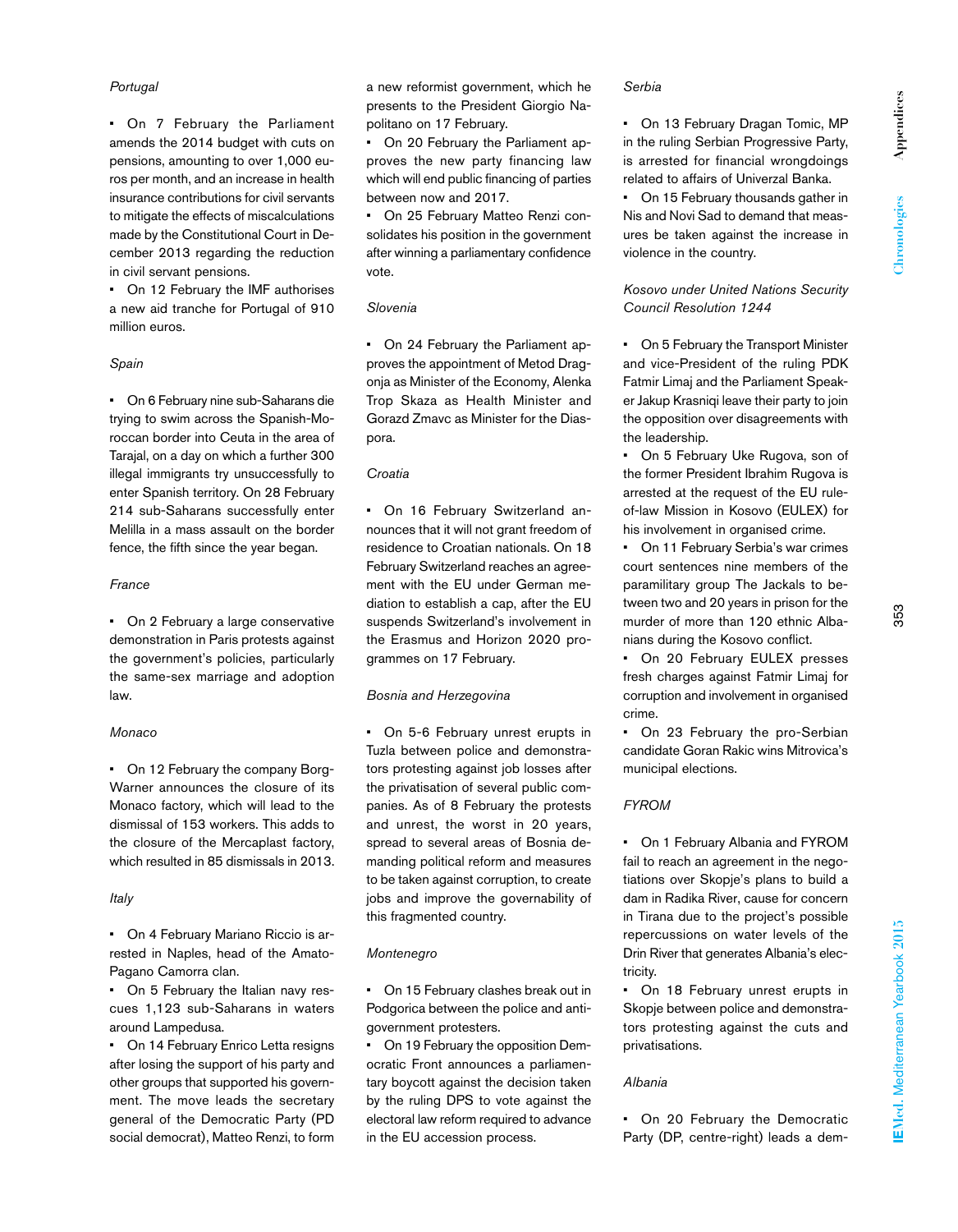*Portugal*

- On 7 February the Parliament amends the 2014 budget with cuts on pensions, amounting to over 1,000 euros per month, and an increase in health insurance contributions for civil servants to mitigate the effects of miscalculations made by the Constitutional Court in December 2013 regarding the reduction in civil servant pensions.
- On 12 February the IMF authorises a new aid tranche for Portugal of 910 million euros.

*Spain*

- On 6 February nine sub-Saharans die trying to swim across the Spanish-Moroccan border into Ceuta in the area of Tarajal, on a day on which a further 300 illegal immigrants try unsuccessfully to enter Spanish territory. On 28 February 214 sub-Saharans successfully enter Melilla in a mass assault on the border fence, the fifth since the year began.

*France*

- On 2 February a large conservative demonstration in Paris protests against the government's policies, particularly the same-sex marriage and adoption law.

*Monaco*

- On 12 February the company BorgWarner announces the closure of its Monaco factory, which will lead to the dismissal of 153 workers. This adds to the closure of the Mercaplast factory, which resulted in 85 dismissals in 2013.

*Italy*

- On 4 February Mariano Riccio is arrested in Naples, head of the Amato-Pagano Camorra clan.
- On 5 February the Italian navy rescues 1,123 sub-Saharans in waters around Lampedusa.
- On 14 February Enrico Letta resigns after losing the support of his party and other groups that supported his government. The move leads the secretary general of the Democratic Party (PD social democrat), Matteo Renzi, to form a new reformist government, which he presents to the President Giorgio Napolitano on 17 February.
- On 20 February the Parliament approves the new party financing law which will end public financing of parties between now and 2017.
- On 25 February Matteo Renzi consolidates his position in the government after winning a parliamentary confidence vote.

*Slovenia*

- On 24 February the Parliament approves the appointment of Metod Dragonja as Minister of the Economy, Alenka Trop Skaza as Health Minister and Gorazd Zmavc as Minister for the Diaspora.

*Croatia*

- On 16 February Switzerland announces that it will not grant freedom of residence to Croatian nationals. On 18 February Switzerland reaches an agreement with the EU under German mediation to establish a cap, after the EU suspends Switzerland's involvement in the Erasmus and Horizon 2020 programmes on 17 February.

*Bosnia and Herzegovina*

- On 5-6 February unrest erupts in Tuzla between police and demonstrators protesting against job losses after the privatisation of several public companies. As of 8 February the protests and unrest, the worst in 20 years, spread to several areas of Bosnia demanding political reform and measures to be taken against corruption, to create jobs and improve the governability of this fragmented country.

*Montenegro*

- On 15 February clashes break out in Podgorica between the police and anti-government protesters.
- On 19 February the opposition Democratic Front announces a parliamentary boycott against the decision taken by the ruling DPS to vote against the electoral law reform required to advance in the EU accession process.

*Serbia*

- On 13 February Dragan Tomic, MP in the ruling Serbian Progressive Party, is arrested for financial wrongdoings related to affairs of Univerzal Banka.
- On 15 February thousands gather in Nis and Novi Sad to demand that measures be taken against the increase in violence in the country.

*Kosovo under United Nations Security Council Resolution 1244*

- On 5 February the Transport Minister and vice-President of the ruling PDK Fatmir Limaj and the Parliament Speaker Jakup Krasniqi leave their party to join the opposition over disagreements with the leadership.
- On 5 February Uke Rugova, son of the former President Ibrahim Rugova is arrested at the request of the EU rule-of-law Mission in Kosovo (EULEX) for his involvement in organised crime.
- On 11 February Serbia's war crimes court sentences nine members of the paramilitary group The Jackals to between two and 20 years in prison for the murder of more than 120 ethnic Albanians during the Kosovo conflict.
- On 20 February EULEX presses fresh charges against Fatmir Limaj for corruption and involvement in organised crime.
- On 23 February the pro-Serbian candidate Goran Rakic wins Mitrovica's municipal elections.

*FYROM*

- On 1 February Albania and FYROM fail to reach an agreement in the negotiations over Skopje's plans to build a dam in Radika River, cause for concern in Tirana due to the project's possible repercussions on water levels of the Drin River that generates Albania's electricity.
- On 18 February unrest erupts in Skopje between police and demonstrators protesting against the cuts and privatisations.

*Albania*

- On 20 February the Democratic Party (DP, centre-right) leads a dem-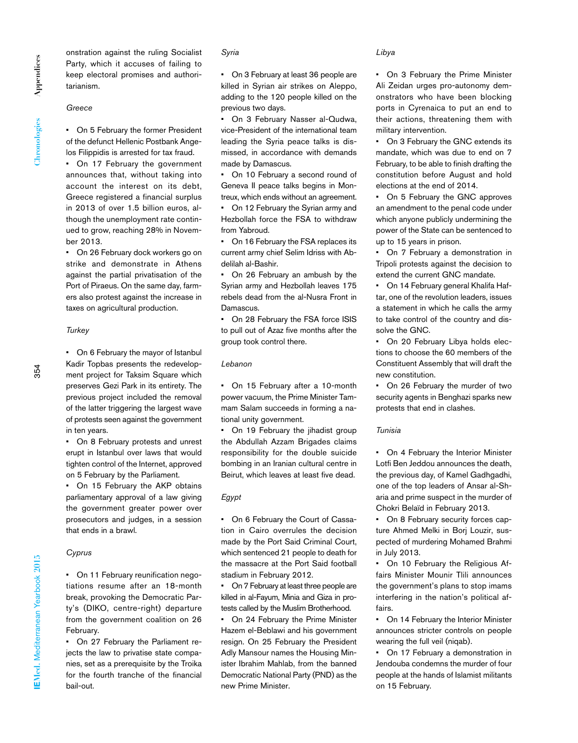onstration against the ruling Socialist Party, which it accuses of failing to keep electoral promises and authoritarianism.

*Greece*

- On 5 February the former President of the defunct Hellenic Postbank Angelos Filippidis is arrested for tax fraud.
- On 17 February the government announces that, without taking into account the interest on its debt, Greece registered a financial surplus in 2013 of over 1.5 billion euros, although the unemployment rate continued to grow, reaching 28% in November 2013.
- On 26 February dock workers go on strike and demonstrate in Athens against the partial privatisation of the Port of Piraeus. On the same day, farmers also protest against the increase in taxes on agricultural production.

*Turkey*

- On 6 February the mayor of Istanbul Kadir Topbas presents the redevelopment project for Taksim Square which preserves Gezi Park in its entirety. The previous project included the removal of the latter triggering the largest wave of protests seen against the government in ten years.
- On 8 February protests and unrest erupt in Istanbul over laws that would tighten control of the Internet, approved on 5 February by the Parliament.
- On 15 February the AKP obtains parliamentary approval of a law giving the government greater power over prosecutors and judges, in a session that ends in a brawl.

*Cyprus*

- On 11 February reunification negotiations resume after an 18-month break, provoking the Democratic Party's (DIKO, centre-right) departure from the government coalition on 26 February.
- On 27 February the Parliament rejects the law to privatise state companies, set as a prerequisite by the Troika for the fourth tranche of the financial bail-out.

*Syria*

- On 3 February at least 36 people are killed in Syrian air strikes on Aleppo, adding to the 120 people killed on the previous two days.
- On 3 February Nasser al-Qudwa, vice-President of the international team leading the Syria peace talks is dismissed, in accordance with demands made by Damascus.
- On 10 February a second round of Geneva II peace talks begins in Montreux, which ends without an agreement.
- On 12 February the Syrian army and Hezbollah force the FSA to withdraw from Yabroud.
- On 16 February the FSA replaces its current army chief Selim Idriss with Abdelilah al-Bashir.
- On 26 February an ambush by the Syrian army and Hezbollah leaves 175 rebels dead from the al-Nusra Front in Damascus.
- On 28 February the FSA force ISIS to pull out of Azaz five months after the group took control there.

*Lebanon*

- On 15 February after a 10-month power vacuum, the Prime Minister Tammam Salam succeeds in forming a national unity government.
- On 19 February the jihadist group the Abdullah Azzam Brigades claims responsibility for the double suicide bombing in an Iranian cultural centre in Beirut, which leaves at least five dead.

*Egypt*

- On 6 February the Court of Cassation in Cairo overrules the decision made by the Port Said Criminal Court, which sentenced 21 people to death for the massacre at the Port Said football stadium in February 2012.
- On 7 February at least three people are killed in al-Fayum, Minia and Giza in protests called by the Muslim Brotherhood.
- On 24 February the Prime Minister Hazem el-Beblawi and his government resign. On 25 February the President Adly Mansour names the Housing Minister Ibrahim Mahlab, from the banned Democratic National Party (PND) as the new Prime Minister.

*Libya*

- On 3 February the Prime Minister Ali Zeidan urges pro-autonomy demonstrators who have been blocking ports in Cyrenaica to put an end to their actions, threatening them with military intervention.
- On 3 February the GNC extends its mandate, which was due to end on 7 February, to be able to finish drafting the constitution before August and hold elections at the end of 2014.
- On 5 February the GNC approves an amendment to the penal code under which anyone publicly undermining the power of the State can be sentenced to up to 15 years in prison.
- On 7 February a demonstration in Tripoli protests against the decision to extend the current GNC mandate.
- On 14 February general Khalifa Haftar, one of the revolution leaders, issues a statement in which he calls the army to take control of the country and dissolve the GNC.
- On 20 February Libya holds elections to choose the 60 members of the Constituent Assembly that will draft the new constitution.
- On 26 February the murder of two security agents in Benghazi sparks new protests that end in clashes.

*Tunisia*

- On 4 February the Interior Minister Lotfi Ben Jeddou announces the death, the previous day, of Kamel Gadhgadhi, one of the top leaders of Ansar al-Sharia and prime suspect in the murder of Chokri Belaïd in February 2013.
- On 8 February security forces capture Ahmed Melki in Borj Louzir, suspected of murdering Mohamed Brahmi in July 2013.
- On 10 February the Religious Affairs Minister Mounir Tlili announces the government's plans to stop imams interfering in the nation's political affairs.
- On 14 February the Interior Minister announces stricter controls on people wearing the full veil (niqab).
- On 17 February a demonstration in Jendouba condemns the murder of four people at the hands of Islamist militants on 15 February.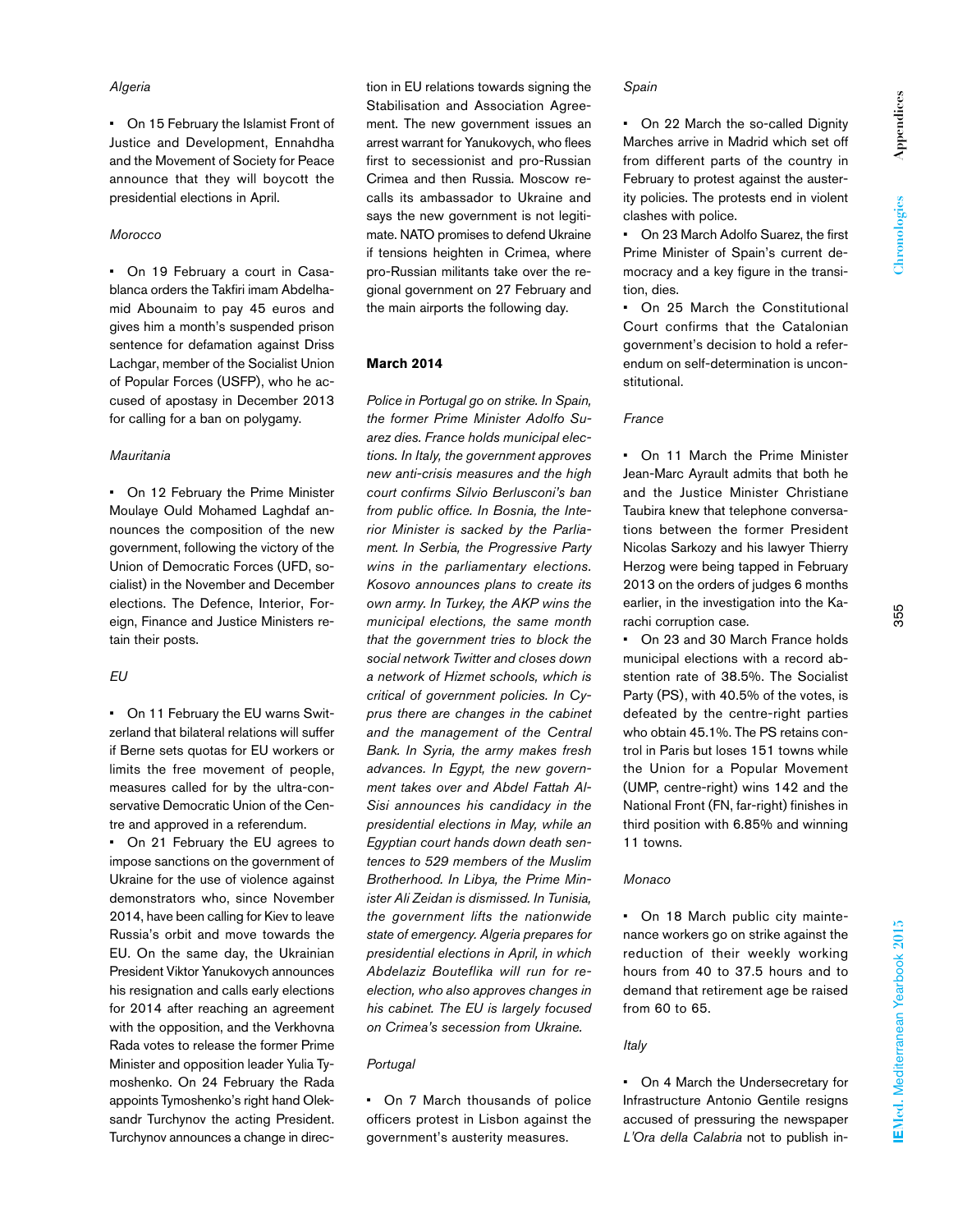*Algeria*

- On 15 February the Islamist Front of Justice and Development, Ennahdha and the Movement of Society for Peace announce that they will boycott the presidential elections in April.

*Morocco*

- On 19 February a court in Casablanca orders the Takfiri imam Abdelhamid Abounaim to pay 45 euros and gives him a month's suspended prison sentence for defamation against Driss Lachgar, member of the Socialist Union of Popular Forces (USFP), who he accused of apostasy in December 2013 for calling for a ban on polygamy.

*Mauritania*

- On 12 February the Prime Minister Moulaye Ould Mohamed Laghdaf announces the composition of the new government, following the victory of the Union of Democratic Forces (UFD, socialist) in the November and December elections. The Defence, Interior, Foreign, Finance and Justice Ministers retain their posts.

*EU*

- On 11 February the EU warns Switzerland that bilateral relations will suffer if Berne sets quotas for EU workers or limits the free movement of people, measures called for by the ultra-conservative Democratic Union of the Centre and approved in a referendum.
- On 21 February the EU agrees to impose sanctions on the government of Ukraine for the use of violence against demonstrators who, since November 2014, have been calling for Kiev to leave Russia's orbit and move towards the EU. On the same day, the Ukrainian President Viktor Yanukovych announces his resignation and calls early elections for 2014 after reaching an agreement with the opposition, and the Verkhovna Rada votes to release the former Prime Minister and opposition leader Yulia Tymoshenko. On 24 February the Rada appoints Tymoshenko's right hand Oleksandr Turchynov the acting President. Turchynov announces a change in direction in EU relations towards signing the Stabilisation and Association Agreement. The new government issues an arrest warrant for Yanukovych, who flees first to secessionist and pro-Russian Crimea and then Russia. Moscow recalls its ambassador to Ukraine and says the new government is not legitimate. NATO promises to defend Ukraine if tensions heighten in Crimea, where pro-Russian militants take over the regional government on 27 February and the main airports the following day.

**March 2014**

*Police in Portugal go on strike. In Spain, the former Prime Minister Adolfo Suarez dies. France holds municipal elections. In Italy, the government approves new anti-crisis measures and the high court confirms Silvio Berlusconi's ban from public office. In Bosnia, the Interior Minister is sacked by the Parliament. In Serbia, the Progressive Party wins in the parliamentary elections. Kosovo announces plans to create its own army. In Turkey, the AKP wins the municipal elections, the same month that the government tries to block the social network Twitter and closes down a network of Hizmet schools, which is critical of government policies. In Cyprus there are changes in the cabinet and the management of the Central Bank. In Syria, the army makes fresh advances. In Egypt, the new government takes over and Abdel Fattah Al-Sisi announces his candidacy in the presidential elections in May, while an Egyptian court hands down death sentences to 529 members of the Muslim Brotherhood. In Libya, the Prime Minister Ali Zeidan is dismissed. In Tunisia, the government lifts the nationwide state of emergency. Algeria prepares for presidential elections in April, in which Abdelaziz Bouteflika will run for reelection, who also approves changes in his cabinet. The EU is largely focused on Crimea's secession from Ukraine.*

*Portugal*

- On 7 March thousands of police officers protest in Lisbon against the government's austerity measures.

*Spain*

- On 22 March the so-called Dignity Marches arrive in Madrid which set off from different parts of the country in February to protest against the austerity policies. The protests end in violent clashes with police.
- On 23 March Adolfo Suarez, the first Prime Minister of Spain's current democracy and a key figure in the transition, dies.
- On 25 March the Constitutional Court confirms that the Catalonian government's decision to hold a referendum on self-determination is unconstitutional.

*France*

- On 11 March the Prime Minister Jean-Marc Ayrault admits that both he and the Justice Minister Christiane Taubira knew that telephone conversations between the former President Nicolas Sarkozy and his lawyer Thierry Herzog were being tapped in February 2013 on the orders of judges 6 months earlier, in the investigation into the Karachi corruption case.
- On 23 and 30 March France holds municipal elections with a record abstention rate of 38.5%. The Socialist Party (PS), with 40.5% of the votes, is defeated by the centre-right parties who obtain 45.1%. The PS retains control in Paris but loses 151 towns while the Union for a Popular Movement (UMP, centre-right) wins 142 and the National Front (FN, far-right) finishes in third position with 6.85% and winning 11 towns.

*Monaco*

- On 18 March public city maintenance workers go on strike against the reduction of their weekly working hours from 40 to 37.5 hours and to demand that retirement age be raised from 60 to 65.

*Italy*

- On 4 March the Undersecretary for Infrastructure Antonio Gentile resigns accused of pressuring the newspaper *L'Ora della Calabria* not to publish in-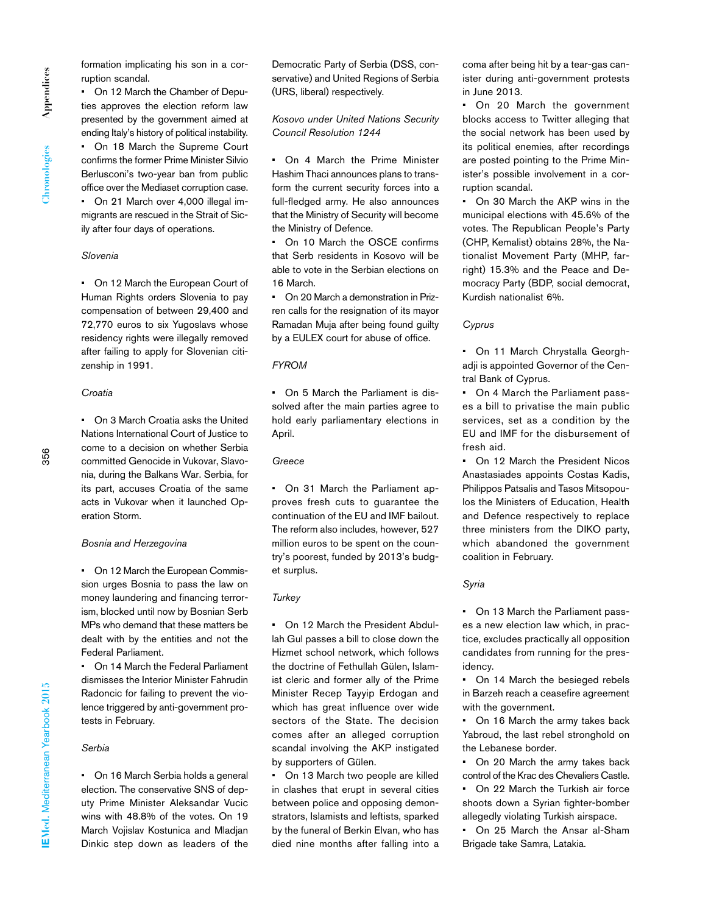formation implicating his son in a corruption scandal.

- On 12 March the Chamber of Deputies approves the election reform law presented by the government aimed at ending Italy's history of political instability.
- On 18 March the Supreme Court confirms the former Prime Minister Silvio Berlusconi's two-year ban from public office over the Mediaset corruption case.
- On 21 March over 4,000 illegal immigrants are rescued in the Strait of Sicily after four days of operations.

*Slovenia*

- On 12 March the European Court of Human Rights orders Slovenia to pay compensation of between 29,400 and 72,770 euros to six Yugoslavs whose residency rights were illegally removed after failing to apply for Slovenian citizenship in 1991.

*Croatia*

- On 3 March Croatia asks the United Nations International Court of Justice to come to a decision on whether Serbia committed Genocide in Vukovar, Slavonia, during the Balkans War. Serbia, for its part, accuses Croatia of the same acts in Vukovar when it launched Operation Storm.

*Bosnia and Herzegovina*

- On 12 March the European Commission urges Bosnia to pass the law on money laundering and financing terrorism, blocked until now by Bosnian Serb MPs who demand that these matters be dealt with by the entities and not the Federal Parliament.
- On 14 March the Federal Parliament dismisses the Interior Minister Fahrudin Radoncic for failing to prevent the violence triggered by anti-government protests in February.

*Serbia*

- On 16 March Serbia holds a general election. The conservative SNS of deputy Prime Minister Aleksandar Vucic wins with 48.8% of the votes. On 19 March Vojislav Kostunica and Mladjan Dinkic step down as leaders of the Democratic Party of Serbia (DSS, conservative) and United Regions of Serbia (URS, liberal) respectively.

*Kosovo under United Nations Security Council Resolution 1244*

- On 4 March the Prime Minister Hashim Thaci announces plans to transform the current security forces into a full-fledged army. He also announces that the Ministry of Security will become the Ministry of Defence.
- On 10 March the OSCE confirms that Serb residents in Kosovo will be able to vote in the Serbian elections on 16 March.
- On 20 March a demonstration in Prizren calls for the resignation of its mayor Ramadan Muja after being found guilty by a EULEX court for abuse of office.

*FYROM*

- On 5 March the Parliament is dissolved after the main parties agree to hold early parliamentary elections in April.

*Greece*

- On 31 March the Parliament approves fresh cuts to guarantee the continuation of the EU and IMF bailout. The reform also includes, however, 527 million euros to be spent on the country's poorest, funded by 2013's budget surplus.

*Turkey*

- On 12 March the President Abdullah Gul passes a bill to close down the Hizmet school network, which follows the doctrine of Fethullah Gülen, Islamist cleric and former ally of the Prime Minister Recep Tayyip Erdogan and which has great influence over wide sectors of the State. The decision comes after an alleged corruption scandal involving the AKP instigated by supporters of Gülen.
- On 13 March two people are killed in clashes that erupt in several cities between police and opposing demonstrators, Islamists and leftists, sparked by the funeral of Berkin Elvan, who has died nine months after falling into a coma after being hit by a tear-gas canister during anti-government protests in June 2013.
- On 20 March the government blocks access to Twitter alleging that the social network has been used by its political enemies, after recordings are posted pointing to the Prime Minister's possible involvement in a corruption scandal.
- On 30 March the AKP wins in the municipal elections with 45.6% of the votes. The Republican People's Party (CHP, Kemalist) obtains 28%, the Nationalist Movement Party (MHP, far-right) 15.3% and the Peace and Democracy Party (BDP, social democrat, Kurdish nationalist 6%.

*Cyprus*

- On 11 March Chrystalla Georghadji is appointed Governor of the Central Bank of Cyprus.
- On 4 March the Parliament passes a bill to privatise the main public services, set as a condition by the EU and IMF for the disbursement of fresh aid.
- On 12 March the President Nicos Anastasiades appoints Costas Kadis, Philippos Patsalis and Tasos Mitsopoulos the Ministers of Education, Health and Defence respectively to replace three ministers from the DIKO party, which abandoned the government coalition in February.

*Syria*

- On 13 March the Parliament passes a new election law which, in practice, excludes practically all opposition candidates from running for the presidency.
- On 14 March the besieged rebels in Barzeh reach a ceasefire agreement with the government.
- On 16 March the army takes back Yabroud, the last rebel stronghold on the Lebanese border.
- On 20 March the army takes back control of the Krac des Chevaliers Castle.
- On 22 March the Turkish air force shoots down a Syrian fighter-bomber allegedly violating Turkish airspace.
- On 25 March the Ansar al-Sham Brigade take Samra, Latakia.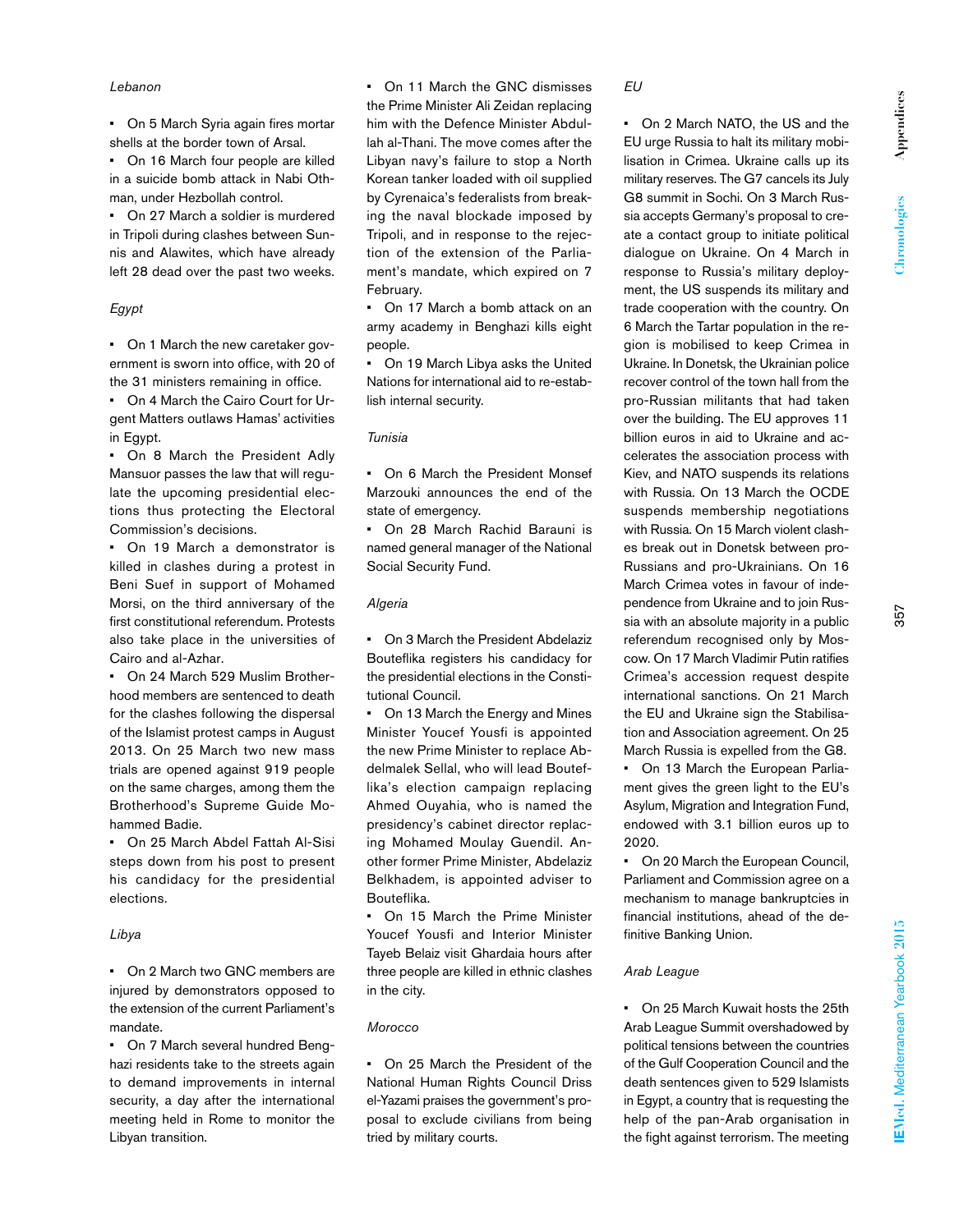*Lebanon*

- On 5 March Syria again fires mortar shells at the border town of Arsal.
- On 16 March four people are killed in a suicide bomb attack in Nabi Othman, under Hezbollah control.
- On 27 March a soldier is murdered in Tripoli during clashes between Sunnis and Alawites, which have already left 28 dead over the past two weeks.

*Egypt*

- On 1 March the new caretaker government is sworn into office, with 20 of the 31 ministers remaining in office.
- On 4 March the Cairo Court for Urgent Matters outlaws Hamas' activities in Egypt.
- On 8 March the President Adly Mansuor passes the law that will regulate the upcoming presidential elections thus protecting the Electoral Commission's decisions.
- On 19 March a demonstrator is killed in clashes during a protest in Beni Suef in support of Mohamed Morsi, on the third anniversary of the first constitutional referendum. Protests also take place in the universities of Cairo and al-Azhar.
- On 24 March 529 Muslim Brotherhood members are sentenced to death for the clashes following the dispersal of the Islamist protest camps in August 2013. On 25 March two new mass trials are opened against 919 people on the same charges, among them the Brotherhood's Supreme Guide Mohammed Badie.
- On 25 March Abdel Fattah Al-Sisi steps down from his post to present his candidacy for the presidential elections.

*Libya*

- On 2 March two GNC members are injured by demonstrators opposed to the extension of the current Parliament's mandate.
- On 7 March several hundred Benghazi residents take to the streets again to demand improvements in internal security, a day after the international meeting held in Rome to monitor the Libyan transition.
- On 11 March the GNC dismisses the Prime Minister Ali Zeidan replacing him with the Defence Minister Abdullah al-Thani. The move comes after the Libyan navy's failure to stop a North Korean tanker loaded with oil supplied by Cyrenaica's federalists from breaking the naval blockade imposed by Tripoli, and in response to the rejection of the extension of the Parliament's mandate, which expired on 7 February.
- On 17 March a bomb attack on an army academy in Benghazi kills eight people.
- On 19 March Libya asks the United Nations for international aid to re-establish internal security.

*Tunisia*

- On 6 March the President Monsef Marzouki announces the end of the state of emergency.
- On 28 March Rachid Barauni is named general manager of the National Social Security Fund.

*Algeria*

- On 3 March the President Abdelaziz Bouteflika registers his candidacy for the presidential elections in the Constitutional Council.
- On 13 March the Energy and Mines Minister Youcef Yousfi is appointed the new Prime Minister to replace Abdelmalek Sellal, who will lead Bouteflika's election campaign replacing Ahmed Ouyahia, who is named the presidency's cabinet director replacing Mohamed Moulay Guendil. Another former Prime Minister, Abdelaziz Belkhadem, is appointed adviser to Bouteflika.
- On 15 March the Prime Minister Youcef Yousfi and Interior Minister Tayeb Belaiz visit Ghardaia hours after three people are killed in ethnic clashes in the city.

*Morocco*

- On 25 March the President of the National Human Rights Council Driss el-Yazami praises the government's proposal to exclude civilians from being tried by military courts.

*EU*

- On 2 March NATO, the US and the EU urge Russia to halt its military mobilisation in Crimea. Ukraine calls up its military reserves. The G7 cancels its July G8 summit in Sochi. On 3 March Russia accepts Germany's proposal to create a contact group to initiate political dialogue on Ukraine. On 4 March in response to Russia's military deployment, the US suspends its military and trade cooperation with the country. On 6 March the Tartar population in the region is mobilised to keep Crimea in Ukraine. In Donetsk, the Ukrainian police recover control of the town hall from the pro-Russian militants that had taken over the building. The EU approves 11 billion euros in aid to Ukraine and accelerates the association process with Kiev, and NATO suspends its relations with Russia. On 13 March the OCDE suspends membership negotiations with Russia. On 15 March violent clashes break out in Donetsk between pro-Russians and pro-Ukrainians. On 16 March Crimea votes in favour of independence from Ukraine and to join Russia with an absolute majority in a public referendum recognised only by Moscow. On 17 March Vladimir Putin ratifies Crimea's accession request despite international sanctions. On 21 March the EU and Ukraine sign the Stabilisation and Association agreement. On 25 March Russia is expelled from the G8.
- On 13 March the European Parliament gives the green light to the EU's Asylum, Migration and Integration Fund, endowed with 3.1 billion euros up to 2020.
- On 20 March the European Council, Parliament and Commission agree on a mechanism to manage bankruptcies in financial institutions, ahead of the definitive Banking Union.

*Arab League*

- On 25 March Kuwait hosts the 25th Arab League Summit overshadowed by political tensions between the countries of the Gulf Cooperation Council and the death sentences given to 529 Islamists in Egypt, a country that is requesting the help of the pan-Arab organisation in the fight against terrorism. The meeting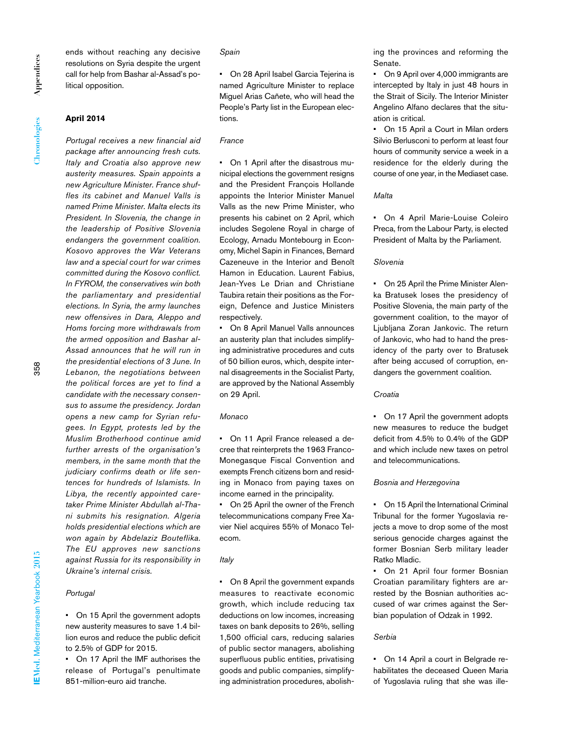ends without reaching any decisive resolutions on Syria despite the urgent call for help from Bashar al-Assad's political opposition.

## April 2014

*Portugal receives a new financial aid package after announcing fresh cuts. Italy and Croatia also approve new austerity measures. Spain appoints a new Agriculture Minister. France shuffles its cabinet and Manuel Valls is named Prime Minister. Malta elects its President. In Slovenia, the change in the leadership of Positive Slovenia endangers the government coalition. Kosovo approves the War Veterans law and a special court for war crimes committed during the Kosovo conflict. In FYROM, the conservatives win both the parliamentary and presidential elections. In Syria, the army launches new offensives in Dara, Aleppo and Homs forcing more withdrawals from the armed opposition and Bashar al-Assad announces that he will run in the presidential elections of 3 June. In Lebanon, the negotiations between the political forces are yet to find a candidate with the necessary consensus to assume the presidency. Jordan opens a new camp for Syrian refugees. In Egypt, protests led by the Muslim Brotherhood continue amid further arrests of the organisation's members, in the same month that the judiciary confirms death or life sentences for hundreds of Islamists. In Libya, the recently appointed caretaker Prime Minister Abdullah al-Thani submits his resignation. Algeria holds presidential elections which are won again by Abdelaziz Bouteflika. The EU approves new sanctions against Russia for its responsibility in Ukraine's internal crisis.*

*Portugal*

- On 15 April the government adopts new austerity measures to save 1.4 billion euros and reduce the public deficit to 2.5% of GDP for 2015.
- On 17 April the IMF authorises the release of Portugal's penultimate 851-million-euro aid tranche.

*Spain*

- On 28 April Isabel Garcia Tejerina is named Agriculture Minister to replace Miguel Arias Cañete, who will head the People's Party list in the European elections.

*France*

- On 1 April after the disastrous municipal elections the government resigns and the President François Hollande appoints the Interior Minister Manuel Valls as the new Prime Minister, who presents his cabinet on 2 April, which includes Segolene Royal in charge of Ecology, Arnadu Montebourg in Economy, Michel Sapin in Finances, Bernard Cazeneuve in the Interior and Benoît Hamon in Education. Laurent Fabius, Jean-Yves Le Drian and Christiane Taubira retain their positions as the Foreign, Defence and Justice Ministers respectively.
- On 8 April Manuel Valls announces an austerity plan that includes simplifying administrative procedures and cuts of 50 billion euros, which, despite internal disagreements in the Socialist Party, are approved by the National Assembly on 29 April.

*Monaco*

- On 11 April France released a decree that reinterprets the 1963 Franco-Monegasque Fiscal Convention and exempts French citizens born and residing in Monaco from paying taxes on income earned in the principality.
- On 25 April the owner of the French telecommunications company Free Xavier Niel acquires 55% of Monaco Telecom.

*Italy*

- On 8 April the government expands measures to reactivate economic growth, which include reducing tax deductions on low incomes, increasing taxes on bank deposits to 26%, selling 1,500 official cars, reducing salaries of public sector managers, abolishing superfluous public entities, privatising goods and public companies, simplifying administration procedures, abolishing the provinces and reforming the Senate.
- On 9 April over 4,000 immigrants are intercepted by Italy in just 48 hours in the Strait of Sicily. The Interior Minister Angelino Alfano declares that the situation is critical.
- On 15 April a Court in Milan orders Silvio Berlusconi to perform at least four hours of community service a week in a residence for the elderly during the course of one year, in the Mediaset case.

*Malta*

- On 4 April Marie-Louise Coleiro Preca, from the Labour Party, is elected President of Malta by the Parliament.

*Slovenia*

- On 25 April the Prime Minister Alenka Bratusek loses the presidency of Positive Slovenia, the main party of the government coalition, to the mayor of Ljubljana Zoran Jankovic. The return of Jankovic, who had to hand the presidency of the party over to Bratusek after being accused of corruption, endangers the government coalition.

*Croatia*

- On 17 April the government adopts new measures to reduce the budget deficit from 4.5% to 0.4% of the GDP and which include new taxes on petrol and telecommunications.

*Bosnia and Herzegovina*

- On 15 April the International Criminal Tribunal for the former Yugoslavia rejects a move to drop some of the most serious genocide charges against the former Bosnian Serb military leader Ratko Mladic.
- On 21 April four former Bosnian Croatian paramilitary fighters are arrested by the Bosnian authorities accused of war crimes against the Serbian population of Odzak in 1992.

*Serbia*

- On 14 April a court in Belgrade rehabilitates the deceased Queen Maria of Yugoslavia ruling that she was ille-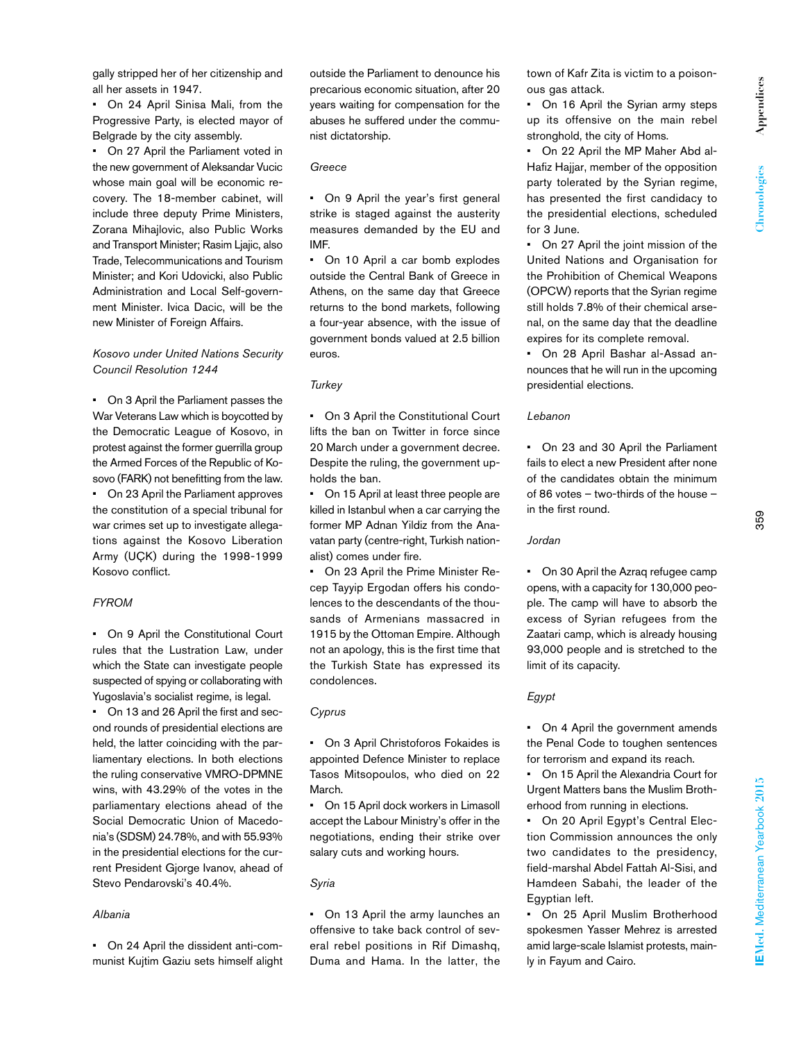gally stripped her of her citizenship and all her assets in 1947.

- On 24 April Sinisa Mali, from the Progressive Party, is elected mayor of Belgrade by the city assembly.
- On 27 April the Parliament voted in the new government of Aleksandar Vucic whose main goal will be economic recovery. The 18-member cabinet, will include three deputy Prime Ministers, Zorana Mihajlovic, also Public Works and Transport Minister; Rasim Ljajic, also Trade, Telecommunications and Tourism Minister; and Kori Udovicki, also Public Administration and Local Self-government Minister. Ivica Dacic, will be the new Minister of Foreign Affairs.

*Kosovo under United Nations Security Council Resolution 1244*

- On 3 April the Parliament passes the War Veterans Law which is boycotted by the Democratic League of Kosovo, in protest against the former guerrilla group the Armed Forces of the Republic of Kosovo (FARK) not benefitting from the law.
- On 23 April the Parliament approves the constitution of a special tribunal for war crimes set up to investigate allegations against the Kosovo Liberation Army (UÇK) during the 1998-1999 Kosovo conflict.

*FYROM*

- On 9 April the Constitutional Court rules that the Lustration Law, under which the State can investigate people suspected of spying or collaborating with Yugoslavia's socialist regime, is legal.
- On 13 and 26 April the first and second rounds of presidential elections are held, the latter coinciding with the parliamentary elections. In both elections the ruling conservative VMRO-DPMNE wins, with 43.29% of the votes in the parliamentary elections ahead of the Social Democratic Union of Macedonia's (SDSM) 24.78%, and with 55.93% in the presidential elections for the current President Gjorge Ivanov, ahead of Stevo Pendarovski's 40.4%.

*Albania*

- On 24 April the dissident anti-communist Kujtim Gaziu sets himself alight outside the Parliament to denounce his precarious economic situation, after 20 years waiting for compensation for the abuses he suffered under the communist dictatorship.

*Greece*

- On 9 April the year's first general strike is staged against the austerity measures demanded by the EU and IMF.
- On 10 April a car bomb explodes outside the Central Bank of Greece in Athens, on the same day that Greece returns to the bond markets, following a four-year absence, with the issue of government bonds valued at 2.5 billion euros.

*Turkey*

- On 3 April the Constitutional Court lifts the ban on Twitter in force since 20 March under a government decree. Despite the ruling, the government upholds the ban.
- On 15 April at least three people are killed in Istanbul when a car carrying the former MP Adnan Yildiz from the Anavatan party (centre-right, Turkish nationalist) comes under fire.
- On 23 April the Prime Minister Recep Tayyip Ergodan offers his condolences to the descendants of the thousands of Armenians massacred in 1915 by the Ottoman Empire. Although not an apology, this is the first time that the Turkish State has expressed its condolences.

*Cyprus*

- On 3 April Christoforos Fokaides is appointed Defence Minister to replace Tasos Mitsopoulos, who died on 22 March.
- On 15 April dock workers in Limasoll accept the Labour Ministry's offer in the negotiations, ending their strike over salary cuts and working hours.

*Syria*

- On 13 April the army launches an offensive to take back control of several rebel positions in Rif Dimashq, Duma and Hama. In the latter, the town of Kafr Zita is victim to a poisonous gas attack.
- On 16 April the Syrian army steps up its offensive on the main rebel stronghold, the city of Homs.
- On 22 April the MP Maher Abd al-Hafiz Hajjar, member of the opposition party tolerated by the Syrian regime, has presented the first candidacy to the presidential elections, scheduled for 3 June.
- On 27 April the joint mission of the United Nations and Organisation for the Prohibition of Chemical Weapons (OPCW) reports that the Syrian regime still holds 7.8% of their chemical arsenal, on the same day that the deadline expires for its complete removal.
- On 28 April Bashar al-Assad announces that he will run in the upcoming presidential elections.

*Lebanon*

- On 23 and 30 April the Parliament fails to elect a new President after none of the candidates obtain the minimum of 86 votes – two-thirds of the house – in the first round.

*Jordan*

- On 30 April the Azraq refugee camp opens, with a capacity for 130,000 people. The camp will have to absorb the excess of Syrian refugees from the Zaatari camp, which is already housing 93,000 people and is stretched to the limit of its capacity.

*Egypt*

- On 4 April the government amends the Penal Code to toughen sentences for terrorism and expand its reach.
- On 15 April the Alexandria Court for Urgent Matters bans the Muslim Brotherhood from running in elections.
- On 20 April Egypt's Central Election Commission announces the only two candidates to the presidency, field-marshal Abdel Fattah Al-Sisi, and Hamdeen Sabahi, the leader of the Egyptian left.
- On 25 April Muslim Brotherhood spokesmen Yasser Mehrez is arrested amid large-scale Islamist protests, mainly in Fayum and Cairo.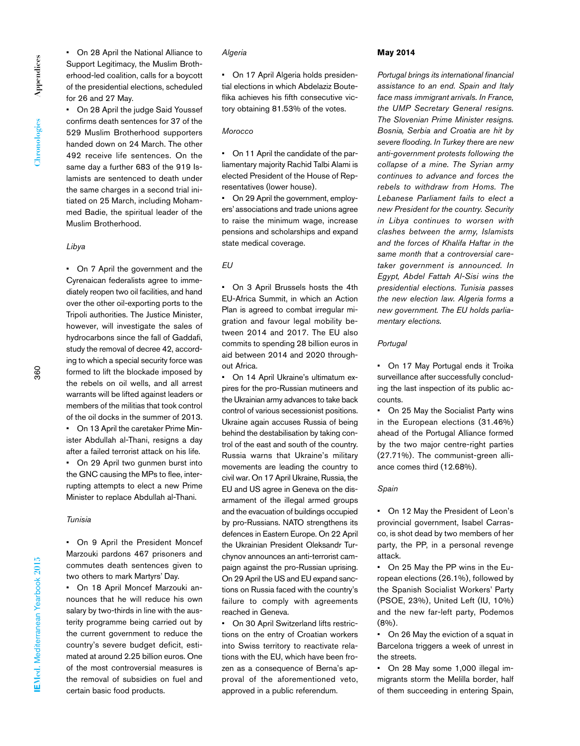- On 28 April the National Alliance to Support Legitimacy, the Muslim Brotherhood-led coalition, calls for a boycott of the presidential elections, scheduled for 26 and 27 May.
- On 28 April the judge Said Youssef confirms death sentences for 37 of the 529 Muslim Brotherhood supporters handed down on 24 March. The other 492 receive life sentences. On the same day a further 683 of the 919 Islamists are sentenced to death under the same charges in a second trial initiated on 25 March, including Mohammed Badie, the spiritual leader of the Muslim Brotherhood.

*Libya*

- On 7 April the government and the Cyrenaican federalists agree to immediately reopen two oil facilities, and hand over the other oil-exporting ports to the Tripoli authorities. The Justice Minister, however, will investigate the sales of hydrocarbons since the fall of Gaddafi, study the removal of decree 42, according to which a special security force was formed to lift the blockade imposed by the rebels on oil wells, and all arrest warrants will be lifted against leaders or members of the militias that took control of the oil docks in the summer of 2013.
- On 13 April the caretaker Prime Minister Abdullah al-Thani, resigns a day after a failed terrorist attack on his life.
- On 29 April two gunmen burst into the GNC causing the MPs to flee, interrupting attempts to elect a new Prime Minister to replace Abdullah al-Thani.

*Tunisia*

- On 9 April the President Moncef Marzouki pardons 467 prisoners and commutes death sentences given to two others to mark Martyrs' Day.
- On 18 April Moncef Marzouki announces that he will reduce his own salary by two-thirds in line with the austerity programme being carried out by the current government to reduce the country's severe budget deficit, estimated at around 2.25 billion euros. One of the most controversial measures is the removal of subsidies on fuel and certain basic food products.

*Algeria*

- On 17 April Algeria holds presidential elections in which Abdelaziz Bouteflika achieves his fifth consecutive victory obtaining 81.53% of the votes.

*Morocco*

- On 11 April the candidate of the parliamentary majority Rachid Talbi Alami is elected President of the House of Representatives (lower house).
- On 29 April the government, employers' associations and trade unions agree to raise the minimum wage, increase pensions and scholarships and expand state medical coverage.

*EU*

- On 3 April Brussels hosts the 4th EU-Africa Summit, in which an Action Plan is agreed to combat irregular migration and favour legal mobility between 2014 and 2017. The EU also commits to spending 28 billion euros in aid between 2014 and 2020 throughout Africa.
- On 14 April Ukraine's ultimatum expires for the pro-Russian mutineers and the Ukrainian army advances to take back control of various secessionist positions. Ukraine again accuses Russia of being behind the destabilisation by taking control of the east and south of the country. Russia warns that Ukraine's military movements are leading the country to civil war. On 17 April Ukraine, Russia, the EU and US agree in Geneva on the disarmament of the illegal armed groups and the evacuation of buildings occupied by pro-Russians. NATO strengthens its defences in Eastern Europe. On 22 April the Ukrainian President Oleksandr Turchynov announces an anti-terrorist campaign against the pro-Russian uprising. On 29 April the US and EU expand sanctions on Russia faced with the country's failure to comply with agreements reached in Geneva.
- On 30 April Switzerland lifts restrictions on the entry of Croatian workers into Swiss territory to reactivate relations with the EU, which have been frozen as a consequence of Berna's approval of the aforementioned veto, approved in a public referendum.

## May 2014

*Portugal brings its international financial assistance to an end. Spain and Italy face mass immigrant arrivals. In France, the UMP Secretary General resigns. The Slovenian Prime Minister resigns. Bosnia, Serbia and Croatia are hit by severe flooding. In Turkey there are new anti-government protests following the collapse of a mine. The Syrian army continues to advance and forces the rebels to withdraw from Homs. The Lebanese Parliament fails to elect a new President for the country. Security in Libya continues to worsen with clashes between the army, Islamists and the forces of Khalifa Haftar in the same month that a controversial caretaker government is announced. In Egypt, Abdel Fattah Al-Sisi wins the presidential elections. Tunisia passes the new election law. Algeria forms a new government. The EU holds parliamentary elections.*

*Portugal*

- On 17 May Portugal ends it Troika surveillance after successfully concluding the last inspection of its public accounts.
- On 25 May the Socialist Party wins in the European elections (31.46%) ahead of the Portugal Alliance formed by the two major centre-right parties (27.71%). The communist-green alliance comes third (12.68%).

*Spain*

- On 12 May the President of Leon's provincial government, Isabel Carrasco, is shot dead by two members of her party, the PP, in a personal revenge attack.
- On 25 May the PP wins in the European elections (26.1%), followed by the Spanish Socialist Workers' Party (PSOE, 23%), United Left (IU, 10%) and the new far-left party, Podemos (8%).
- On 26 May the eviction of a squat in Barcelona triggers a week of unrest in the streets.
- On 28 May some 1,000 illegal immigrants storm the Melilla border, half of them succeeding in entering Spain,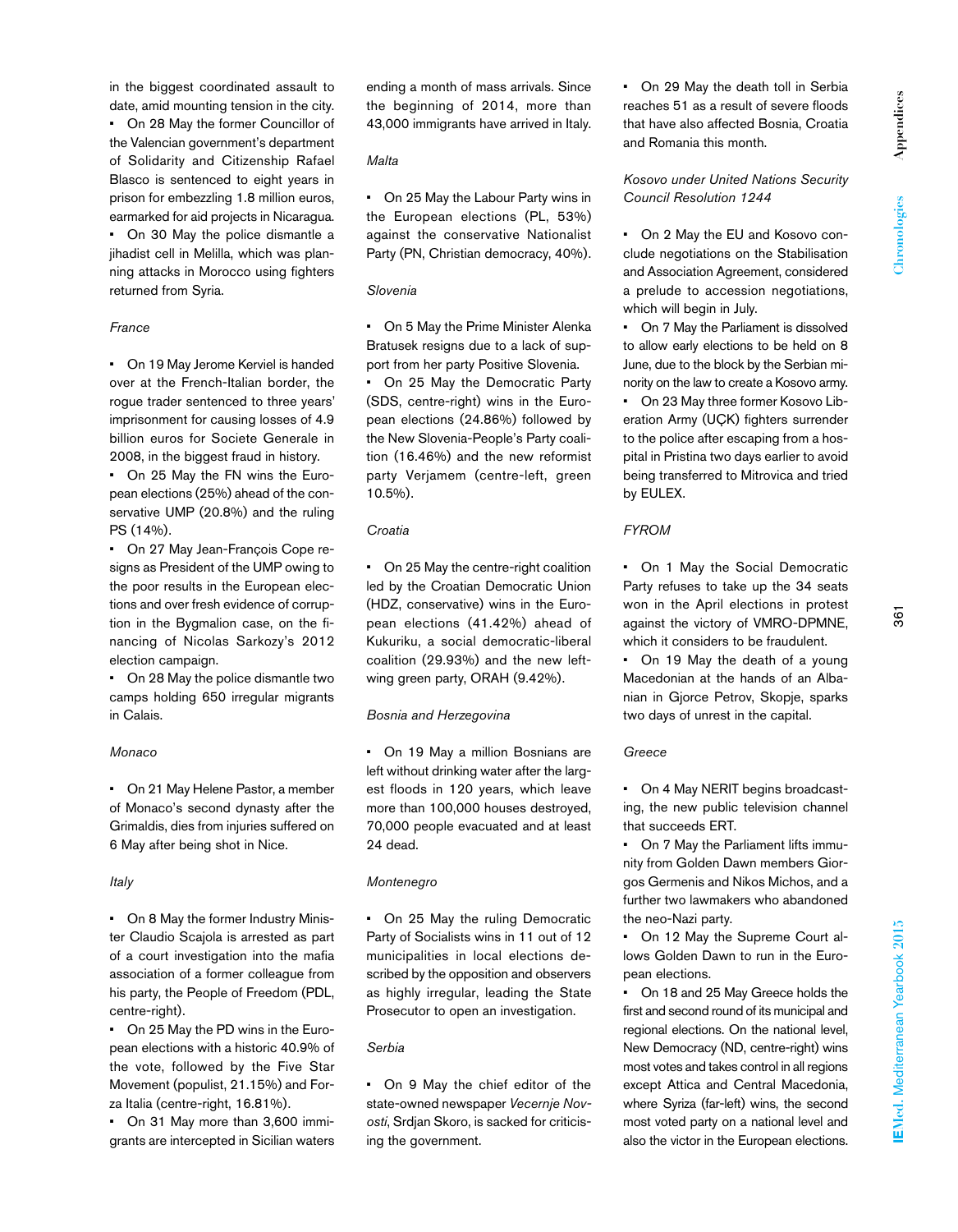in the biggest coordinated assault to date, amid mounting tension in the city.

- On 28 May the former Councillor of the Valencian government's department of Solidarity and Citizenship Rafael Blasco is sentenced to eight years in prison for embezzling 1.8 million euros, earmarked for aid projects in Nicaragua.
- On 30 May the police dismantle a jihadist cell in Melilla, which was planning attacks in Morocco using fighters returned from Syria.

*France*

- On 19 May Jerome Kerviel is handed over at the French-Italian border, the rogue trader sentenced to three years' imprisonment for causing losses of 4.9 billion euros for Societe Generale in 2008, in the biggest fraud in history.
- On 25 May the FN wins the European elections (25%) ahead of the conservative UMP (20.8%) and the ruling PS (14%).
- On 27 May Jean-François Cope resigns as President of the UMP owing to the poor results in the European elections and over fresh evidence of corruption in the Bygmalion case, on the financing of Nicolas Sarkozy's 2012 election campaign.
- On 28 May the police dismantle two camps holding 650 irregular migrants in Calais.

*Monaco*

- On 21 May Helene Pastor, a member of Monaco's second dynasty after the Grimaldis, dies from injuries suffered on 6 May after being shot in Nice.

*Italy*

- On 8 May the former Industry Minister Claudio Scajola is arrested as part of a court investigation into the mafia association of a former colleague from his party, the People of Freedom (PDL, centre-right).
- On 25 May the PD wins in the European elections with a historic 40.9% of the vote, followed by the Five Star Movement (populist, 21.15%) and Forza Italia (centre-right, 16.81%).
- On 31 May more than 3,600 immigrants are intercepted in Sicilian waters ending a month of mass arrivals. Since the beginning of 2014, more than 43,000 immigrants have arrived in Italy.

*Malta*

- On 25 May the Labour Party wins in the European elections (PL, 53%) against the conservative Nationalist Party (PN, Christian democracy, 40%).

*Slovenia*

- On 5 May the Prime Minister Alenka Bratusek resigns due to a lack of support from her party Positive Slovenia.
- On 25 May the Democratic Party (SDS, centre-right) wins in the European elections (24.86%) followed by the New Slovenia-People's Party coalition (16.46%) and the new reformist party Verjamem (centre-left, green 10.5%).

*Croatia*

- On 25 May the centre-right coalition led by the Croatian Democratic Union (HDZ, conservative) wins in the European elections (41.42%) ahead of Kukuriku, a social democratic-liberal coalition (29.93%) and the new left-wing green party, ORAH (9.42%).

*Bosnia and Herzegovina*

- On 19 May a million Bosnians are left without drinking water after the largest floods in 120 years, which leave more than 100,000 houses destroyed, 70,000 people evacuated and at least 24 dead.

*Montenegro*

- On 25 May the ruling Democratic Party of Socialists wins in 11 out of 12 municipalities in local elections described by the opposition and observers as highly irregular, leading the State Prosecutor to open an investigation.

*Serbia*

- On 9 May the chief editor of the state-owned newspaper *Vecernje Novosti*, Srdjan Skoro, is sacked for criticising the government.
- On 29 May the death toll in Serbia reaches 51 as a result of severe floods that have also affected Bosnia, Croatia and Romania this month.

*Kosovo under United Nations Security Council Resolution 1244*

- On 2 May the EU and Kosovo conclude negotiations on the Stabilisation and Association Agreement, considered a prelude to accession negotiations, which will begin in July.
- On 7 May the Parliament is dissolved to allow early elections to be held on 8 June, due to the block by the Serbian minority on the law to create a Kosovo army.
- On 23 May three former Kosovo Liberation Army (UÇK) fighters surrender to the police after escaping from a hospital in Pristina two days earlier to avoid being transferred to Mitrovica and tried by EULEX.

*FYROM*

- On 1 May the Social Democratic Party refuses to take up the 34 seats won in the April elections in protest against the victory of VMRO-DPMNE, which it considers to be fraudulent.
- On 19 May the death of a young Macedonian at the hands of an Albanian in Gjorce Petrov, Skopje, sparks two days of unrest in the capital.

*Greece*

- On 4 May NERIT begins broadcasting, the new public television channel that succeeds ERT.
- On 7 May the Parliament lifts immunity from Golden Dawn members Giorgos Germenis and Nikos Michos, and a further two lawmakers who abandoned the neo-Nazi party.
- On 12 May the Supreme Court allows Golden Dawn to run in the European elections.
- On 18 and 25 May Greece holds the first and second round of its municipal and regional elections. On the national level, New Democracy (ND, centre-right) wins most votes and takes control in all regions except Attica and Central Macedonia, where Syriza (far-left) wins, the second most voted party on a national level and also the victor in the European elections.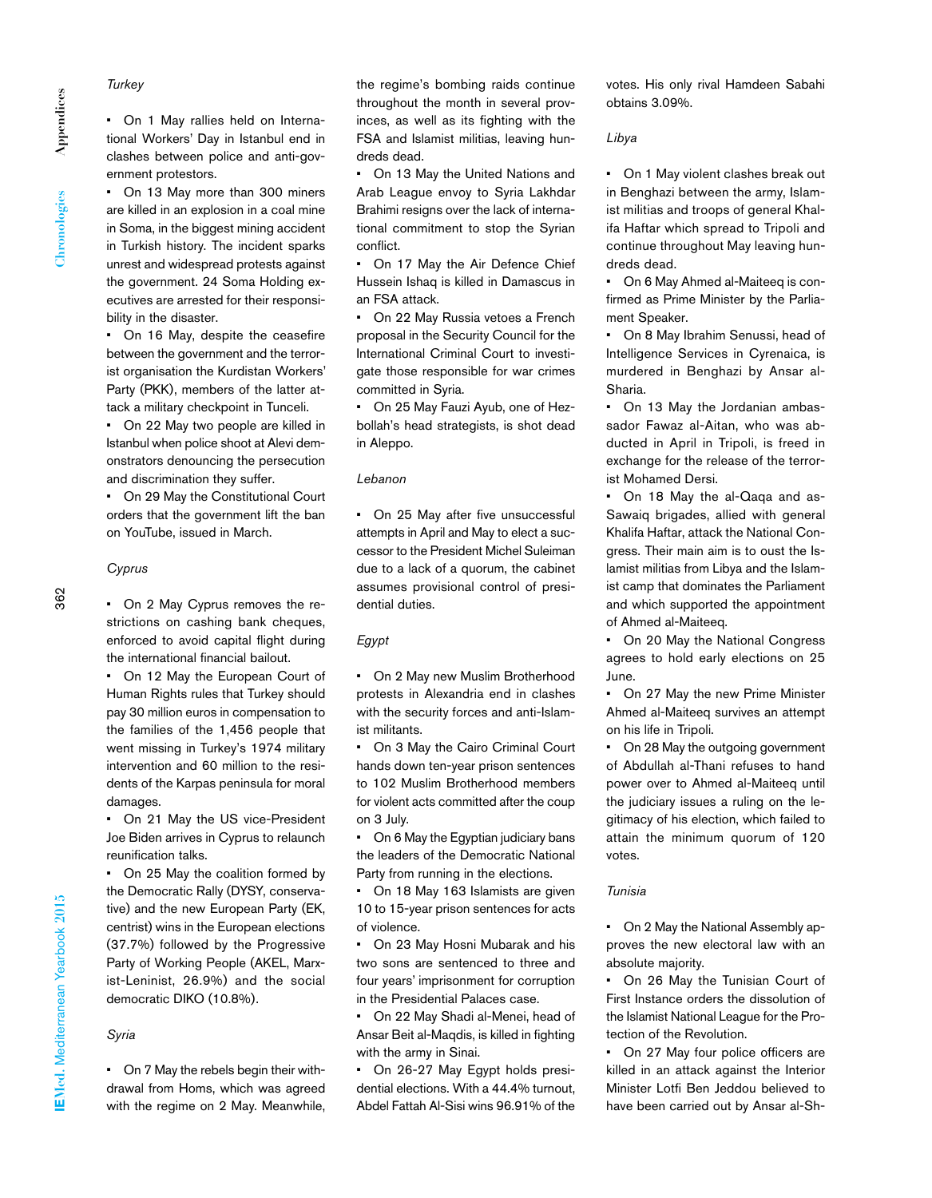*Turkey*

- On 1 May rallies held on International Workers' Day in Istanbul end in clashes between police and anti-government protestors.
- On 13 May more than 300 miners are killed in an explosion in a coal mine in Soma, in the biggest mining accident in Turkish history. The incident sparks unrest and widespread protests against the government. 24 Soma Holding executives are arrested for their responsibility in the disaster.
- On 16 May, despite the ceasefire between the government and the terrorist organisation the Kurdistan Workers' Party (PKK), members of the latter attack a military checkpoint in Tunceli.
- On 22 May two people are killed in Istanbul when police shoot at Alevi demonstrators denouncing the persecution and discrimination they suffer.
- On 29 May the Constitutional Court orders that the government lift the ban on YouTube, issued in March.

*Cyprus*

- On 2 May Cyprus removes the restrictions on cashing bank cheques, enforced to avoid capital flight during the international financial bailout.
- On 12 May the European Court of Human Rights rules that Turkey should pay 30 million euros in compensation to the families of the 1,456 people that went missing in Turkey's 1974 military intervention and 60 million to the residents of the Karpas peninsula for moral damages.
- On 21 May the US vice-President Joe Biden arrives in Cyprus to relaunch reunification talks.
- On 25 May the coalition formed by the Democratic Rally (DYSY, conservative) and the new European Party (EK, centrist) wins in the European elections (37.7%) followed by the Progressive Party of Working People (AKEL, Marxist-Leninist, 26.9%) and the social democratic DIKO (10.8%).

*Syria*

- On 7 May the rebels begin their withdrawal from Homs, which was agreed with the regime on 2 May. Meanwhile, the regime's bombing raids continue throughout the month in several provinces, as well as its fighting with the FSA and Islamist militias, leaving hundreds dead.
- On 13 May the United Nations and Arab League envoy to Syria Lakhdar Brahimi resigns over the lack of international commitment to stop the Syrian conflict.
- On 17 May the Air Defence Chief Hussein Ishaq is killed in Damascus in an FSA attack.
- On 22 May Russia vetoes a French proposal in the Security Council for the International Criminal Court to investigate those responsible for war crimes committed in Syria.
- On 25 May Fauzi Ayub, one of Hezbollah's head strategists, is shot dead in Aleppo.

*Lebanon*

- On 25 May after five unsuccessful attempts in April and May to elect a successor to the President Michel Suleiman due to a lack of a quorum, the cabinet assumes provisional control of presidential duties.

*Egypt*

- On 2 May new Muslim Brotherhood protests in Alexandria end in clashes with the security forces and anti-Islamist militants.
- On 3 May the Cairo Criminal Court hands down ten-year prison sentences to 102 Muslim Brotherhood members for violent acts committed after the coup on 3 July.
- On 6 May the Egyptian judiciary bans the leaders of the Democratic National Party from running in the elections.
- On 18 May 163 Islamists are given 10 to 15-year prison sentences for acts of violence.
- On 23 May Hosni Mubarak and his two sons are sentenced to three and four years' imprisonment for corruption in the Presidential Palaces case.
- On 22 May Shadi al-Menei, head of Ansar Beit al-Maqdis, is killed in fighting with the army in Sinai.
- On 26-27 May Egypt holds presidential elections. With a 44.4% turnout, Abdel Fattah Al-Sisi wins 96.91% of the votes. His only rival Hamdeen Sabahi obtains 3.09%.

*Libya*

- On 1 May violent clashes break out in Benghazi between the army, Islamist militias and troops of general Khalifa Haftar which spread to Tripoli and continue throughout May leaving hundreds dead.
- On 6 May Ahmed al-Maiteeq is confirmed as Prime Minister by the Parliament Speaker.
- On 8 May Ibrahim Senussi, head of Intelligence Services in Cyrenaica, is murdered in Benghazi by Ansar al-Sharia.
- On 13 May the Jordanian ambassador Fawaz al-Aitan, who was abducted in April in Tripoli, is freed in exchange for the release of the terrorist Mohamed Dersi.
- On 18 May the al-Qaqa and as-Sawaiq brigades, allied with general Khalifa Haftar, attack the National Congress. Their main aim is to oust the Islamist militias from Libya and the Islamist camp that dominates the Parliament and which supported the appointment of Ahmed al-Maiteeq.
- On 20 May the National Congress agrees to hold early elections on 25 June.
- On 27 May the new Prime Minister Ahmed al-Maiteeq survives an attempt on his life in Tripoli.
- On 28 May the outgoing government of Abdullah al-Thani refuses to hand power over to Ahmed al-Maiteeq until the judiciary issues a ruling on the legitimacy of his election, which failed to attain the minimum quorum of 120 votes.

*Tunisia*

- On 2 May the National Assembly approves the new electoral law with an absolute majority.
- On 26 May the Tunisian Court of First Instance orders the dissolution of the Islamist National League for the Protection of the Revolution.
- On 27 May four police officers are killed in an attack against the Interior Minister Lotfi Ben Jeddou believed to have been carried out by Ansar al-Sh-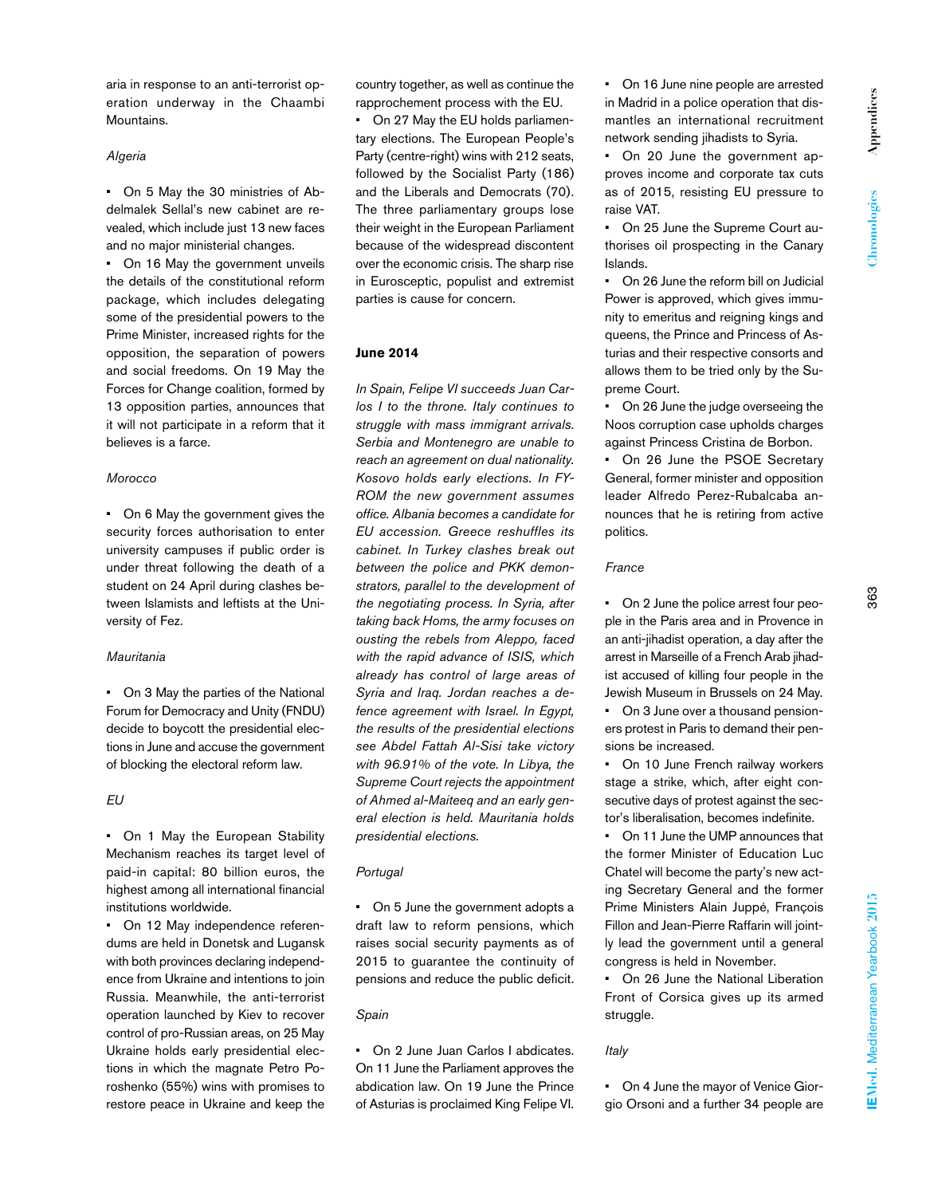aria in response to an anti-terrorist operation underway in the Chaambi Mountains.

*Algeria*

- On 5 May the 30 ministries of Abdelmalek Sellal's new cabinet are revealed, which include just 13 new faces and no major ministerial changes.
- On 16 May the government unveils the details of the constitutional reform package, which includes delegating some of the presidential powers to the Prime Minister, increased rights for the opposition, the separation of powers and social freedoms. On 19 May the Forces for Change coalition, formed by 13 opposition parties, announces that it will not participate in a reform that it believes is a farce.

*Morocco*

- On 6 May the government gives the security forces authorisation to enter university campuses if public order is under threat following the death of a student on 24 April during clashes between Islamists and leftists at the University of Fez.

*Mauritania*

- On 3 May the parties of the National Forum for Democracy and Unity (FNDU) decide to boycott the presidential elections in June and accuse the government of blocking the electoral reform law.

*EU*

- On 1 May the European Stability Mechanism reaches its target level of paid-in capital: 80 billion euros, the highest among all international financial institutions worldwide.
- On 12 May independence referendums are held in Donetsk and Lugansk with both provinces declaring independence from Ukraine and intentions to join Russia. Meanwhile, the anti-terrorist operation launched by Kiev to recover control of pro-Russian areas, on 25 May Ukraine holds early presidential elections in which the magnate Petro Poroshenko (55%) wins with promises to restore peace in Ukraine and keep the country together, as well as continue the rapprochement process with the EU.
- On 27 May the EU holds parliamentary elections. The European People's Party (centre-right) wins with 212 seats, followed by the Socialist Party (186) and the Liberals and Democrats (70). The three parliamentary groups lose their weight in the European Parliament because of the widespread discontent over the economic crisis. The sharp rise in Eurosceptic, populist and extremist parties is cause for concern.

## June 2014

*In Spain, Felipe VI succeeds Juan Carlos I to the throne. Italy continues to struggle with mass immigrant arrivals. Serbia and Montenegro are unable to reach an agreement on dual nationality. Kosovo holds early elections. In FYROM the new government assumes office. Albania becomes a candidate for EU accession. Greece reshuffles its cabinet. In Turkey clashes break out between the police and PKK demonstrators, parallel to the development of the negotiating process. In Syria, after taking back Homs, the army focuses on ousting the rebels from Aleppo, faced with the rapid advance of ISIS, which already has control of large areas of Syria and Iraq. Jordan reaches a defence agreement with Israel. In Egypt, the results of the presidential elections see Abdel Fattah Al-Sisi take victory with 96.91% of the vote. In Libya, the Supreme Court rejects the appointment of Ahmed al-Maiteeq and an early general election is held. Mauritania holds presidential elections.*

*Portugal*

- On 5 June the government adopts a draft law to reform pensions, which raises social security payments as of 2015 to guarantee the continuity of pensions and reduce the public deficit.

*Spain*

- On 2 June Juan Carlos I abdicates. On 11 June the Parliament approves the abdication law. On 19 June the Prince of Asturias is proclaimed King Felipe VI.
- On 16 June nine people are arrested in Madrid in a police operation that dismantles an international recruitment network sending jihadists to Syria.
- On 20 June the government approves income and corporate tax cuts as of 2015, resisting EU pressure to raise VAT.
- On 25 June the Supreme Court authorises oil prospecting in the Canary Islands.
- On 26 June the reform bill on Judicial Power is approved, which gives immunity to emeritus and reigning kings and queens, the Prince and Princess of Asturias and their respective consorts and allows them to be tried only by the Supreme Court.
- On 26 June the judge overseeing the Noos corruption case upholds charges against Princess Cristina de Borbon.
- On 26 June the PSOE Secretary General, former minister and opposition leader Alfredo Perez-Rubalcaba announces that he is retiring from active politics.

*France*

- On 2 June the police arrest four people in the Paris area and in Provence in an anti-jihadist operation, a day after the arrest in Marseille of a French Arab jihadist accused of killing four people in the Jewish Museum in Brussels on 24 May.
- On 3 June over a thousand pensioners protest in Paris to demand their pensions be increased.
- On 10 June French railway workers stage a strike, which, after eight consecutive days of protest against the sector's liberalisation, becomes indefinite.
- On 11 June the UMP announces that the former Minister of Education Luc Chatel will become the party's new acting Secretary General and the former Prime Ministers Alain Juppé, François Fillon and Jean-Pierre Raffarin will jointly lead the government until a general congress is held in November.
- On 26 June the National Liberation Front of Corsica gives up its armed struggle.

*Italy*

- On 4 June the mayor of Venice Giorgio Orsoni and a further 34 people are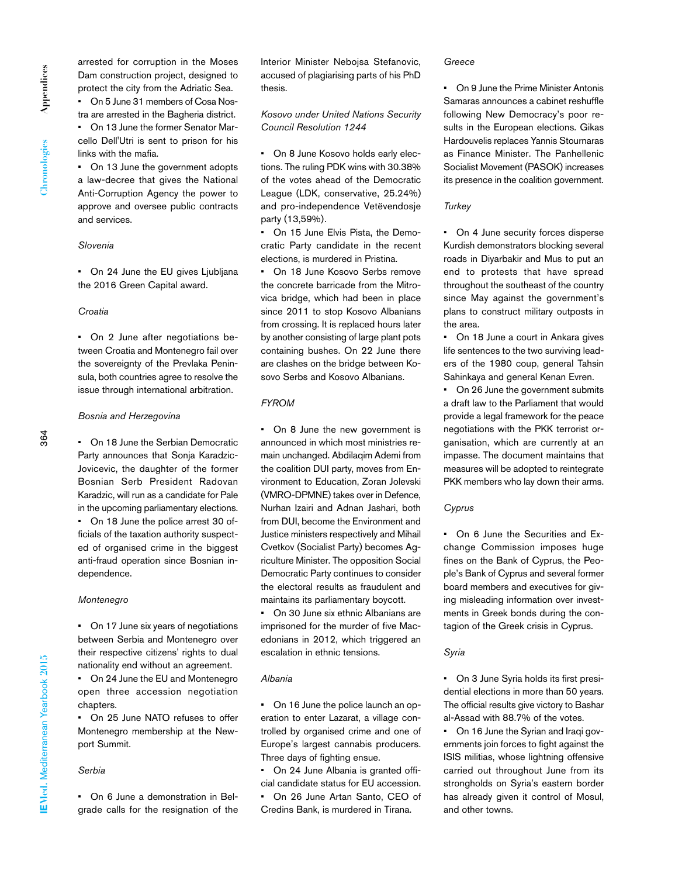arrested for corruption in the Moses Dam construction project, designed to protect the city from the Adriatic Sea.

- On 5 June 31 members of Cosa Nostra are arrested in the Bagheria district.
- On 13 June the former Senator Marcello Dell'Utri is sent to prison for his links with the mafia.
- On 13 June the government adopts a law-decree that gives the National Anti-Corruption Agency the power to approve and oversee public contracts and services.

*Slovenia*

- On 24 June the EU gives Ljubljana the 2016 Green Capital award.

*Croatia*

- On 2 June after negotiations between Croatia and Montenegro fail over the sovereignty of the Prevlaka Peninsula, both countries agree to resolve the issue through international arbitration.

*Bosnia and Herzegovina*

- On 18 June the Serbian Democratic Party announces that Sonja Karadzic-Jovicevic, the daughter of the former Bosnian Serb President Radovan Karadzic, will run as a candidate for Pale in the upcoming parliamentary elections.
- On 18 June the police arrest 30 officials of the taxation authority suspected of organised crime in the biggest anti-fraud operation since Bosnian independence.

*Montenegro*

- On 17 June six years of negotiations between Serbia and Montenegro over their respective citizens' rights to dual nationality end without an agreement.
- On 24 June the EU and Montenegro open three accession negotiation chapters.
- On 25 June NATO refuses to offer Montenegro membership at the Newport Summit.

*Serbia*

- On 6 June a demonstration in Belgrade calls for the resignation of the Interior Minister Nebojsa Stefanovic, accused of plagiarising parts of his PhD thesis.

*Kosovo under United Nations Security Council Resolution 1244*

- On 8 June Kosovo holds early elections. The ruling PDK wins with 30.38% of the votes ahead of the Democratic League (LDK, conservative, 25.24%) and pro-independence Vetëvendosje party (13,59%).
- On 15 June Elvis Pista, the Democratic Party candidate in the recent elections, is murdered in Pristina.
- On 18 June Kosovo Serbs remove the concrete barricade from the Mitrovica bridge, which had been in place since 2011 to stop Kosovo Albanians from crossing. It is replaced hours later by another consisting of large plant pots containing bushes. On 22 June there are clashes on the bridge between Kosovo Serbs and Kosovo Albanians.

*FYROM*

- On 8 June the new government is announced in which most ministries remain unchanged. Abdilaqim Ademi from the coalition DUI party, moves from Environment to Education, Zoran Jolevski (VMRO-DPMNE) takes over in Defence, Nurhan Izairi and Adnan Jashari, both from DUI, become the Environment and Justice ministers respectively and Mihail Cvetkov (Socialist Party) becomes Agriculture Minister. The opposition Social Democratic Party continues to consider the electoral results as fraudulent and maintains its parliamentary boycott.
- On 30 June six ethnic Albanians are imprisoned for the murder of five Macedonians in 2012, which triggered an escalation in ethnic tensions.

*Albania*

- On 16 June the police launch an operation to enter Lazarat, a village controlled by organised crime and one of Europe's largest cannabis producers. Three days of fighting ensue.
- On 24 June Albania is granted official candidate status for EU accession.
- On 26 June Artan Santo, CEO of Credins Bank, is murdered in Tirana.

*Greece*

- On 9 June the Prime Minister Antonis Samaras announces a cabinet reshuffle following New Democracy's poor results in the European elections. Gikas Hardouvelis replaces Yannis Stournaras as Finance Minister. The Panhellenic Socialist Movement (PASOK) increases its presence in the coalition government.

*Turkey*

- On 4 June security forces disperse Kurdish demonstrators blocking several roads in Diyarbakir and Mus to put an end to protests that have spread throughout the southeast of the country since May against the government's plans to construct military outposts in the area.
- On 18 June a court in Ankara gives life sentences to the two surviving leaders of the 1980 coup, general Tahsin Sahinkaya and general Kenan Evren.
- On 26 June the government submits a draft law to the Parliament that would provide a legal framework for the peace negotiations with the PKK terrorist organisation, which are currently at an impasse. The document maintains that measures will be adopted to reintegrate PKK members who lay down their arms.

*Cyprus*

- On 6 June the Securities and Exchange Commission imposes huge fines on the Bank of Cyprus, the People's Bank of Cyprus and several former board members and executives for giving misleading information over investments in Greek bonds during the contagion of the Greek crisis in Cyprus.

*Syria*

- On 3 June Syria holds its first presidential elections in more than 50 years. The official results give victory to Bashar al-Assad with 88.7% of the votes.
- On 16 June the Syrian and Iraqi governments join forces to fight against the ISIS militias, whose lightning offensive carried out throughout June from its strongholds on Syria's eastern border has already given it control of Mosul, and other towns.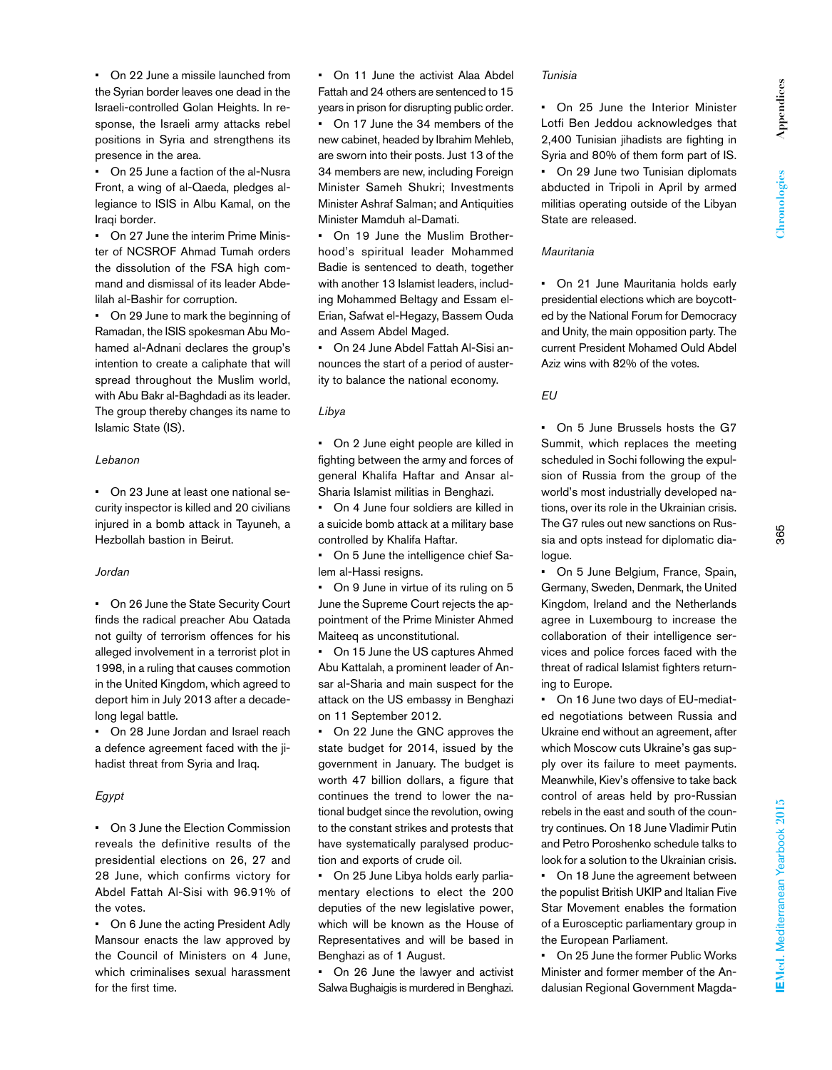- On 22 June a missile launched from the Syrian border leaves one dead in the Israeli-controlled Golan Heights. In response, the Israeli army attacks rebel positions in Syria and strengthens its presence in the area.
- On 25 June a faction of the al-Nusra Front, a wing of al-Qaeda, pledges allegiance to ISIS in Albu Kamal, on the Iraqi border.
- On 27 June the interim Prime Minister of NCSROF Ahmad Tumah orders the dissolution of the FSA high command and dismissal of its leader Abdelilah al-Bashir for corruption.
- On 29 June to mark the beginning of Ramadan, the ISIS spokesman Abu Mohamed al-Adnani declares the group's intention to create a caliphate that will spread throughout the Muslim world, with Abu Bakr al-Baghdadi as its leader. The group thereby changes its name to Islamic State (IS).

*Lebanon*

- On 23 June at least one national security inspector is killed and 20 civilians injured in a bomb attack in Tayuneh, a Hezbollah bastion in Beirut.

*Jordan*

- On 26 June the State Security Court finds the radical preacher Abu Qatada not guilty of terrorism offences for his alleged involvement in a terrorist plot in 1998, in a ruling that causes commotion in the United Kingdom, which agreed to deport him in July 2013 after a decade-long legal battle.
- On 28 June Jordan and Israel reach a defence agreement faced with the jihadist threat from Syria and Iraq.

*Egypt*

- On 3 June the Election Commission reveals the definitive results of the presidential elections on 26, 27 and 28 June, which confirms victory for Abdel Fattah Al-Sisi with 96.91% of the votes.
- On 6 June the acting President Adly Mansour enacts the law approved by the Council of Ministers on 4 June, which criminalises sexual harassment for the first time.
- On 11 June the activist Alaa Abdel Fattah and 24 others are sentenced to 15 years in prison for disrupting public order.
- On 17 June the 34 members of the new cabinet, headed by Ibrahim Mehleb, are sworn into their posts. Just 13 of the 34 members are new, including Foreign Minister Sameh Shukri; Investments Minister Ashraf Salman; and Antiquities Minister Mamduh al-Damati.
- On 19 June the Muslim Brotherhood's spiritual leader Mohammed Badie is sentenced to death, together with another 13 Islamist leaders, including Mohammed Beltagy and Essam el-Erian, Safwat el-Hegazy, Bassem Ouda and Assem Abdel Maged.
- On 24 June Abdel Fattah Al-Sisi announces the start of a period of austerity to balance the national economy.

*Libya*

- On 2 June eight people are killed in fighting between the army and forces of general Khalifa Haftar and Ansar al-Sharia Islamist militias in Benghazi.
- On 4 June four soldiers are killed in a suicide bomb attack at a military base controlled by Khalifa Haftar.
- On 5 June the intelligence chief Salem al-Hassi resigns.
- On 9 June in virtue of its ruling on 5 June the Supreme Court rejects the appointment of the Prime Minister Ahmed Maiteeq as unconstitutional.
- On 15 June the US captures Ahmed Abu Kattalah, a prominent leader of Ansar al-Sharia and main suspect for the attack on the US embassy in Benghazi on 11 September 2012.
- On 22 June the GNC approves the state budget for 2014, issued by the government in January. The budget is worth 47 billion dollars, a figure that continues the trend to lower the national budget since the revolution, owing to the constant strikes and protests that have systematically paralysed production and exports of crude oil.
- On 25 June Libya holds early parliamentary elections to elect the 200 deputies of the new legislative power, which will be known as the House of Representatives and will be based in Benghazi as of 1 August.
- On 26 June the lawyer and activist Salwa Bughaigis is murdered in Benghazi.

*Tunisia*

- On 25 June the Interior Minister Lotfi Ben Jeddou acknowledges that 2,400 Tunisian jihadists are fighting in Syria and 80% of them form part of IS.
- On 29 June two Tunisian diplomats abducted in Tripoli in April by armed militias operating outside of the Libyan State are released.

*Mauritania*

- On 21 June Mauritania holds early presidential elections which are boycotted by the National Forum for Democracy and Unity, the main opposition party. The current President Mohamed Ould Abdel Aziz wins with 82% of the votes.

*EU*

- On 5 June Brussels hosts the G7 Summit, which replaces the meeting scheduled in Sochi following the expulsion of Russia from the group of the world's most industrially developed nations, over its role in the Ukrainian crisis. The G7 rules out new sanctions on Russia and opts instead for diplomatic dialogue.
- On 5 June Belgium, France, Spain, Germany, Sweden, Denmark, the United Kingdom, Ireland and the Netherlands agree in Luxembourg to increase the collaboration of their intelligence services and police forces faced with the threat of radical Islamist fighters returning to Europe.
- On 16 June two days of EU-mediated negotiations between Russia and Ukraine end without an agreement, after which Moscow cuts Ukraine's gas supply over its failure to meet payments. Meanwhile, Kiev's offensive to take back control of areas held by pro-Russian rebels in the east and south of the country continues. On 18 June Vladimir Putin and Petro Poroshenko schedule talks to look for a solution to the Ukrainian crisis.
- On 18 June the agreement between the populist British UKIP and Italian Five Star Movement enables the formation of a Eurosceptic parliamentary group in the European Parliament.
- On 25 June the former Public Works Minister and former member of the Andalusian Regional Government Magda-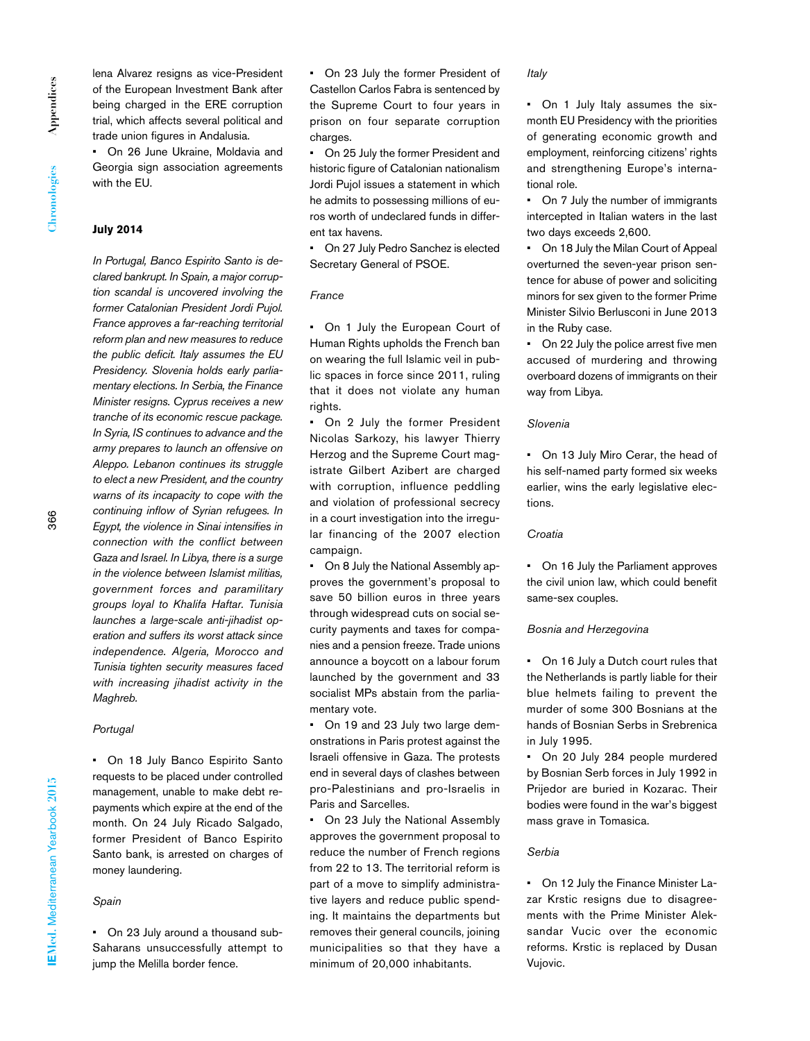lena Alvarez resigns as vice-President of the European Investment Bank after being charged in the ERE corruption trial, which affects several political and trade union figures in Andalusia.

- On 26 June Ukraine, Moldavia and Georgia sign association agreements with the EU.

## July 2014

*In Portugal, Banco Espirito Santo is declared bankrupt. In Spain, a major corruption scandal is uncovered involving the former Catalonian President Jordi Pujol. France approves a far-reaching territorial reform plan and new measures to reduce the public deficit. Italy assumes the EU Presidency. Slovenia holds early parliamentary elections. In Serbia, the Finance Minister resigns. Cyprus receives a new tranche of its economic rescue package. In Syria, IS continues to advance and the army prepares to launch an offensive on Aleppo. Lebanon continues its struggle to elect a new President, and the country warns of its incapacity to cope with the continuing inflow of Syrian refugees. In Egypt, the violence in Sinai intensifies in connection with the conflict between Gaza and Israel. In Libya, there is a surge in the violence between Islamist militias, government forces and paramilitary groups loyal to Khalifa Haftar. Tunisia launches a large-scale anti-jihadist operation and suffers its worst attack since independence. Algeria, Morocco and Tunisia tighten security measures faced with increasing jihadist activity in the Maghreb.*

### *Portugal*

- On 18 July Banco Espirito Santo requests to be placed under controlled management, unable to make debt repayments which expire at the end of the month. On 24 July Ricado Salgado, former President of Banco Espirito Santo bank, is arrested on charges of money laundering.

### *Spain*

- On 23 July around a thousand sub-Saharans unsuccessfully attempt to jump the Melilla border fence.
- On 23 July the former President of Castellon Carlos Fabra is sentenced by the Supreme Court to four years in prison on four separate corruption charges.
- On 25 July the former President and historic figure of Catalonian nationalism Jordi Pujol issues a statement in which he admits to possessing millions of euros worth of undeclared funds in different tax havens.
- On 27 July Pedro Sanchez is elected Secretary General of PSOE.

### *France*

- On 1 July the European Court of Human Rights upholds the French ban on wearing the full Islamic veil in public spaces in force since 2011, ruling that it does not violate any human rights.
- On 2 July the former President Nicolas Sarkozy, his lawyer Thierry Herzog and the Supreme Court magistrate Gilbert Azibert are charged with corruption, influence peddling and violation of professional secrecy in a court investigation into the irregular financing of the 2007 election campaign.
- On 8 July the National Assembly approves the government's proposal to save 50 billion euros in three years through widespread cuts on social security payments and taxes for companies and a pension freeze. Trade unions announce a boycott on a labour forum launched by the government and 33 socialist MPs abstain from the parliamentary vote.
- On 19 and 23 July two large demonstrations in Paris protest against the Israeli offensive in Gaza. The protests end in several days of clashes between pro-Palestinians and pro-Israelis in Paris and Sarcelles.
- On 23 July the National Assembly approves the government proposal to reduce the number of French regions from 22 to 13. The territorial reform is part of a move to simplify administrative layers and reduce public spending. It maintains the departments but removes their general councils, joining municipalities so that they have a minimum of 20,000 inhabitants.

### *Italy*

- On 1 July Italy assumes the six-month EU Presidency with the priorities of generating economic growth and employment, reinforcing citizens' rights and strengthening Europe's international role.
- On 7 July the number of immigrants intercepted in Italian waters in the last two days exceeds 2,600.
- On 18 July the Milan Court of Appeal overturned the seven-year prison sentence for abuse of power and soliciting minors for sex given to the former Prime Minister Silvio Berlusconi in June 2013 in the Ruby case.
- On 22 July the police arrest five men accused of murdering and throwing overboard dozens of immigrants on their way from Libya.

### *Slovenia*

- On 13 July Miro Cerar, the head of his self-named party formed six weeks earlier, wins the early legislative elections.

### *Croatia*

- On 16 July the Parliament approves the civil union law, which could benefit same-sex couples.

### *Bosnia and Herzegovina*

- On 16 July a Dutch court rules that the Netherlands is partly liable for their blue helmets failing to prevent the murder of some 300 Bosnians at the hands of Bosnian Serbs in Srebrenica in July 1995.
- On 20 July 284 people murdered by Bosnian Serb forces in July 1992 in Prijedor are buried in Kozarac. Their bodies were found in the war's biggest mass grave in Tomasica.

### *Serbia*

- On 12 July the Finance Minister Lazar Krstic resigns due to disagreements with the Prime Minister Aleksandar Vucic over the economic reforms. Krstic is replaced by Dusan Vujovic.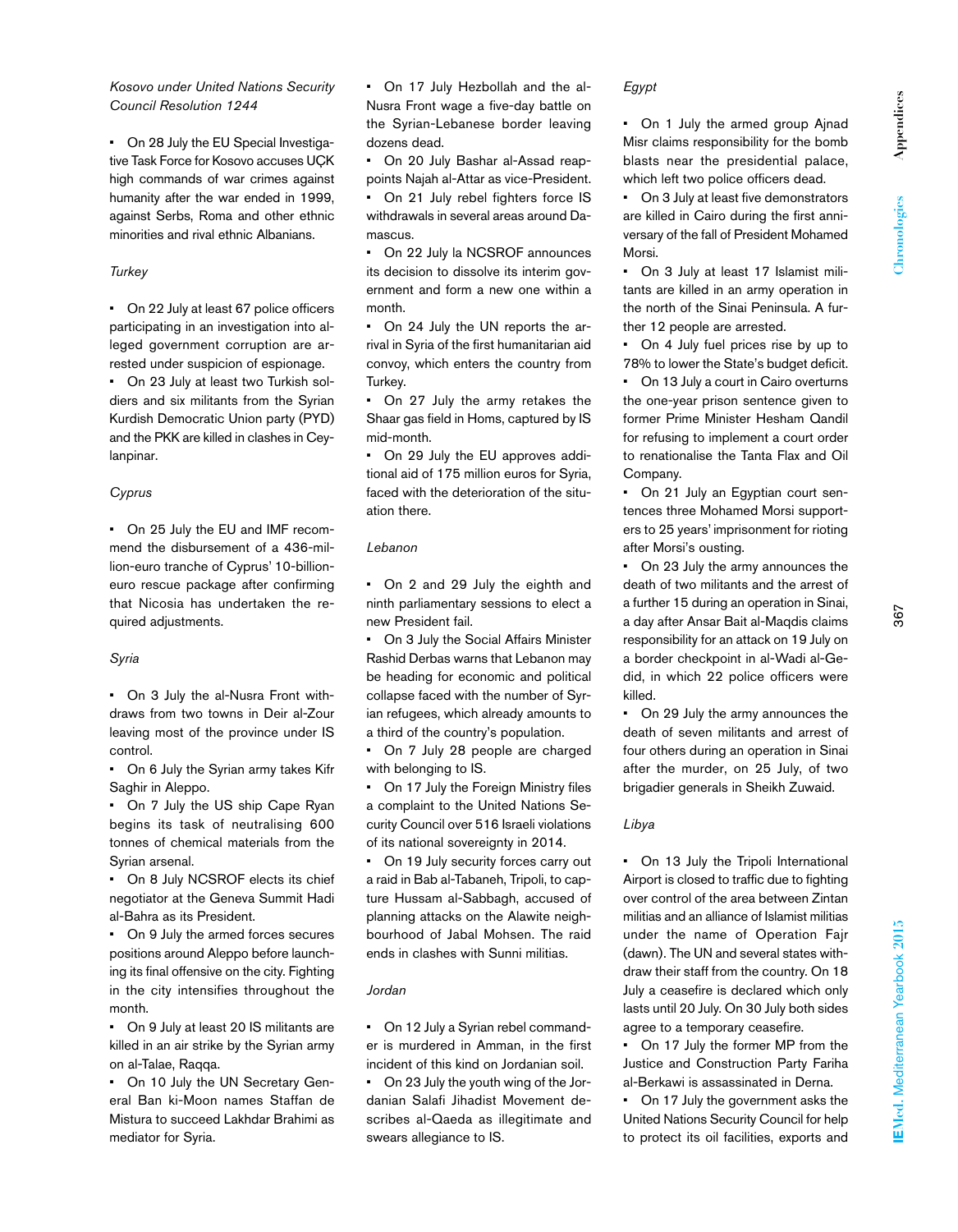*Kosovo under United Nations Security Council Resolution 1244*

- On 28 July the EU Special Investigative Task Force for Kosovo accuses UÇK high commands of war crimes against humanity after the war ended in 1999, against Serbs, Roma and other ethnic minorities and rival ethnic Albanians.

*Turkey*

- On 22 July at least 67 police officers participating in an investigation into alleged government corruption are arrested under suspicion of espionage.
- On 23 July at least two Turkish soldiers and six militants from the Syrian Kurdish Democratic Union party (PYD) and the PKK are killed in clashes in Ceylanpinar.

*Cyprus*

- On 25 July the EU and IMF recommend the disbursement of a 436-million-euro tranche of Cyprus' 10-billion-euro rescue package after confirming that Nicosia has undertaken the required adjustments.

*Syria*

- On 3 July the al-Nusra Front withdraws from two towns in Deir al-Zour leaving most of the province under IS control.
- On 6 July the Syrian army takes Kifr Saghir in Aleppo.
- On 7 July the US ship Cape Ryan begins its task of neutralising 600 tonnes of chemical materials from the Syrian arsenal.
- On 8 July NCSROF elects its chief negotiator at the Geneva Summit Hadi al-Bahra as its President.
- On 9 July the armed forces secures positions around Aleppo before launching its final offensive on the city. Fighting in the city intensifies throughout the month.
- On 9 July at least 20 IS militants are killed in an air strike by the Syrian army on al-Talae, Raqqa.
- On 10 July the UN Secretary General Ban ki-Moon names Staffan de Mistura to succeed Lakhdar Brahimi as mediator for Syria.
- On 17 July Hezbollah and the al-Nusra Front wage a five-day battle on the Syrian-Lebanese border leaving dozens dead.
- On 20 July Bashar al-Assad reappoints Najah al-Attar as vice-President.
- On 21 July rebel fighters force IS withdrawals in several areas around Damascus.
- On 22 July la NCSROF announces its decision to dissolve its interim government and form a new one within a month.
- On 24 July the UN reports the arrival in Syria of the first humanitarian aid convoy, which enters the country from Turkey.
- On 27 July the army retakes the Shaar gas field in Homs, captured by IS mid-month.
- On 29 July the EU approves additional aid of 175 million euros for Syria, faced with the deterioration of the situation there.

*Lebanon*

- On 2 and 29 July the eighth and ninth parliamentary sessions to elect a new President fail.
- On 3 July the Social Affairs Minister Rashid Derbas warns that Lebanon may be heading for economic and political collapse faced with the number of Syrian refugees, which already amounts to a third of the country's population.
- On 7 July 28 people are charged with belonging to IS.
- On 17 July the Foreign Ministry files a complaint to the United Nations Security Council over 516 Israeli violations of its national sovereignty in 2014.
- On 19 July security forces carry out a raid in Bab al-Tabaneh, Tripoli, to capture Hussam al-Sabbagh, accused of planning attacks on the Alawite neighbourhood of Jabal Mohsen. The raid ends in clashes with Sunni militias.

*Jordan*

- On 12 July a Syrian rebel commander is murdered in Amman, in the first incident of this kind on Jordanian soil.
- On 23 July the youth wing of the Jordanian Salafi Jihadist Movement describes al-Qaeda as illegitimate and swears allegiance to IS.

*Egypt*

- On 1 July the armed group Ajnad Misr claims responsibility for the bomb blasts near the presidential palace, which left two police officers dead.
- On 3 July at least five demonstrators are killed in Cairo during the first anniversary of the fall of President Mohamed Morsi.
- On 3 July at least 17 Islamist militants are killed in an army operation in the north of the Sinai Peninsula. A further 12 people are arrested.
- On 4 July fuel prices rise by up to 78% to lower the State's budget deficit.
- On 13 July a court in Cairo overturns the one-year prison sentence given to former Prime Minister Hesham Qandil for refusing to implement a court order to renationalise the Tanta Flax and Oil Company.
- On 21 July an Egyptian court sentences three Mohamed Morsi supporters to 25 years' imprisonment for rioting after Morsi's ousting.
- On 23 July the army announces the death of two militants and the arrest of a further 15 during an operation in Sinai, a day after Ansar Bait al-Maqdis claims responsibility for an attack on 19 July on a border checkpoint in al-Wadi al-Gedid, in which 22 police officers were killed.
- On 29 July the army announces the death of seven militants and arrest of four others during an operation in Sinai after the murder, on 25 July, of two brigadier generals in Sheikh Zuwaid.

*Libya*

- On 13 July the Tripoli International Airport is closed to traffic due to fighting over control of the area between Zintan militias and an alliance of Islamist militias under the name of Operation Fajr (dawn). The UN and several states withdraw their staff from the country. On 18 July a ceasefire is declared which only lasts until 20 July. On 30 July both sides agree to a temporary ceasefire.
- On 17 July the former MP from the Justice and Construction Party Fariha al-Berkawi is assassinated in Derna.
- On 17 July the government asks the United Nations Security Council for help to protect its oil facilities, exports and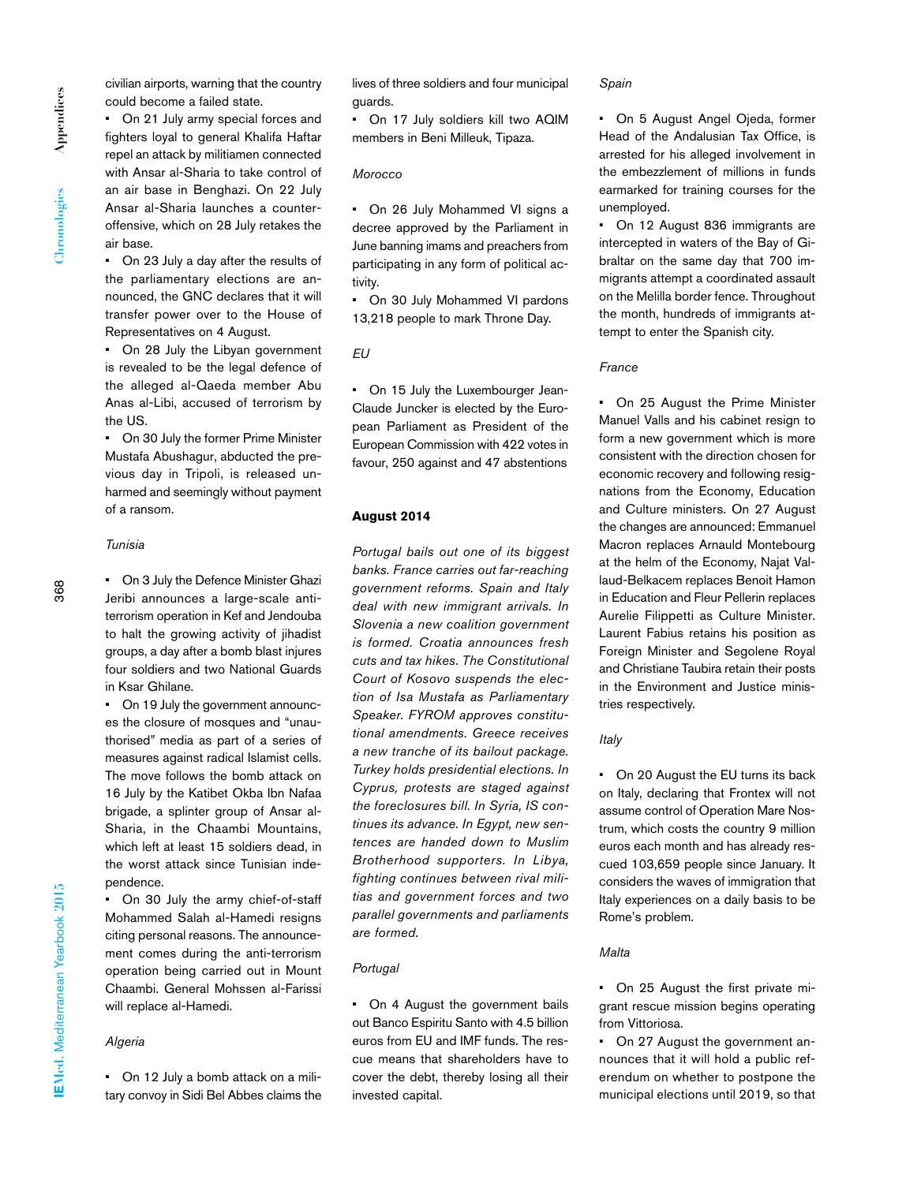civilian airports, warning that the country could become a failed state.

- On 21 July army special forces and fighters loyal to general Khalifa Haftar repel an attack by militiamen connected with Ansar al-Sharia to take control of an air base in Benghazi. On 22 July Ansar al-Sharia launches a counter-offensive, which on 28 July retakes the air base.
- On 23 July a day after the results of the parliamentary elections are announced, the GNC declares that it will transfer power over to the House of Representatives on 4 August.
- On 28 July the Libyan government is revealed to be the legal defence of the alleged al-Qaeda member Abu Anas al-Libi, accused of terrorism by the US.
- On 30 July the former Prime Minister Mustafa Abushagur, abducted the previous day in Tripoli, is released unharmed and seemingly without payment of a ransom.

*Tunisia*

- On 3 July the Defence Minister Ghazi Jeribi announces a large-scale anti-terrorism operation in Kef and Jendouba to halt the growing activity of jihadist groups, a day after a bomb blast injures four soldiers and two National Guards in Ksar Ghilane.
- On 19 July the government announces the closure of mosques and "unauthorised" media as part of a series of measures against radical Islamist cells. The move follows the bomb attack on 16 July by the Katibet Okba Ibn Nafaa brigade, a splinter group of Ansar al-Sharia, in the Chaambi Mountains, which left at least 15 soldiers dead, in the worst attack since Tunisian independence.
- On 30 July the army chief-of-staff Mohammed Salah al-Hamedi resigns citing personal reasons. The announcement comes during the anti-terrorism operation being carried out in Mount Chaambi. General Mohssen al-Farissi will replace al-Hamedi.

*Algeria*

- On 12 July a bomb attack on a military convoy in Sidi Bel Abbes claims the lives of three soldiers and four municipal guards.
- On 17 July soldiers kill two AQIM members in Beni Milleuk, Tipaza.

*Morocco*

- On 26 July Mohammed VI signs a decree approved by the Parliament in June banning imams and preachers from participating in any form of political activity.
- On 30 July Mohammed VI pardons 13,218 people to mark Throne Day.

*EU*

- On 15 July the Luxembourger Jean-Claude Juncker is elected by the European Parliament as President of the European Commission with 422 votes in favour, 250 against and 47 abstentions

**August 2014**

*Portugal bails out one of its biggest banks. France carries out far-reaching government reforms. Spain and Italy deal with new immigrant arrivals. In Slovenia a new coalition government is formed. Croatia announces fresh cuts and tax hikes. The Constitutional Court of Kosovo suspends the election of Isa Mustafa as Parliamentary Speaker. FYROM approves constitutional amendments. Greece receives a new tranche of its bailout package. Turkey holds presidential elections. In Cyprus, protests are staged against the foreclosures bill. In Syria, IS continues its advance. In Egypt, new sentences are handed down to Muslim Brotherhood supporters. In Libya, fighting continues between rival militias and government forces and two parallel governments and parliaments are formed.*

*Portugal*

- On 4 August the government bails out Banco Espiritu Santo with 4.5 billion euros from EU and IMF funds. The rescue means that shareholders have to cover the debt, thereby losing all their invested capital.

*Spain*

- On 5 August Angel Ojeda, former Head of the Andalusian Tax Office, is arrested for his alleged involvement in the embezzlement of millions in funds earmarked for training courses for the unemployed.
- On 12 August 836 immigrants are intercepted in waters of the Bay of Gibraltar on the same day that 700 immigrants attempt a coordinated assault on the Melilla border fence. Throughout the month, hundreds of immigrants attempt to enter the Spanish city.

*France*

- On 25 August the Prime Minister Manuel Valls and his cabinet resign to form a new government which is more consistent with the direction chosen for economic recovery and following resignations from the Economy, Education and Culture ministers. On 27 August the changes are announced: Emmanuel Macron replaces Arnauld Montebourg at the helm of the Economy, Najat Vallaud-Belkacem replaces Benoit Hamon in Education and Fleur Pellerin replaces Aurelie Filippetti as Culture Minister. Laurent Fabius retains his position as Foreign Minister and Segolene Royal and Christiane Taubira retain their posts in the Environment and Justice ministries respectively.

*Italy*

- On 20 August the EU turns its back on Italy, declaring that Frontex will not assume control of Operation Mare Nostrum, which costs the country 9 million euros each month and has already rescued 103,659 people since January. It considers the waves of immigration that Italy experiences on a daily basis to be Rome's problem.

*Malta*

- On 25 August the first private migrant rescue mission begins operating from Vittoriosa.
- On 27 August the government announces that it will hold a public referendum on whether to postpone the municipal elections until 2019, so that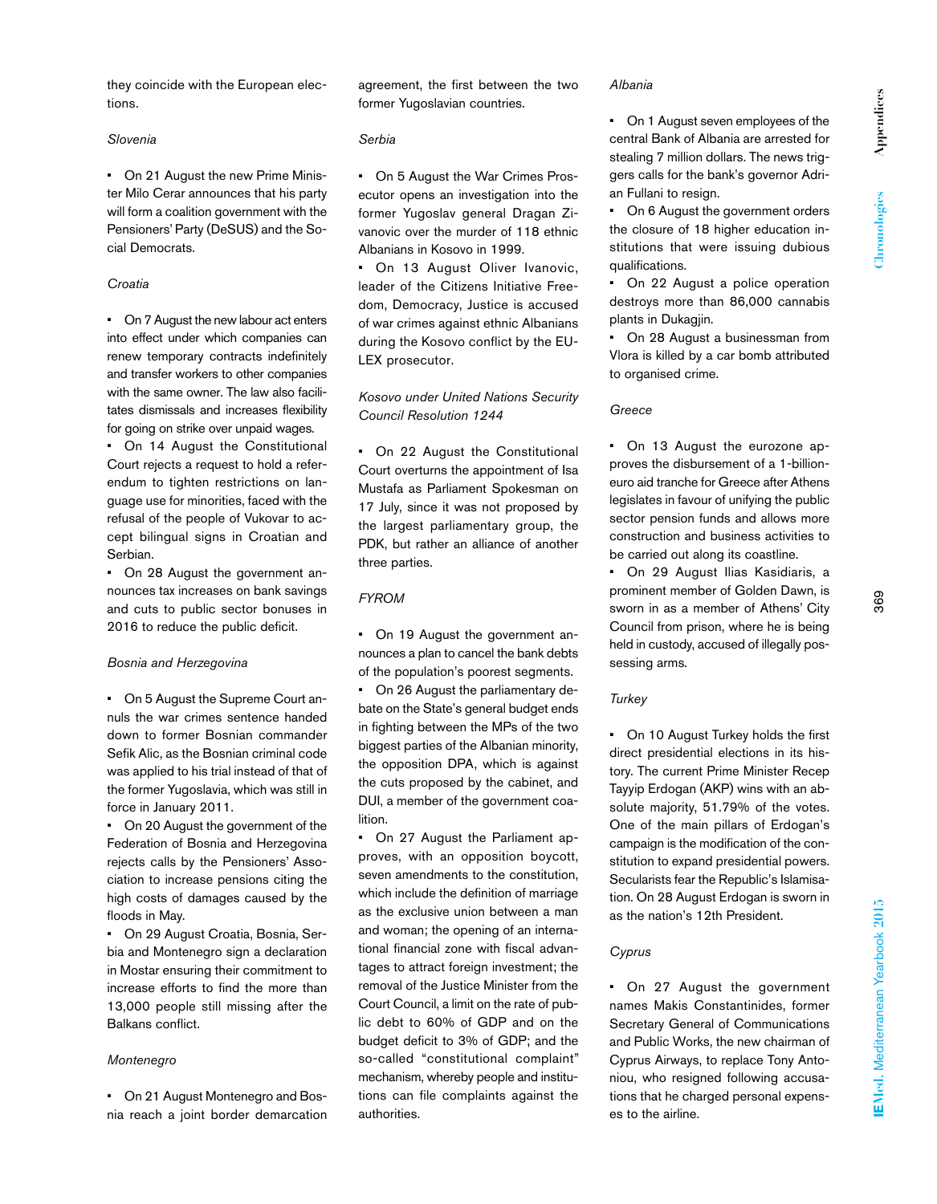they coincide with the European elections.

*Slovenia*

- On 21 August the new Prime Minister Milo Cerar announces that his party will form a coalition government with the Pensioners' Party (DeSUS) and the Social Democrats.

*Croatia*

- On 7 August the new labour act enters into effect under which companies can renew temporary contracts indefinitely and transfer workers to other companies with the same owner. The law also facilitates dismissals and increases flexibility for going on strike over unpaid wages.
- On 14 August the Constitutional Court rejects a request to hold a referendum to tighten restrictions on language use for minorities, faced with the refusal of the people of Vukovar to accept bilingual signs in Croatian and Serbian.
- On 28 August the government announces tax increases on bank savings and cuts to public sector bonuses in 2016 to reduce the public deficit.

*Bosnia and Herzegovina*

- On 5 August the Supreme Court annuls the war crimes sentence handed down to former Bosnian commander Sefik Alic, as the Bosnian criminal code was applied to his trial instead of that of the former Yugoslavia, which was still in force in January 2011.
- On 20 August the government of the Federation of Bosnia and Herzegovina rejects calls by the Pensioners' Association to increase pensions citing the high costs of damages caused by the floods in May.
- On 29 August Croatia, Bosnia, Serbia and Montenegro sign a declaration in Mostar ensuring their commitment to increase efforts to find the more than 13,000 people still missing after the Balkans conflict.

*Montenegro*

- On 21 August Montenegro and Bosnia reach a joint border demarcation agreement, the first between the two former Yugoslavian countries.

*Serbia*

- On 5 August the War Crimes Prosecutor opens an investigation into the former Yugoslav general Dragan Zivanovic over the murder of 118 ethnic Albanians in Kosovo in 1999.
- On 13 August Oliver Ivanovic, leader of the Citizens Initiative Freedom, Democracy, Justice is accused of war crimes against ethnic Albanians during the Kosovo conflict by the EULEX prosecutor.

*Kosovo under United Nations Security Council Resolution 1244*

- On 22 August the Constitutional Court overturns the appointment of Isa Mustafa as Parliament Spokesman on 17 July, since it was not proposed by the largest parliamentary group, the PDK, but rather an alliance of another three parties.

*FYROM*

- On 19 August the government announces a plan to cancel the bank debts of the population's poorest segments.
- On 26 August the parliamentary debate on the State's general budget ends in fighting between the MPs of the two biggest parties of the Albanian minority, the opposition DPA, which is against the cuts proposed by the cabinet, and DUI, a member of the government coalition.
- On 27 August the Parliament approves, with an opposition boycott, seven amendments to the constitution, which include the definition of marriage as the exclusive union between a man and woman; the opening of an international financial zone with fiscal advantages to attract foreign investment; the removal of the Justice Minister from the Court Council, a limit on the rate of public debt to 60% of GDP and on the budget deficit to 3% of GDP; and the so-called "constitutional complaint" mechanism, whereby people and institutions can file complaints against the authorities.

*Albania*

- On 1 August seven employees of the central Bank of Albania are arrested for stealing 7 million dollars. The news triggers calls for the bank's governor Adrian Fullani to resign.
- On 6 August the government orders the closure of 18 higher education institutions that were issuing dubious qualifications.
- On 22 August a police operation destroys more than 86,000 cannabis plants in Dukagjin.
- On 28 August a businessman from Vlora is killed by a car bomb attributed to organised crime.

*Greece*

- On 13 August the eurozone approves the disbursement of a 1-billion-euro aid tranche for Greece after Athens legislates in favour of unifying the public sector pension funds and allows more construction and business activities to be carried out along its coastline.
- On 29 August Ilias Kasidiaris, a prominent member of Golden Dawn, is sworn in as a member of Athens' City Council from prison, where he is being held in custody, accused of illegally possessing arms.

*Turkey*

- On 10 August Turkey holds the first direct presidential elections in its history. The current Prime Minister Recep Tayyip Erdogan (AKP) wins with an absolute majority, 51.79% of the votes. One of the main pillars of Erdogan's campaign is the modification of the constitution to expand presidential powers. Secularists fear the Republic's Islamisation. On 28 August Erdogan is sworn in as the nation's 12th President.

*Cyprus*

- On 27 August the government names Makis Constantinides, former Secretary General of Communications and Public Works, the new chairman of Cyprus Airways, to replace Tony Antoniou, who resigned following accusations that he charged personal expenses to the airline.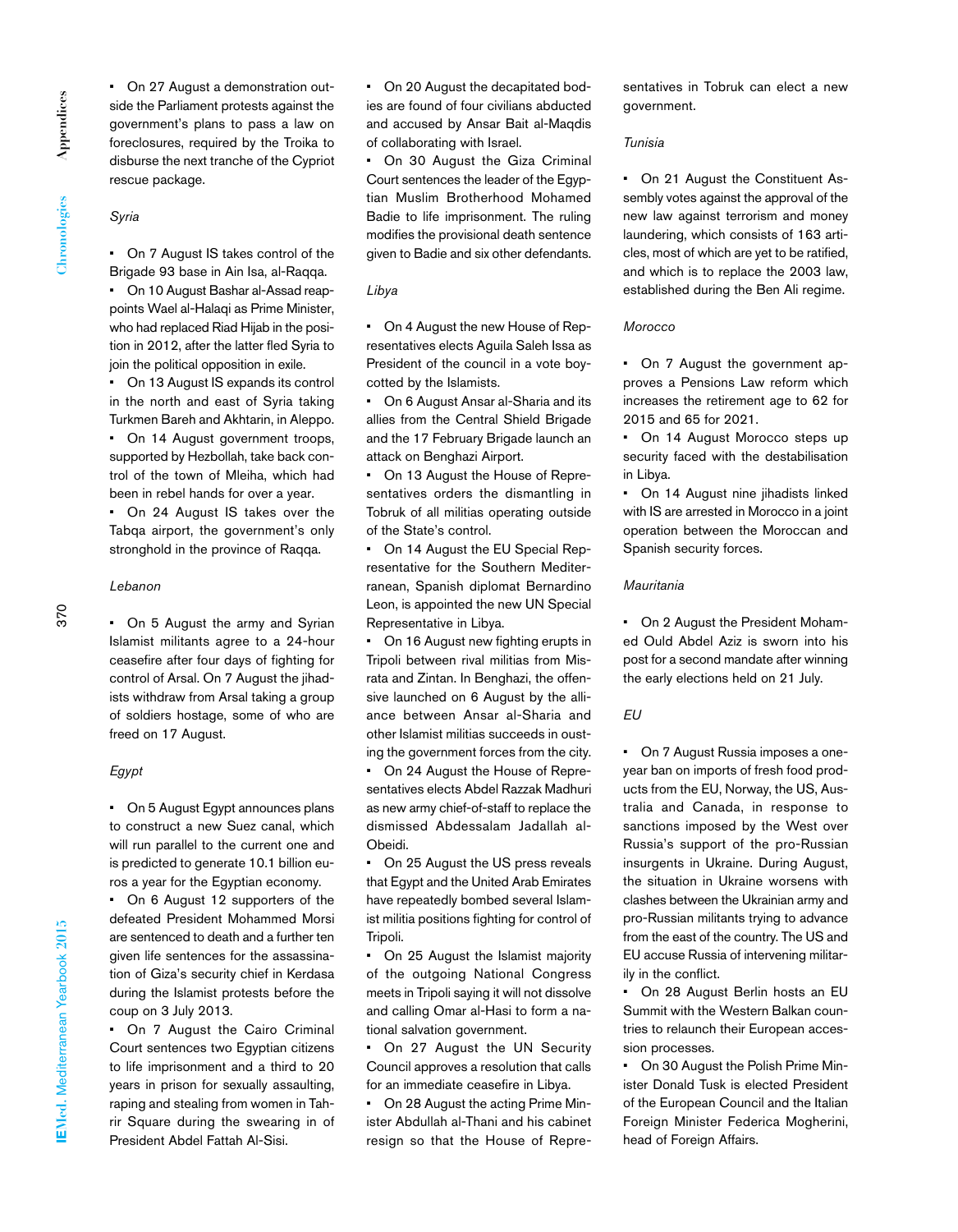- On 27 August a demonstration outside the Parliament protests against the government's plans to pass a law on foreclosures, required by the Troika to disburse the next tranche of the Cypriot rescue package.

*Syria*

- On 7 August IS takes control of the Brigade 93 base in Ain Isa, al-Raqqa.
- On 10 August Bashar al-Assad reappoints Wael al-Halaqi as Prime Minister, who had replaced Riad Hijab in the position in 2012, after the latter fled Syria to join the political opposition in exile.
- On 13 August IS expands its control in the north and east of Syria taking Turkmen Bareh and Akhtarin, in Aleppo.
- On 14 August government troops, supported by Hezbollah, take back control of the town of Mleiha, which had been in rebel hands for over a year.
- On 24 August IS takes over the Tabqa airport, the government's only stronghold in the province of Raqqa.

*Lebanon*

- On 5 August the army and Syrian Islamist militants agree to a 24-hour ceasefire after four days of fighting for control of Arsal. On 7 August the jihadists withdraw from Arsal taking a group of soldiers hostage, some of who are freed on 17 August.

*Egypt*

- On 5 August Egypt announces plans to construct a new Suez canal, which will run parallel to the current one and is predicted to generate 10.1 billion euros a year for the Egyptian economy.
- On 6 August 12 supporters of the defeated President Mohammed Morsi are sentenced to death and a further ten given life sentences for the assassination of Giza's security chief in Kerdasa during the Islamist protests before the coup on 3 July 2013.
- On 7 August the Cairo Criminal Court sentences two Egyptian citizens to life imprisonment and a third to 20 years in prison for sexually assaulting, raping and stealing from women in Tahrir Square during the swearing in of President Abdel Fattah Al-Sisi.
- On 20 August the decapitated bodies are found of four civilians abducted and accused by Ansar Bait al-Maqdis of collaborating with Israel.
- On 30 August the Giza Criminal Court sentences the leader of the Egyptian Muslim Brotherhood Mohamed Badie to life imprisonment. The ruling modifies the provisional death sentence given to Badie and six other defendants.

*Libya*

- On 4 August the new House of Representatives elects Aguila Saleh Issa as President of the council in a vote boycotted by the Islamists.
- On 6 August Ansar al-Sharia and its allies from the Central Shield Brigade and the 17 February Brigade launch an attack on Benghazi Airport.
- On 13 August the House of Representatives orders the dismantling in Tobruk of all militias operating outside of the State's control.
- On 14 August the EU Special Representative for the Southern Mediterranean, Spanish diplomat Bernardino Leon, is appointed the new UN Special Representative in Libya.
- On 16 August new fighting erupts in Tripoli between rival militias from Misrata and Zintan. In Benghazi, the offensive launched on 6 August by the alliance between Ansar al-Sharia and other Islamist militias succeeds in ousting the government forces from the city.
- On 24 August the House of Representatives elects Abdel Razzak Madhuri as new army chief-of-staff to replace the dismissed Abdessalam Jadallah al-Obeidi.
- On 25 August the US press reveals that Egypt and the United Arab Emirates have repeatedly bombed several Islamist militia positions fighting for control of Tripoli.
- On 25 August the Islamist majority of the outgoing National Congress meets in Tripoli saying it will not dissolve and calling Omar al-Hasi to form a national salvation government.
- On 27 August the UN Security Council approves a resolution that calls for an immediate ceasefire in Libya.
- On 28 August the acting Prime Minister Abdullah al-Thani and his cabinet resign so that the House of Representatives in Tobruk can elect a new government.

*Tunisia*

- On 21 August the Constituent Assembly votes against the approval of the new law against terrorism and money laundering, which consists of 163 articles, most of which are yet to be ratified, and which is to replace the 2003 law, established during the Ben Ali regime.

*Morocco*

- On 7 August the government approves a Pensions Law reform which increases the retirement age to 62 for 2015 and 65 for 2021.
- On 14 August Morocco steps up security faced with the destabilisation in Libya.
- On 14 August nine jihadists linked with IS are arrested in Morocco in a joint operation between the Moroccan and Spanish security forces.

*Mauritania*

- On 2 August the President Mohamed Ould Abdel Aziz is sworn into his post for a second mandate after winning the early elections held on 21 July.

*EU*

- On 7 August Russia imposes a one-year ban on imports of fresh food products from the EU, Norway, the US, Australia and Canada, in response to sanctions imposed by the West over Russia's support of the pro-Russian insurgents in Ukraine. During August, the situation in Ukraine worsens with clashes between the Ukrainian army and pro-Russian militants trying to advance from the east of the country. The US and EU accuse Russia of intervening militarily in the conflict.
- On 28 August Berlin hosts an EU Summit with the Western Balkan countries to relaunch their European accession processes.
- On 30 August the Polish Prime Minister Donald Tusk is elected President of the European Council and the Italian Foreign Minister Federica Mogherini, head of Foreign Affairs.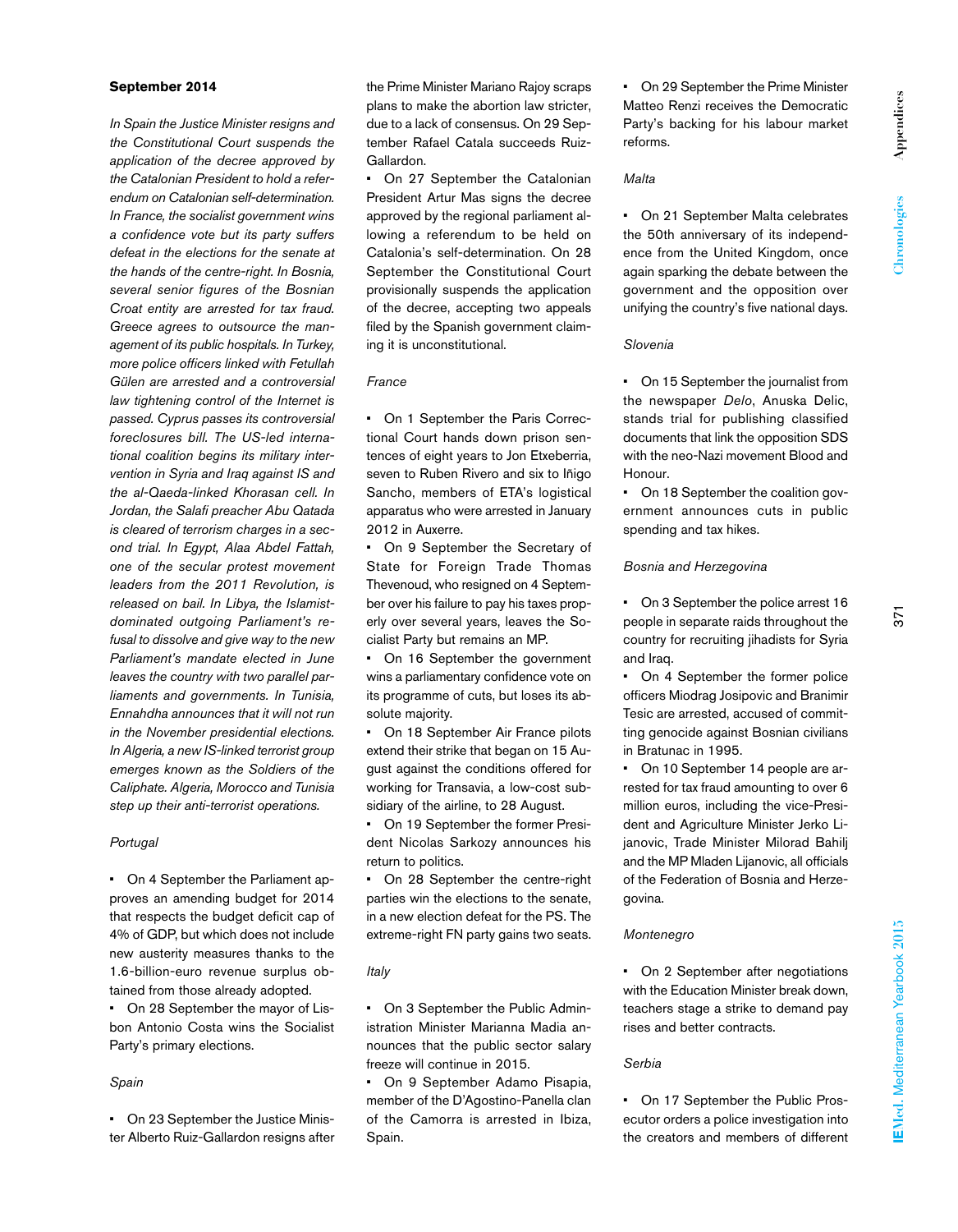**September 2014**

*In Spain the Justice Minister resigns and the Constitutional Court suspends the application of the decree approved by the Catalonian President to hold a referendum on Catalonian self-determination. In France, the socialist government wins a confidence vote but its party suffers defeat in the elections for the senate at the hands of the centre-right. In Bosnia, several senior figures of the Bosnian Croat entity are arrested for tax fraud. Greece agrees to outsource the management of its public hospitals. In Turkey, more police officers linked with Fetullah Gülen are arrested and a controversial law tightening control of the Internet is passed. Cyprus passes its controversial foreclosures bill. The US-led international coalition begins its military intervention in Syria and Iraq against IS and the al-Qaeda-linked Khorasan cell. In Jordan, the Salafi preacher Abu Qatada is cleared of terrorism charges in a second trial. In Egypt, Alaa Abdel Fattah, one of the secular protest movement leaders from the 2011 Revolution, is released on bail. In Libya, the Islamist-dominated outgoing Parliament's refusal to dissolve and give way to the new Parliament's mandate elected in June leaves the country with two parallel parliaments and governments. In Tunisia, Ennahdha announces that it will not run in the November presidential elections. In Algeria, a new IS-linked terrorist group emerges known as the Soldiers of the Caliphate. Algeria, Morocco and Tunisia step up their anti-terrorist operations.*

*Portugal*

- On 4 September the Parliament approves an amending budget for 2014 that respects the budget deficit cap of 4% of GDP, but which does not include new austerity measures thanks to the 1.6-billion-euro revenue surplus obtained from those already adopted.
- On 28 September the mayor of Lisbon Antonio Costa wins the Socialist Party's primary elections.

*Spain*

- On 23 September the Justice Minister Alberto Ruiz-Gallardon resigns after the Prime Minister Mariano Rajoy scraps plans to make the abortion law stricter, due to a lack of consensus. On 29 September Rafael Catala succeeds Ruiz-Gallardon.
- On 27 September the Catalonian President Artur Mas signs the decree approved by the regional parliament allowing a referendum to be held on Catalonia's self-determination. On 28 September the Constitutional Court provisionally suspends the application of the decree, accepting two appeals filed by the Spanish government claiming it is unconstitutional.

*France*

- On 1 September the Paris Correctional Court hands down prison sentences of eight years to Jon Etxeberria, seven to Ruben Rivero and six to Iñigo Sancho, members of ETA's logistical apparatus who were arrested in January 2012 in Auxerre.
- On 9 September the Secretary of State for Foreign Trade Thomas Thevenoud, who resigned on 4 September over his failure to pay his taxes properly over several years, leaves the Socialist Party but remains an MP.
- On 16 September the government wins a parliamentary confidence vote on its programme of cuts, but loses its absolute majority.
- On 18 September Air France pilots extend their strike that began on 15 August against the conditions offered for working for Transavia, a low-cost subsidiary of the airline, to 28 August.
- On 19 September the former President Nicolas Sarkozy announces his return to politics.
- On 28 September the centre-right parties win the elections to the senate, in a new election defeat for the PS. The extreme-right FN party gains two seats.

*Italy*

- On 3 September the Public Administration Minister Marianna Madia announces that the public sector salary freeze will continue in 2015.
- On 9 September Adamo Pisapia, member of the D'Agostino-Panella clan of the Camorra is arrested in Ibiza, Spain.
- On 29 September the Prime Minister Matteo Renzi receives the Democratic Party's backing for his labour market reforms.

*Malta*

- On 21 September Malta celebrates the 50th anniversary of its independence from the United Kingdom, once again sparking the debate between the government and the opposition over unifying the country's five national days.

*Slovenia*

- On 15 September the journalist from the newspaper *Delo*, Anuska Delic, stands trial for publishing classified documents that link the opposition SDS with the neo-Nazi movement Blood and Honour.
- On 18 September the coalition government announces cuts in public spending and tax hikes.

*Bosnia and Herzegovina*

- On 3 September the police arrest 16 people in separate raids throughout the country for recruiting jihadists for Syria and Iraq.
- On 4 September the former police officers Miodrag Josipovic and Branimir Tesic are arrested, accused of committing genocide against Bosnian civilians in Bratunac in 1995.
- On 10 September 14 people are arrested for tax fraud amounting to over 6 million euros, including the vice-President and Agriculture Minister Jerko Lijanovic, Trade Minister Milorad Bahilj and the MP Mladen Lijanovic, all officials of the Federation of Bosnia and Herzegovina.

*Montenegro*

- On 2 September after negotiations with the Education Minister break down, teachers stage a strike to demand pay rises and better contracts.

*Serbia*

- On 17 September the Public Prosecutor orders a police investigation into the creators and members of different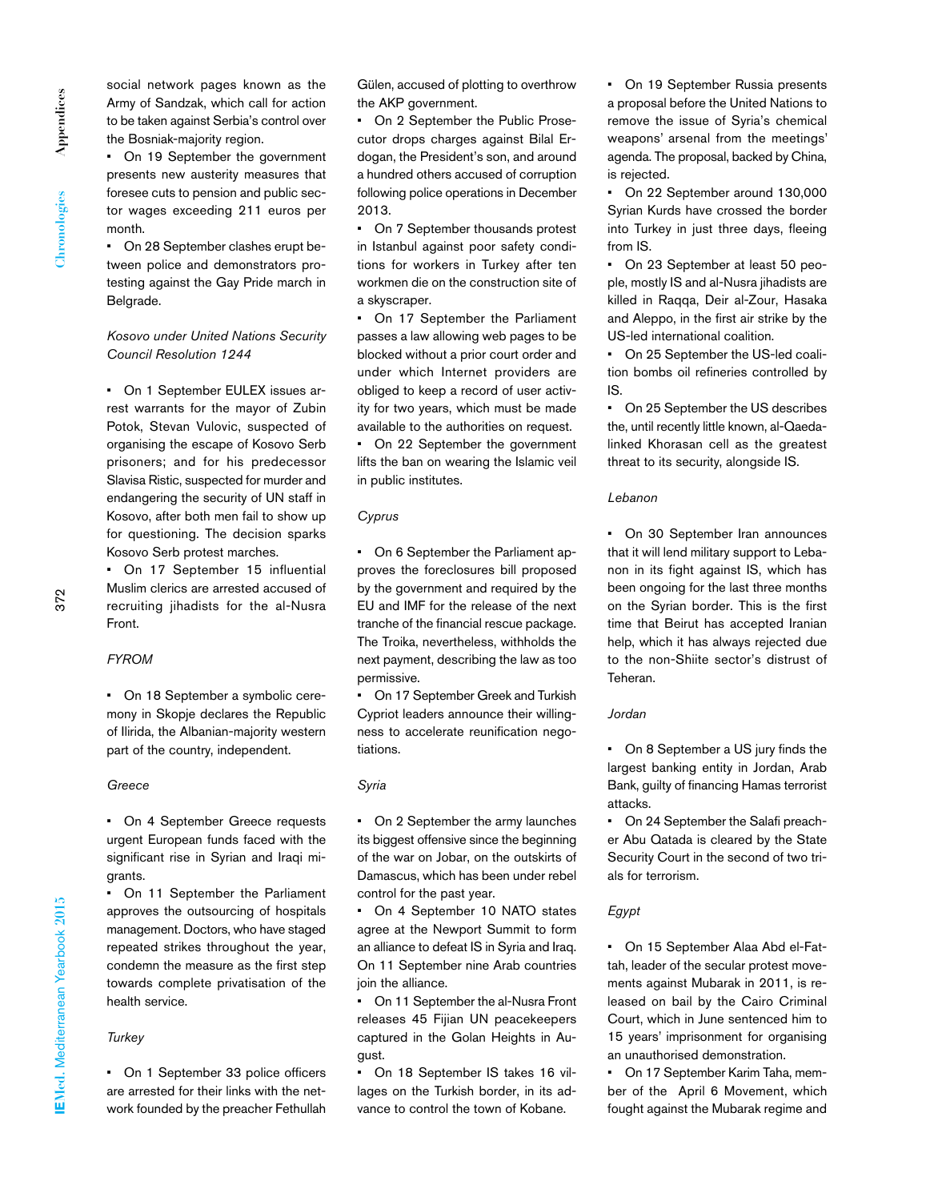social network pages known as the Army of Sandzak, which call for action to be taken against Serbia's control over the Bosniak-majority region.

- On 19 September the government presents new austerity measures that foresee cuts to pension and public sector wages exceeding 211 euros per month.
- On 28 September clashes erupt between police and demonstrators protesting against the Gay Pride march in Belgrade.

*Kosovo under United Nations Security Council Resolution 1244*

- On 1 September EULEX issues arrest warrants for the mayor of Zubin Potok, Stevan Vulovic, suspected of organising the escape of Kosovo Serb prisoners; and for his predecessor Slavisa Ristic, suspected for murder and endangering the security of UN staff in Kosovo, after both men fail to show up for questioning. The decision sparks Kosovo Serb protest marches.
- On 17 September 15 influential Muslim clerics are arrested accused of recruiting jihadists for the al-Nusra Front.

*FYROM*

- On 18 September a symbolic ceremony in Skopje declares the Republic of Ilirida, the Albanian-majority western part of the country, independent.

*Greece*

- On 4 September Greece requests urgent European funds faced with the significant rise in Syrian and Iraqi migrants.
- On 11 September the Parliament approves the outsourcing of hospitals management. Doctors, who have staged repeated strikes throughout the year, condemn the measure as the first step towards complete privatisation of the health service.

*Turkey*

- On 1 September 33 police officers are arrested for their links with the network founded by the preacher Fethullah Gülen, accused of plotting to overthrow the AKP government.
- On 2 September the Public Prosecutor drops charges against Bilal Erdogan, the President's son, and around a hundred others accused of corruption following police operations in December 2013.
- On 7 September thousands protest in Istanbul against poor safety conditions for workers in Turkey after ten workmen die on the construction site of a skyscraper.
- On 17 September the Parliament passes a law allowing web pages to be blocked without a prior court order and under which Internet providers are obliged to keep a record of user activity for two years, which must be made available to the authorities on request.
- On 22 September the government lifts the ban on wearing the Islamic veil in public institutes.

*Cyprus*

- On 6 September the Parliament approves the foreclosures bill proposed by the government and required by the EU and IMF for the release of the next tranche of the financial rescue package. The Troika, nevertheless, withholds the next payment, describing the law as too permissive.
- On 17 September Greek and Turkish Cypriot leaders announce their willingness to accelerate reunification negotiations.

*Syria*

- On 2 September the army launches its biggest offensive since the beginning of the war on Jobar, on the outskirts of Damascus, which has been under rebel control for the past year.
- On 4 September 10 NATO states agree at the Newport Summit to form an alliance to defeat IS in Syria and Iraq. On 11 September nine Arab countries join the alliance.
- On 11 September the al-Nusra Front releases 45 Fijian UN peacekeepers captured in the Golan Heights in August.
- On 18 September IS takes 16 villages on the Turkish border, in its advance to control the town of Kobane.
- On 19 September Russia presents a proposal before the United Nations to remove the issue of Syria's chemical weapons' arsenal from the meetings' agenda. The proposal, backed by China, is rejected.
- On 22 September around 130,000 Syrian Kurds have crossed the border into Turkey in just three days, fleeing from IS.
- On 23 September at least 50 people, mostly IS and al-Nusra jihadists are killed in Raqqa, Deir al-Zour, Hasaka and Aleppo, in the first air strike by the US-led international coalition.
- On 25 September the US-led coalition bombs oil refineries controlled by IS.
- On 25 September the US describes the, until recently little known, al-Qaeda-linked Khorasan cell as the greatest threat to its security, alongside IS.

*Lebanon*

- On 30 September Iran announces that it will lend military support to Lebanon in its fight against IS, which has been ongoing for the last three months on the Syrian border. This is the first time that Beirut has accepted Iranian help, which it has always rejected due to the non-Shiite sector's distrust of Teheran.

*Jordan*

- On 8 September a US jury finds the largest banking entity in Jordan, Arab Bank, guilty of financing Hamas terrorist attacks.
- On 24 September the Salafi preacher Abu Qatada is cleared by the State Security Court in the second of two trials for terrorism.

*Egypt*

- On 15 September Alaa Abd el-Fattah, leader of the secular protest movements against Mubarak in 2011, is released on bail by the Cairo Criminal Court, which in June sentenced him to 15 years' imprisonment for organising an unauthorised demonstration.
- On 17 September Karim Taha, member of the April 6 Movement, which fought against the Mubarak regime and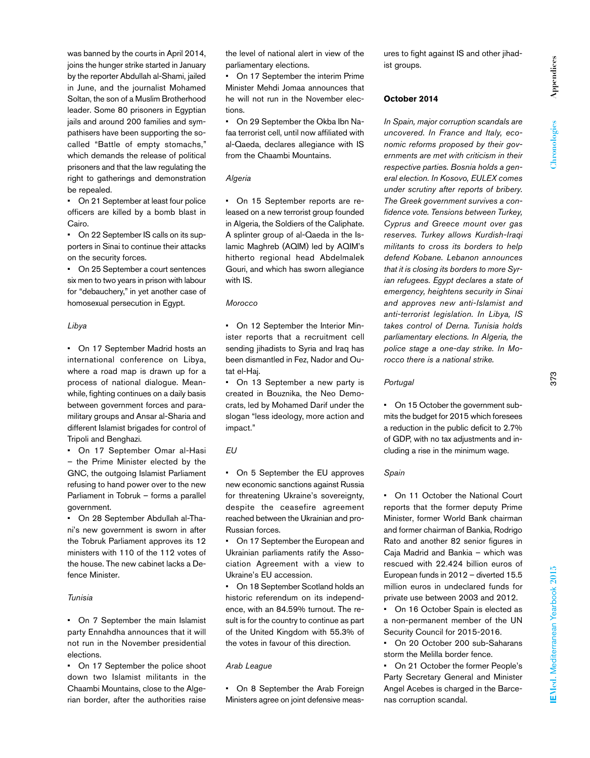was banned by the courts in April 2014, joins the hunger strike started in January by the reporter Abdullah al-Shami, jailed in June, and the journalist Mohamed Soltan, the son of a Muslim Brotherhood leader. Some 80 prisoners in Egyptian jails and around 200 families and sympathisers have been supporting the so-called "Battle of empty stomachs," which demands the release of political prisoners and that the law regulating the right to gatherings and demonstration be repealed.

- On 21 September at least four police officers are killed by a bomb blast in Cairo.
- On 22 September IS calls on its supporters in Sinai to continue their attacks on the security forces.
- On 25 September a court sentences six men to two years in prison with labour for "debauchery," in yet another case of homosexual persecution in Egypt.

*Libya*

- On 17 September Madrid hosts an international conference on Libya, where a road map is drawn up for a process of national dialogue. Meanwhile, fighting continues on a daily basis between government forces and paramilitary groups and Ansar al-Sharia and different Islamist brigades for control of Tripoli and Benghazi.
- On 17 September Omar al-Hasi – the Prime Minister elected by the GNC, the outgoing Islamist Parliament refusing to hand power over to the new Parliament in Tobruk – forms a parallel government.
- On 28 September Abdullah al-Thani's new government is sworn in after the Tobruk Parliament approves its 12 ministers with 110 of the 112 votes of the house. The new cabinet lacks a Defence Minister.

*Tunisia*

- On 7 September the main Islamist party Ennahdha announces that it will not run in the November presidential elections.
- On 17 September the police shoot down two Islamist militants in the Chaambi Mountains, close to the Algerian border, after the authorities raise the level of national alert in view of the parliamentary elections.
- On 17 September the interim Prime Minister Mehdi Jomaa announces that he will not run in the November elections.
- On 29 September the Okba Ibn Nafaa terrorist cell, until now affiliated with al-Qaeda, declares allegiance with IS from the Chaambi Mountains.

*Algeria*

- On 15 September reports are released on a new terrorist group founded in Algeria, the Soldiers of the Caliphate. A splinter group of al-Qaeda in the Islamic Maghreb (AQIM) led by AQIM's hitherto regional head Abdelmalek Gouri, and which has sworn allegiance with IS.

*Morocco*

- On 12 September the Interior Minister reports that a recruitment cell sending jihadists to Syria and Iraq has been dismantled in Fez, Nador and Outat el-Haj.
- On 13 September a new party is created in Bouznika, the Neo Democrats, led by Mohamed Darif under the slogan "less ideology, more action and impact."

*EU*

- On 5 September the EU approves new economic sanctions against Russia for threatening Ukraine's sovereignty, despite the ceasefire agreement reached between the Ukrainian and pro-Russian forces.
- On 17 September the European and Ukrainian parliaments ratify the Association Agreement with a view to Ukraine's EU accession.
- On 18 September Scotland holds an historic referendum on its independence, with an 84.59% turnout. The result is for the country to continue as part of the United Kingdom with 55.3% of the votes in favour of this direction.

*Arab League*

- On 8 September the Arab Foreign Ministers agree on joint defensive measures to fight against IS and other jihadist groups.

### October 2014

*In Spain, major corruption scandals are uncovered. In France and Italy, economic reforms proposed by their governments are met with criticism in their respective parties. Bosnia holds a general election. In Kosovo, EULEX comes under scrutiny after reports of bribery. The Greek government survives a confidence vote. Tensions between Turkey, Cyprus and Greece mount over gas reserves. Turkey allows Kurdish-Iraqi militants to cross its borders to help defend Kobane. Lebanon announces that it is closing its borders to more Syrian refugees. Egypt declares a state of emergency, heightens security in Sinai and approves new anti-Islamist and anti-terrorist legislation. In Libya, IS takes control of Derna. Tunisia holds parliamentary elections. In Algeria, the police stage a one-day strike. In Morocco there is a national strike.*

*Portugal*

- On 15 October the government submits the budget for 2015 which foresees a reduction in the public deficit to 2.7% of GDP, with no tax adjustments and including a rise in the minimum wage.

*Spain*

- On 11 October the National Court reports that the former deputy Prime Minister, former World Bank chairman and former chairman of Bankia, Rodrigo Rato and another 82 senior figures in Caja Madrid and Bankia – which was rescued with 22.424 billion euros of European funds in 2012 – diverted 15.5 million euros in undeclared funds for private use between 2003 and 2012.
- On 16 October Spain is elected as a non-permanent member of the UN Security Council for 2015-2016.
- On 20 October 200 sub-Saharans storm the Melilla border fence.
- On 21 October the former People's Party Secretary General and Minister Angel Acebes is charged in the Barcenas corruption scandal.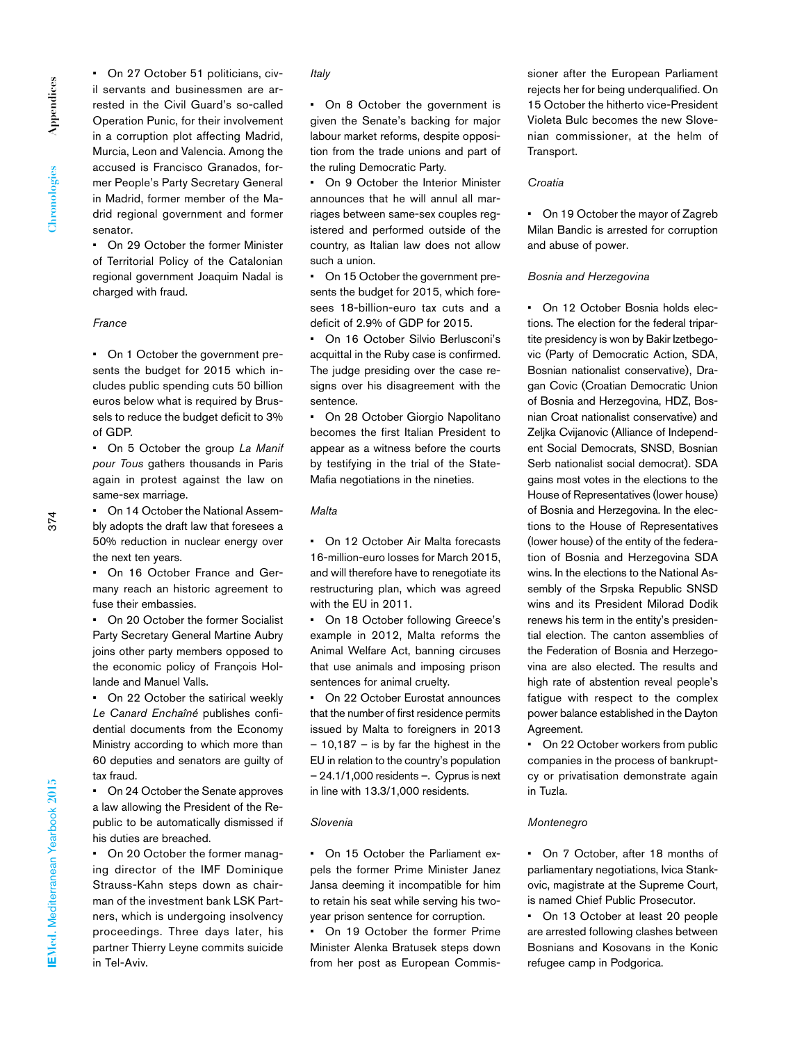- On 27 October 51 politicians, civil servants and businessmen are arrested in the Civil Guard's so-called Operation Punic, for their involvement in a corruption plot affecting Madrid, Murcia, Leon and Valencia. Among the accused is Francisco Granados, former People's Party Secretary General in Madrid, former member of the Madrid regional government and former senator.
- On 29 October the former Minister of Territorial Policy of the Catalonian regional government Joaquim Nadal is charged with fraud.

*France*

- On 1 October the government presents the budget for 2015 which includes public spending cuts 50 billion euros below what is required by Brussels to reduce the budget deficit to 3% of GDP.
- On 5 October the group *La Manif pour Tous* gathers thousands in Paris again in protest against the law on same-sex marriage.
- On 14 October the National Assembly adopts the draft law that foresees a 50% reduction in nuclear energy over the next ten years.
- On 16 October France and Germany reach an historic agreement to fuse their embassies.
- On 20 October the former Socialist Party Secretary General Martine Aubry joins other party members opposed to the economic policy of François Hollande and Manuel Valls.
- On 22 October the satirical weekly *Le Canard Enchaîné* publishes confidential documents from the Economy Ministry according to which more than 60 deputies and senators are guilty of tax fraud.
- On 24 October the Senate approves a law allowing the President of the Republic to be automatically dismissed if his duties are breached.
- On 20 October the former managing director of the IMF Dominique Strauss-Kahn steps down as chairman of the investment bank LSK Partners, which is undergoing insolvency proceedings. Three days later, his partner Thierry Leyne commits suicide in Tel-Aviv.

*Italy*

- On 8 October the government is given the Senate's backing for major labour market reforms, despite opposition from the trade unions and part of the ruling Democratic Party.
- On 9 October the Interior Minister announces that he will annul all marriages between same-sex couples registered and performed outside of the country, as Italian law does not allow such a union.
- On 15 October the government presents the budget for 2015, which foresees 18-billion-euro tax cuts and a deficit of 2.9% of GDP for 2015.
- On 16 October Silvio Berlusconi's acquittal in the Ruby case is confirmed. The judge presiding over the case resigns over his disagreement with the sentence.
- On 28 October Giorgio Napolitano becomes the first Italian President to appear as a witness before the courts by testifying in the trial of the State-Mafia negotiations in the nineties.

*Malta*

- On 12 October Air Malta forecasts 16-million-euro losses for March 2015, and will therefore have to renegotiate its restructuring plan, which was agreed with the EU in 2011.
- On 18 October following Greece's example in 2012, Malta reforms the Animal Welfare Act, banning circuses that use animals and imposing prison sentences for animal cruelty.
- On 22 October Eurostat announces that the number of first residence permits issued by Malta to foreigners in 2013 – 10,187 – is by far the highest in the EU in relation to the country's population – 24.1/1,000 residents –. Cyprus is next in line with 13.3/1,000 residents.

*Slovenia*

- On 15 October the Parliament expels the former Prime Minister Janez Jansa deeming it incompatible for him to retain his seat while serving his two-year prison sentence for corruption.
- On 19 October the former Prime Minister Alenka Bratusek steps down from her post as European Commissioner after the European Parliament rejects her for being underqualified. On 15 October the hitherto vice-President Violeta Bulc becomes the new Slovenian commissioner, at the helm of Transport.

*Croatia*

- On 19 October the mayor of Zagreb Milan Bandic is arrested for corruption and abuse of power.

*Bosnia and Herzegovina*

- On 12 October Bosnia holds elections. The election for the federal tripartite presidency is won by Bakir Izetbegovic (Party of Democratic Action, SDA, Bosnian nationalist conservative), Dragan Covic (Croatian Democratic Union of Bosnia and Herzegovina, HDZ, Bosnian Croat nationalist conservative) and Zeljka Cvijanovic (Alliance of Independent Social Democrats, SNSD, Bosnian Serb nationalist social democrat). SDA gains most votes in the elections to the House of Representatives (lower house) of Bosnia and Herzegovina. In the elections to the House of Representatives (lower house) of the entity of the federation of Bosnia and Herzegovina SDA wins. In the elections to the National Assembly of the Srpska Republic SNSD wins and its President Milorad Dodik renews his term in the entity's presidential election. The canton assemblies of the Federation of Bosnia and Herzegovina are also elected. The results and high rate of abstention reveal people's fatigue with respect to the complex power balance established in the Dayton Agreement.
- On 22 October workers from public companies in the process of bankruptcy or privatisation demonstrate again in Tuzla.

*Montenegro*

- On 7 October, after 18 months of parliamentary negotiations, Ivica Stankovic, magistrate at the Supreme Court, is named Chief Public Prosecutor.
- On 13 October at least 20 people are arrested following clashes between Bosnians and Kosovans in the Konic refugee camp in Podgorica.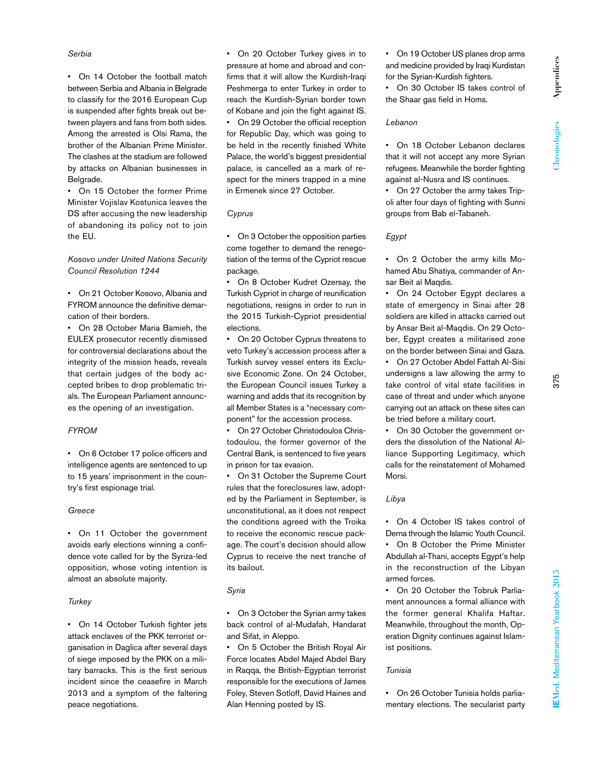*Serbia*

- On 14 October the football match between Serbia and Albania in Belgrade to classify for the 2016 European Cup is suspended after fights break out between players and fans from both sides. Among the arrested is Olsi Rama, the brother of the Albanian Prime Minister. The clashes at the stadium are followed by attacks on Albanian businesses in Belgrade.
- On 15 October the former Prime Minister Vojislav Kostunica leaves the DS after accusing the new leadership of abandoning its policy not to join the EU.

*Kosovo under United Nations Security Council Resolution 1244*

- On 21 October Kosovo, Albania and FYROM announce the definitive demarcation of their borders.
- On 28 October Maria Bamieh, the EULEX prosecutor recently dismissed for controversial declarations about the integrity of the mission heads, reveals that certain judges of the body accepted bribes to drop problematic trials. The European Parliament announces the opening of an investigation.

*FYROM*

- On 6 October 17 police officers and intelligence agents are sentenced to up to 15 years' imprisonment in the country's first espionage trial.

*Greece*

- On 11 October the government avoids early elections winning a confidence vote called for by the Syriza-led opposition, whose voting intention is almost an absolute majority.

*Turkey*

- On 14 October Turkish fighter jets attack enclaves of the PKK terrorist organisation in Daglica after several days of siege imposed by the PKK on a military barracks. This is the first serious incident since the ceasefire in March 2013 and a symptom of the faltering peace negotiations.
- On 20 October Turkey gives in to pressure at home and abroad and confirms that it will allow the Kurdish-Iraqi Peshmerga to enter Turkey in order to reach the Kurdish-Syrian border town of Kobane and join the fight against IS.
- On 29 October the official reception for Republic Day, which was going to be held in the recently finished White Palace, the world's biggest presidential palace, is cancelled as a mark of respect for the miners trapped in a mine in Ermenek since 27 October.

*Cyprus*

- On 3 October the opposition parties come together to demand the renegotiation of the terms of the Cypriot rescue package.
- On 8 October Kudret Ozersay, the Turkish Cypriot in charge of reunification negotiations, resigns in order to run in the 2015 Turkish-Cypriot presidential elections.
- On 20 October Cyprus threatens to veto Turkey's accession process after a Turkish survey vessel enters its Exclusive Economic Zone. On 24 October, the European Council issues Turkey a warning and adds that its recognition by all Member States is a "necessary component" for the accession process.
- On 27 October Christodoulos Christodoulou, the former governor of the Central Bank, is sentenced to five years in prison for tax evasion.
- On 31 October the Supreme Court rules that the foreclosures law, adopted by the Parliament in September, is unconstitutional, as it does not respect the conditions agreed with the Troika to receive the economic rescue package. The court's decision should allow Cyprus to receive the next tranche of its bailout.

*Syria*

- On 3 October the Syrian army takes back control of al-Mudafah, Handarat and Sifat, in Aleppo.
- On 5 October the British Royal Air Force locates Abdel Majed Abdel Bary in Raqqa, the British-Egyptian terrorist responsible for the executions of James Foley, Steven Sotloff, David Haines and Alan Henning posted by IS.
- On 19 October US planes drop arms and medicine provided by Iraqi Kurdistan for the Syrian-Kurdish fighters.
- On 30 October IS takes control of the Shaar gas field in Homs.

*Lebanon*

- On 18 October Lebanon declares that it will not accept any more Syrian refugees. Meanwhile the border fighting against al-Nusra and IS continues.
- On 27 October the army takes Tripoli after four days of fighting with Sunni groups from Bab el-Tabaneh.

*Egypt*

- On 2 October the army kills Mohamed Abu Shatiya, commander of Ansar Beit al Maqdis.
- On 24 October Egypt declares a state of emergency in Sinai after 28 soldiers are killed in attacks carried out by Ansar Beit al-Maqdis. On 29 October, Egypt creates a militarised zone on the border between Sinai and Gaza.
- On 27 October Abdel Fattah Al-Sisi undersigns a law allowing the army to take control of vital state facilities in case of threat and under which anyone carrying out an attack on these sites can be tried before a military court.
- On 30 October the government orders the dissolution of the National Alliance Supporting Legitimacy, which calls for the reinstatement of Mohamed Morsi.

*Libya*

- On 4 October IS takes control of Derna through the Islamic Youth Council.
- On 8 October the Prime Minister Abdullah al-Thani, accepts Egypt's help in the reconstruction of the Libyan armed forces.
- On 20 October the Tobruk Parliament announces a formal alliance with the former general Khalifa Haftar. Meanwhile, throughout the month, Operation Dignity continues against Islamist positions.

*Tunisia*

- On 26 October Tunisia holds parliamentary elections. The secularist party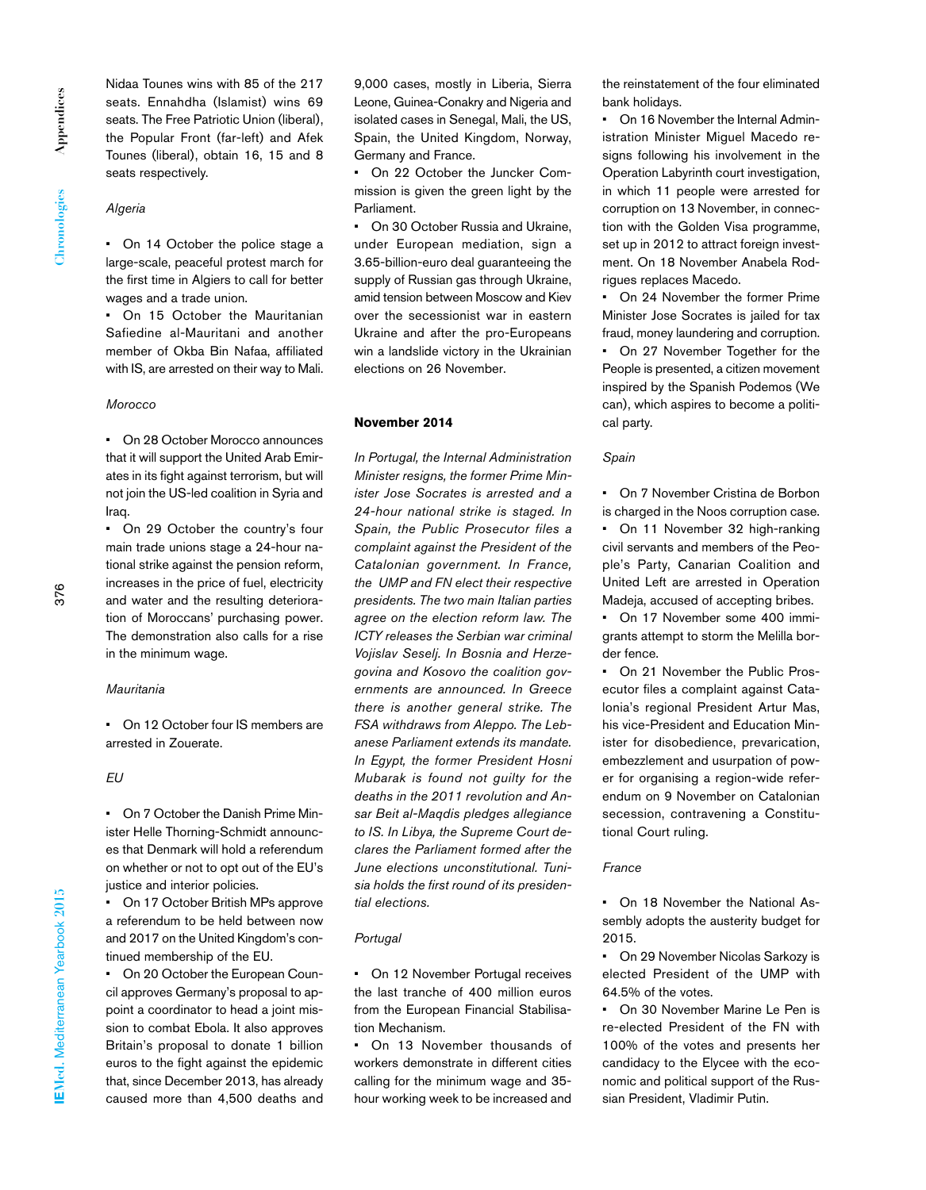Nidaa Tounes wins with 85 of the 217 seats. Ennahdha (Islamist) wins 69 seats. The Free Patriotic Union (liberal), the Popular Front (far-left) and Afek Tounes (liberal), obtain 16, 15 and 8 seats respectively.

*Algeria*

- On 14 October the police stage a large-scale, peaceful protest march for the first time in Algiers to call for better wages and a trade union.
- On 15 October the Mauritanian Safiedine al-Mauritani and another member of Okba Bin Nafaa, affiliated with IS, are arrested on their way to Mali.

*Morocco*

- On 28 October Morocco announces that it will support the United Arab Emirates in its fight against terrorism, but will not join the US-led coalition in Syria and Iraq.
- On 29 October the country's four main trade unions stage a 24-hour national strike against the pension reform, increases in the price of fuel, electricity and water and the resulting deterioration of Moroccans' purchasing power. The demonstration also calls for a rise in the minimum wage.

*Mauritania*

- On 12 October four IS members are arrested in Zouerate.

*EU*

- On 7 October the Danish Prime Minister Helle Thorning-Schmidt announces that Denmark will hold a referendum on whether or not to opt out of the EU's justice and interior policies.
- On 17 October British MPs approve a referendum to be held between now and 2017 on the United Kingdom's continued membership of the EU.
- On 20 October the European Council approves Germany's proposal to appoint a coordinator to head a joint mission to combat Ebola. It also approves Britain's proposal to donate 1 billion euros to the fight against the epidemic that, since December 2013, has already caused more than 4,500 deaths and 9,000 cases, mostly in Liberia, Sierra Leone, Guinea-Conakry and Nigeria and isolated cases in Senegal, Mali, the US, Spain, the United Kingdom, Norway, Germany and France.
- On 22 October the Juncker Commission is given the green light by the Parliament.
- On 30 October Russia and Ukraine, under European mediation, sign a 3.65-billion-euro deal guaranteeing the supply of Russian gas through Ukraine, amid tension between Moscow and Kiev over the secessionist war in eastern Ukraine and after the pro-Europeans win a landslide victory in the Ukrainian elections on 26 November.

**November 2014**

*In Portugal, the Internal Administration Minister resigns, the former Prime Minister Jose Socrates is arrested and a 24-hour national strike is staged. In Spain, the Public Prosecutor files a complaint against the President of the Catalonian government. In France, the UMP and FN elect their respective presidents. The two main Italian parties agree on the election reform law. The ICTY releases the Serbian war criminal Vojislav Seselj. In Bosnia and Herzegovina and Kosovo the coalition governments are announced. In Greece there is another general strike. The FSA withdraws from Aleppo. The Lebanese Parliament extends its mandate. In Egypt, the former President Hosni Mubarak is found not guilty for the deaths in the 2011 revolution and Ansar Beit al-Maqdis pledges allegiance to IS. In Libya, the Supreme Court declares the Parliament formed after the June elections unconstitutional. Tunisia holds the first round of its presidential elections.*

*Portugal*

- On 12 November Portugal receives the last tranche of 400 million euros from the European Financial Stabilisation Mechanism.
- On 13 November thousands of workers demonstrate in different cities calling for the minimum wage and 35-hour working week to be increased and the reinstatement of the four eliminated bank holidays.
- On 16 November the Internal Administration Minister Miguel Macedo resigns following his involvement in the Operation Labyrinth court investigation, in which 11 people were arrested for corruption on 13 November, in connection with the Golden Visa programme, set up in 2012 to attract foreign investment. On 18 November Anabela Rodrigues replaces Macedo.
- On 24 November the former Prime Minister Jose Socrates is jailed for tax fraud, money laundering and corruption.
- On 27 November Together for the People is presented, a citizen movement inspired by the Spanish Podemos (We can), which aspires to become a political party.

*Spain*

- On 7 November Cristina de Borbon is charged in the Noos corruption case.
- On 11 November 32 high-ranking civil servants and members of the People's Party, Canarian Coalition and United Left are arrested in Operation Madeja, accused of accepting bribes.
- On 17 November some 400 immigrants attempt to storm the Melilla border fence.
- On 21 November the Public Prosecutor files a complaint against Catalonia's regional President Artur Mas, his vice-President and Education Minister for disobedience, prevarication, embezzlement and usurpation of power for organising a region-wide referendum on 9 November on Catalonian secession, contravening a Constitutional Court ruling.

*France*

- On 18 November the National Assembly adopts the austerity budget for 2015.
- On 29 November Nicolas Sarkozy is elected President of the UMP with 64.5% of the votes.
- On 30 November Marine Le Pen is re-elected President of the FN with 100% of the votes and presents her candidacy to the Elycee with the economic and political support of the Russian President, Vladimir Putin.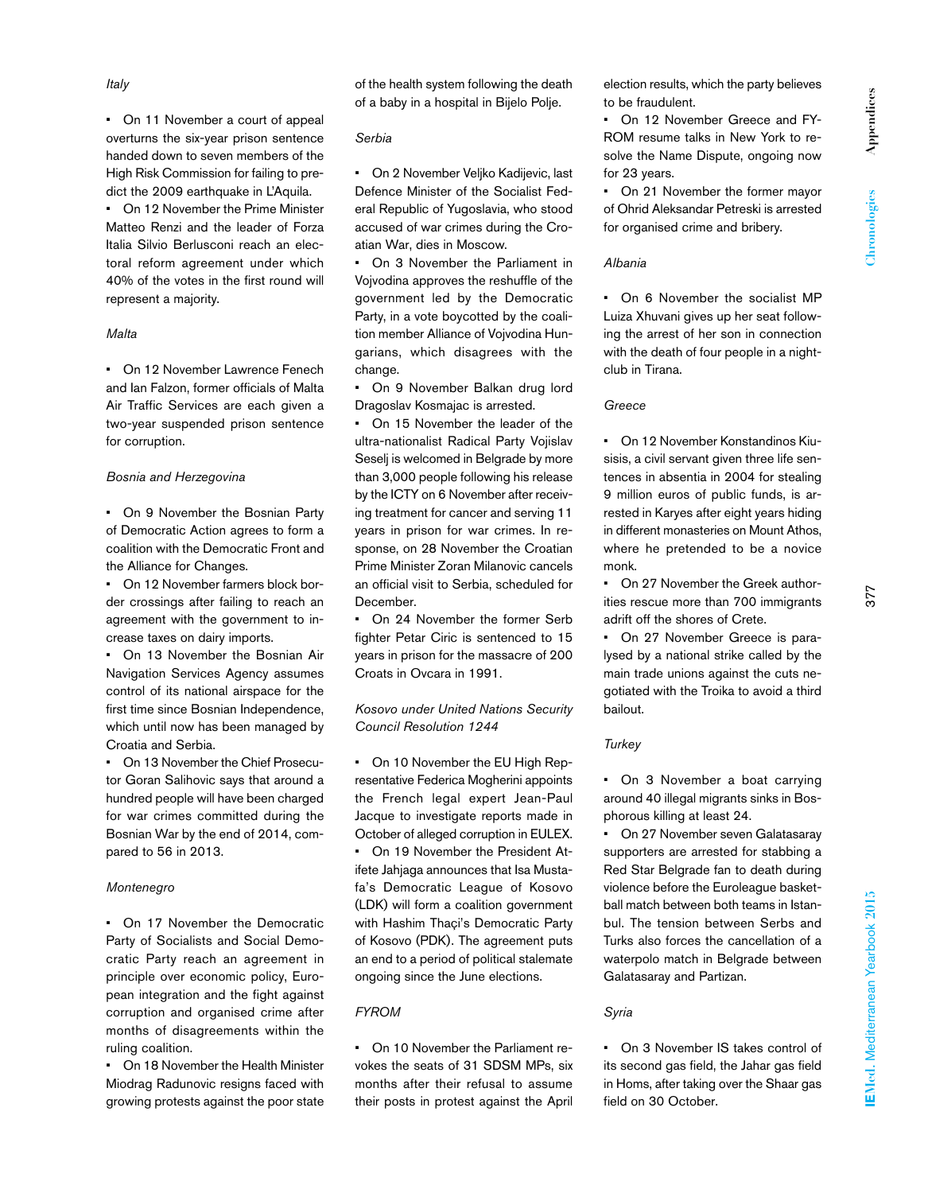*Italy*

- On 11 November a court of appeal overturns the six-year prison sentence handed down to seven members of the High Risk Commission for failing to predict the 2009 earthquake in L'Aquila.
- On 12 November the Prime Minister Matteo Renzi and the leader of Forza Italia Silvio Berlusconi reach an electoral reform agreement under which 40% of the votes in the first round will represent a majority.

*Malta*

- On 12 November Lawrence Fenech and Ian Falzon, former officials of Malta Air Traffic Services are each given a two-year suspended prison sentence for corruption.

*Bosnia and Herzegovina*

- On 9 November the Bosnian Party of Democratic Action agrees to form a coalition with the Democratic Front and the Alliance for Changes.
- On 12 November farmers block border crossings after failing to reach an agreement with the government to increase taxes on dairy imports.
- On 13 November the Bosnian Air Navigation Services Agency assumes control of its national airspace for the first time since Bosnian Independence, which until now has been managed by Croatia and Serbia.
- On 13 November the Chief Prosecutor Goran Salihovic says that around a hundred people will have been charged for war crimes committed during the Bosnian War by the end of 2014, compared to 56 in 2013.

*Montenegro*

- On 17 November the Democratic Party of Socialists and Social Democratic Party reach an agreement in principle over economic policy, European integration and the fight against corruption and organised crime after months of disagreements within the ruling coalition.
- On 18 November the Health Minister Miodrag Radunovic resigns faced with growing protests against the poor state of the health system following the death of a baby in a hospital in Bijelo Polje.

*Serbia*

- On 2 November Veljko Kadijevic, last Defence Minister of the Socialist Federal Republic of Yugoslavia, who stood accused of war crimes during the Croatian War, dies in Moscow.
- On 3 November the Parliament in Vojvodina approves the reshuffle of the government led by the Democratic Party, in a vote boycotted by the coalition member Alliance of Vojvodina Hungarians, which disagrees with the change.
- On 9 November Balkan drug lord Dragoslav Kosmajac is arrested.
- On 15 November the leader of the ultra-nationalist Radical Party Vojislav Seselj is welcomed in Belgrade by more than 3,000 people following his release by the ICTY on 6 November after receiving treatment for cancer and serving 11 years in prison for war crimes. In response, on 28 November the Croatian Prime Minister Zoran Milanovic cancels an official visit to Serbia, scheduled for December.
- On 24 November the former Serb fighter Petar Ciric is sentenced to 15 years in prison for the massacre of 200 Croats in Ovcara in 1991.

*Kosovo under United Nations Security Council Resolution 1244*

- On 10 November the EU High Representative Federica Mogherini appoints the French legal expert Jean-Paul Jacque to investigate reports made in October of alleged corruption in EULEX.
- On 19 November the President Atifete Jahjaga announces that Isa Mustafa's Democratic League of Kosovo (LDK) will form a coalition government with Hashim Thaçi's Democratic Party of Kosovo (PDK). The agreement puts an end to a period of political stalemate ongoing since the June elections.

*FYROM*

- On 10 November the Parliament revokes the seats of 31 SDSM MPs, six months after their refusal to assume their posts in protest against the April election results, which the party believes to be fraudulent.
- On 12 November Greece and FYROM resume talks in New York to resolve the Name Dispute, ongoing now for 23 years.
- On 21 November the former mayor of Ohrid Aleksandar Petreski is arrested for organised crime and bribery.

*Albania*

- On 6 November the socialist MP Luiza Xhuvani gives up her seat following the arrest of her son in connection with the death of four people in a nightclub in Tirana.

*Greece*

- On 12 November Konstandinos Kiusisis, a civil servant given three life sentences in absentia in 2004 for stealing 9 million euros of public funds, is arrested in Karyes after eight years hiding in different monasteries on Mount Athos, where he pretended to be a novice monk.
- On 27 November the Greek authorities rescue more than 700 immigrants adrift off the shores of Crete.
- On 27 November Greece is paralysed by a national strike called by the main trade unions against the cuts negotiated with the Troika to avoid a third bailout.

*Turkey*

- On 3 November a boat carrying around 40 illegal migrants sinks in Bosphorous killing at least 24.
- On 27 November seven Galatasaray supporters are arrested for stabbing a Red Star Belgrade fan to death during violence before the Euroleague basketball match between both teams in Istanbul. The tension between Serbs and Turks also forces the cancellation of a waterpolo match in Belgrade between Galatasaray and Partizan.

*Syria*

- On 3 November IS takes control of its second gas field, the Jahar gas field in Homs, after taking over the Shaar gas field on 30 October.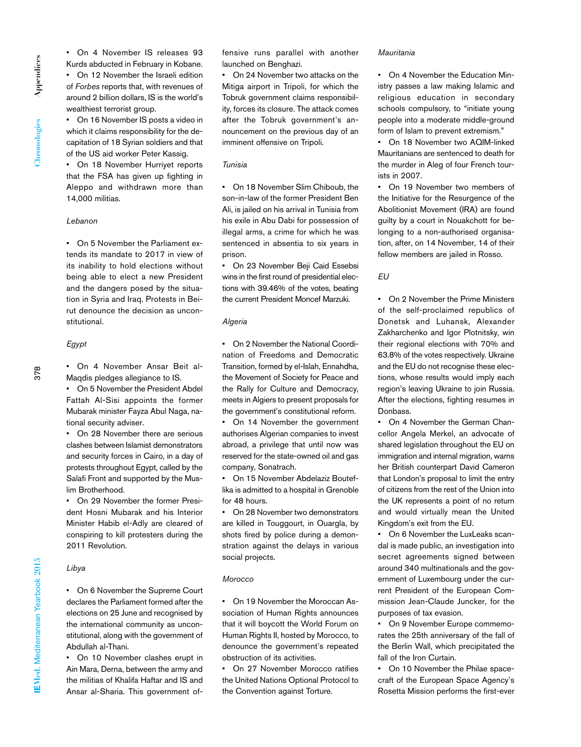- On 4 November IS releases 93 Kurds abducted in February in Kobane.
- On 12 November the Israeli edition of *Forbes* reports that, with revenues of around 2 billion dollars, IS is the world's wealthiest terrorist group.
- On 16 November IS posts a video in which it claims responsibility for the decapitation of 18 Syrian soldiers and that of the US aid worker Peter Kassig.
- On 18 November Hurriyet reports that the FSA has given up fighting in Aleppo and withdrawn more than 14,000 militias.

*Lebanon*

- On 5 November the Parliament extends its mandate to 2017 in view of its inability to hold elections without being able to elect a new President and the dangers posed by the situation in Syria and Iraq. Protests in Beirut denounce the decision as unconstitutional.

*Egypt*

- On 4 November Ansar Beit al-Maqdis pledges allegiance to IS.
- On 5 November the President Abdel Fattah Al-Sisi appoints the former Mubarak minister Fayza Abul Naga, national security adviser.
- On 28 November there are serious clashes between Islamist demonstrators and security forces in Cairo, in a day of protests throughout Egypt, called by the Salafi Front and supported by the Muslim Brotherhood.
- On 29 November the former President Hosni Mubarak and his Interior Minister Habib el-Adly are cleared of conspiring to kill protesters during the 2011 Revolution.

*Libya*

- On 6 November the Supreme Court declares the Parliament formed after the elections on 25 June and recognised by the international community as unconstitutional, along with the government of Abdullah al-Thani.
- On 10 November clashes erupt in Ain Mara, Derna, between the army and the militias of Khalifa Haftar and IS and Ansar al-Sharia. This government offensive runs parallel with another launched on Benghazi.
- On 24 November two attacks on the Mitiga airport in Tripoli, for which the Tobruk government claims responsibility, forces its closure. The attack comes after the Tobruk government's announcement on the previous day of an imminent offensive on Tripoli.

*Tunisia*

- On 18 November Slim Chiboub, the son-in-law of the former President Ben Ali, is jailed on his arrival in Tunisia from his exile in Abu Dabi for possession of illegal arms, a crime for which he was sentenced in absentia to six years in prison.
- On 23 November Beji Caid Essebsi wins in the first round of presidential elections with 39.46% of the votes, beating the current President Moncef Marzuki.

*Algeria*

- On 2 November the National Coordination of Freedoms and Democratic Transition, formed by el-Islah, Ennahdha, the Movement of Society for Peace and the Rally for Culture and Democracy, meets in Algiers to present proposals for the government's constitutional reform.
- On 14 November the government authorises Algerian companies to invest abroad, a privilege that until now was reserved for the state-owned oil and gas company, Sonatrach.
- On 15 November Abdelaziz Bouteflika is admitted to a hospital in Grenoble for 48 hours.
- On 28 November two demonstrators are killed in Touggourt, in Ouargla, by shots fired by police during a demonstration against the delays in various social projects.

*Morocco*

- On 19 November the Moroccan Association of Human Rights announces that it will boycott the World Forum on Human Rights II, hosted by Morocco, to denounce the government's repeated obstruction of its activities.
- On 27 November Morocco ratifies the United Nations Optional Protocol to the Convention against Torture.

*Mauritania*

- On 4 November the Education Ministry passes a law making Islamic and religious education in secondary schools compulsory, to "initiate young people into a moderate middle-ground form of Islam to prevent extremism."
- On 18 November two AQIM-linked Mauritanians are sentenced to death for the murder in Aleg of four French tourists in 2007.
- On 19 November two members of the Initiative for the Resurgence of the Abolitionist Movement (IRA) are found guilty by a court in Nouakchott for belonging to a non-authorised organisation, after, on 14 November, 14 of their fellow members are jailed in Rosso.

*EU*

- On 2 November the Prime Ministers of the self-proclaimed republics of Donetsk and Luhansk, Alexander Zakharchenko and Igor Plotnitsky, win their regional elections with 70% and 63.8% of the votes respectively. Ukraine and the EU do not recognise these elections, whose results would imply each region's leaving Ukraine to join Russia. After the elections, fighting resumes in Donbass.
- On 4 November the German Chancellor Angela Merkel, an advocate of shared legislation throughout the EU on immigration and internal migration, warns her British counterpart David Cameron that London's proposal to limit the entry of citizens from the rest of the Union into the UK represents a point of no return and would virtually mean the United Kingdom's exit from the EU.
- On 6 November the LuxLeaks scandal is made public, an investigation into secret agreements signed between around 340 multinationals and the government of Luxembourg under the current President of the European Commission Jean-Claude Juncker, for the purposes of tax evasion.
- On 9 November Europe commemorates the 25th anniversary of the fall of the Berlin Wall, which precipitated the fall of the Iron Curtain.
- On 10 November the Philae spacecraft of the European Space Agency's Rosetta Mission performs the first-ever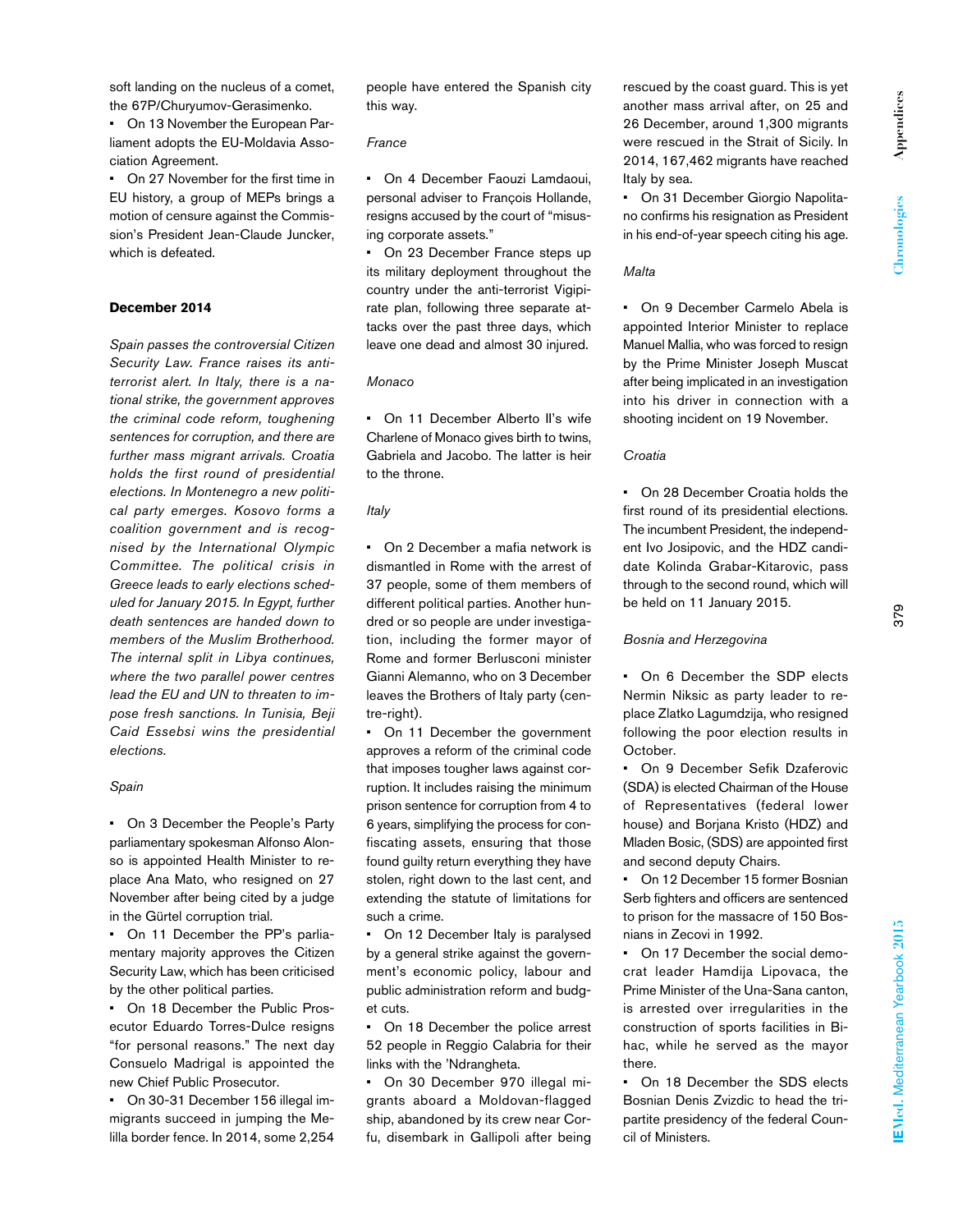soft landing on the nucleus of a comet, the 67P/Churyumov-Gerasimenko.

- On 13 November the European Parliament adopts the EU-Moldavia Association Agreement.
- On 27 November for the first time in EU history, a group of MEPs brings a motion of censure against the Commission's President Jean-Claude Juncker, which is defeated.

**December 2014**

*Spain passes the controversial Citizen Security Law. France raises its anti-terrorist alert. In Italy, there is a national strike, the government approves the criminal code reform, toughening sentences for corruption, and there are further mass migrant arrivals. Croatia holds the first round of presidential elections. In Montenegro a new political party emerges. Kosovo forms a coalition government and is recognised by the International Olympic Committee. The political crisis in Greece leads to early elections scheduled for January 2015. In Egypt, further death sentences are handed down to members of the Muslim Brotherhood. The internal split in Libya continues, where the two parallel power centres lead the EU and UN to threaten to impose fresh sanctions. In Tunisia, Beji Caid Essebsi wins the presidential elections.*

*Spain*

- On 3 December the People's Party parliamentary spokesman Alfonso Alonso is appointed Health Minister to replace Ana Mato, who resigned on 27 November after being cited by a judge in the Gürtel corruption trial.
- On 11 December the PP's parliamentary majority approves the Citizen Security Law, which has been criticised by the other political parties.
- On 18 December the Public Prosecutor Eduardo Torres-Dulce resigns "for personal reasons." The next day Consuelo Madrigal is appointed the new Chief Public Prosecutor.
- On 30-31 December 156 illegal immigrants succeed in jumping the Melilla border fence. In 2014, some 2,254 people have entered the Spanish city this way.

*France*

- On 4 December Faouzi Lamdaoui, personal adviser to François Hollande, resigns accused by the court of "misusing corporate assets."
- On 23 December France steps up its military deployment throughout the country under the anti-terrorist Vigipirate plan, following three separate attacks over the past three days, which leave one dead and almost 30 injured.

*Monaco*

- On 11 December Alberto II's wife Charlene of Monaco gives birth to twins, Gabriela and Jacobo. The latter is heir to the throne.

*Italy*

- On 2 December a mafia network is dismantled in Rome with the arrest of 37 people, some of them members of different political parties. Another hundred or so people are under investigation, including the former mayor of Rome and former Berlusconi minister Gianni Alemanno, who on 3 December leaves the Brothers of Italy party (centre-right).
- On 11 December the government approves a reform of the criminal code that imposes tougher laws against corruption. It includes raising the minimum prison sentence for corruption from 4 to 6 years, simplifying the process for confiscating assets, ensuring that those found guilty return everything they have stolen, right down to the last cent, and extending the statute of limitations for such a crime.
- On 12 December Italy is paralysed by a general strike against the government's economic policy, labour and public administration reform and budget cuts.
- On 18 December the police arrest 52 people in Reggio Calabria for their links with the 'Ndrangheta.
- On 30 December 970 illegal migrants aboard a Moldovan-flagged ship, abandoned by its crew near Corfu, disembark in Gallipoli after being rescued by the coast guard. This is yet another mass arrival after, on 25 and 26 December, around 1,300 migrants were rescued in the Strait of Sicily. In 2014, 167,462 migrants have reached Italy by sea.
- On 31 December Giorgio Napolitano confirms his resignation as President in his end-of-year speech citing his age.

*Malta*

- On 9 December Carmelo Abela is appointed Interior Minister to replace Manuel Mallia, who was forced to resign by the Prime Minister Joseph Muscat after being implicated in an investigation into his driver in connection with a shooting incident on 19 November.

*Croatia*

- On 28 December Croatia holds the first round of its presidential elections. The incumbent President, the independent Ivo Josipovic, and the HDZ candidate Kolinda Grabar-Kitarovic, pass through to the second round, which will be held on 11 January 2015.

*Bosnia and Herzegovina*

- On 6 December the SDP elects Nermin Niksic as party leader to replace Zlatko Lagumdzija, who resigned following the poor election results in October.
- On 9 December Sefik Dzaferovic (SDA) is elected Chairman of the House of Representatives (federal lower house) and Borjana Kristo (HDZ) and Mladen Bosic, (SDS) are appointed first and second deputy Chairs.
- On 12 December 15 former Bosnian Serb fighters and officers are sentenced to prison for the massacre of 150 Bosnians in Zecovi in 1992.
- On 17 December the social democrat leader Hamdija Lipovaca, the Prime Minister of the Una-Sana canton, is arrested over irregularities in the construction of sports facilities in Bihac, while he served as the mayor there.
- On 18 December the SDS elects Bosnian Denis Zvizdic to head the tripartite presidency of the federal Council of Ministers.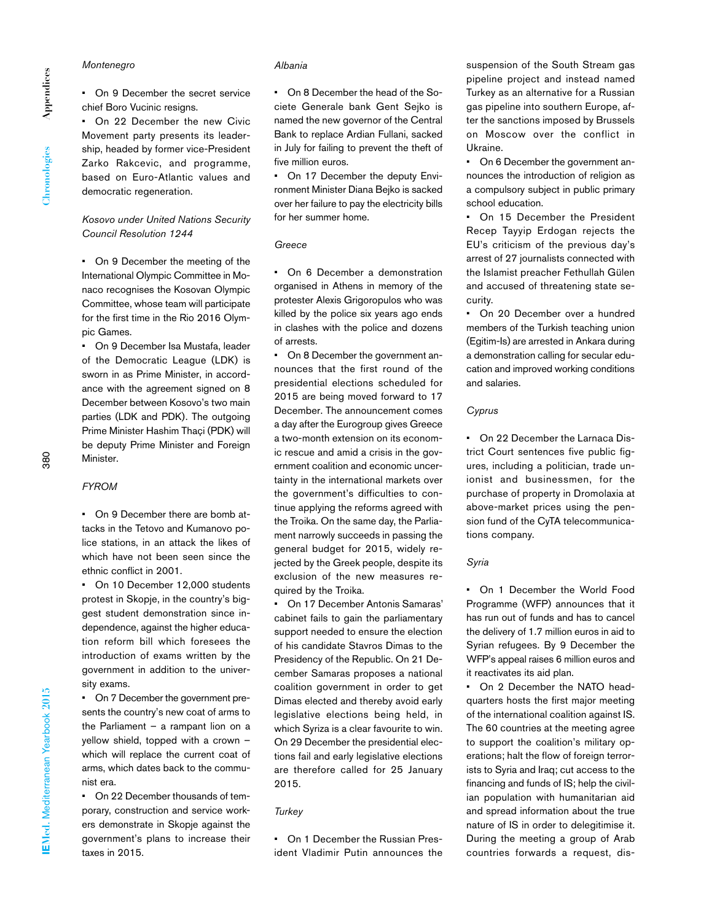*Montenegro*

- On 9 December the secret service chief Boro Vucinic resigns.
- On 22 December the new Civic Movement party presents its leadership, headed by former vice-President Zarko Rakcevic, and programme, based on Euro-Atlantic values and democratic regeneration.

*Kosovo under United Nations Security Council Resolution 1244*

- On 9 December the meeting of the International Olympic Committee in Monaco recognises the Kosovan Olympic Committee, whose team will participate for the first time in the Rio 2016 Olympic Games.
- On 9 December Isa Mustafa, leader of the Democratic League (LDK) is sworn in as Prime Minister, in accordance with the agreement signed on 8 December between Kosovo's two main parties (LDK and PDK). The outgoing Prime Minister Hashim Thaçi (PDK) will be deputy Prime Minister and Foreign Minister.

*FYROM*

- On 9 December there are bomb attacks in the Tetovo and Kumanovo police stations, in an attack the likes of which have not been seen since the ethnic conflict in 2001.
- On 10 December 12,000 students protest in Skopje, in the country's biggest student demonstration since independence, against the higher education reform bill which foresees the introduction of exams written by the government in addition to the university exams.
- On 7 December the government presents the country's new coat of arms to the Parliament – a rampant lion on a yellow shield, topped with a crown – which will replace the current coat of arms, which dates back to the communist era.
- On 22 December thousands of temporary, construction and service workers demonstrate in Skopje against the government's plans to increase their taxes in 2015.

*Albania*

- On 8 December the head of the Societe Generale bank Gent Sejko is named the new governor of the Central Bank to replace Ardian Fullani, sacked in July for failing to prevent the theft of five million euros.
- On 17 December the deputy Environment Minister Diana Bejko is sacked over her failure to pay the electricity bills for her summer home.

*Greece*

- On 6 December a demonstration organised in Athens in memory of the protester Alexis Grigoropulos who was killed by the police six years ago ends in clashes with the police and dozens of arrests.
- On 8 December the government announces that the first round of the presidential elections scheduled for 2015 are being moved forward to 17 December. The announcement comes a day after the Eurogroup gives Greece a two-month extension on its economic rescue and amid a crisis in the government coalition and economic uncertainty in the international markets over the government's difficulties to continue applying the reforms agreed with the Troika. On the same day, the Parliament narrowly succeeds in passing the general budget for 2015, widely rejected by the Greek people, despite its exclusion of the new measures required by the Troika.
- On 17 December Antonis Samaras' cabinet fails to gain the parliamentary support needed to ensure the election of his candidate Stavros Dimas to the Presidency of the Republic. On 21 December Samaras proposes a national coalition government in order to get Dimas elected and thereby avoid early legislative elections being held, in which Syriza is a clear favourite to win. On 29 December the presidential elections fail and early legislative elections are therefore called for 25 January 2015.

*Turkey*

- On 1 December the Russian President Vladimir Putin announces the suspension of the South Stream gas pipeline project and instead named Turkey as an alternative for a Russian gas pipeline into southern Europe, after the sanctions imposed by Brussels on Moscow over the conflict in Ukraine.
- On 6 December the government announces the introduction of religion as a compulsory subject in public primary school education.
- On 15 December the President Recep Tayyip Erdogan rejects the EU's criticism of the previous day's arrest of 27 journalists connected with the Islamist preacher Fethullah Gülen and accused of threatening state security.
- On 20 December over a hundred members of the Turkish teaching union (Egitim-Is) are arrested in Ankara during a demonstration calling for secular education and improved working conditions and salaries.

*Cyprus*

- On 22 December the Larnaca District Court sentences five public figures, including a politician, trade unionist and businessmen, for the purchase of property in Dromolaxia at above-market prices using the pension fund of the CyTA telecommunications company.

*Syria*

- On 1 December the World Food Programme (WFP) announces that it has run out of funds and has to cancel the delivery of 1.7 million euros in aid to Syrian refugees. By 9 December the WFP's appeal raises 6 million euros and it reactivates its aid plan.
- On 2 December the NATO headquarters hosts the first major meeting of the international coalition against IS. The 60 countries at the meeting agree to support the coalition's military operations; halt the flow of foreign terrorists to Syria and Iraq; cut access to the financing and funds of IS; help the civilian population with humanitarian aid and spread information about the true nature of IS in order to delegitimise it. During the meeting a group of Arab countries forwards a request, dis-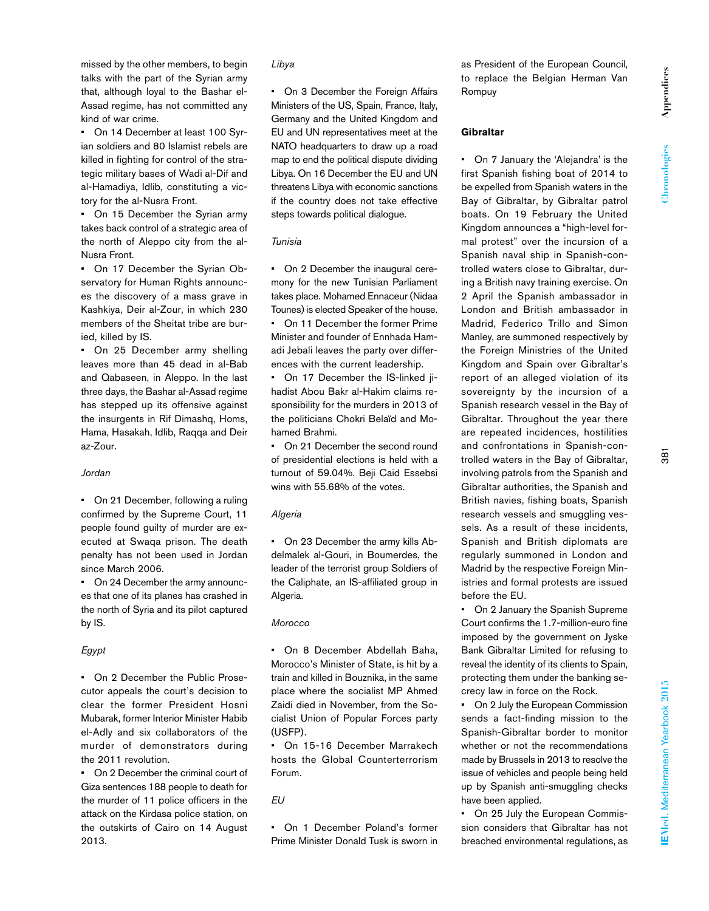missed by the other members, to begin talks with the part of the Syrian army that, although loyal to the Bashar el-Assad regime, has not committed any kind of war crime.

- On 14 December at least 100 Syrian soldiers and 80 Islamist rebels are killed in fighting for control of the strategic military bases of Wadi al-Dif and al-Hamadiya, Idlib, constituting a victory for the al-Nusra Front.
- On 15 December the Syrian army takes back control of a strategic area of the north of Aleppo city from the al-Nusra Front.
- On 17 December the Syrian Observatory for Human Rights announces the discovery of a mass grave in Kashkiya, Deir al-Zour, in which 230 members of the Sheitat tribe are buried, killed by IS.
- On 25 December army shelling leaves more than 45 dead in al-Bab and Qabaseen, in Aleppo. In the last three days, the Bashar al-Assad regime has stepped up its offensive against the insurgents in Rif Dimashq, Homs, Hama, Hasakah, Idlib, Raqqa and Deir az-Zour.

*Jordan*

- On 21 December, following a ruling confirmed by the Supreme Court, 11 people found guilty of murder are executed at Swaqa prison. The death penalty has not been used in Jordan since March 2006.
- On 24 December the army announces that one of its planes has crashed in the north of Syria and its pilot captured by IS.

*Egypt*

- On 2 December the Public Prosecutor appeals the court's decision to clear the former President Hosni Mubarak, former Interior Minister Habib el-Adly and six collaborators of the murder of demonstrators during the 2011 revolution.
- On 2 December the criminal court of Giza sentences 188 people to death for the murder of 11 police officers in the attack on the Kirdasa police station, on the outskirts of Cairo on 14 August 2013.

*Libya*

- On 3 December the Foreign Affairs Ministers of the US, Spain, France, Italy, Germany and the United Kingdom and EU and UN representatives meet at the NATO headquarters to draw up a road map to end the political dispute dividing Libya. On 16 December the EU and UN threatens Libya with economic sanctions if the country does not take effective steps towards political dialogue.

*Tunisia*

- On 2 December the inaugural ceremony for the new Tunisian Parliament takes place. Mohamed Ennaceur (Nidaa Tounes) is elected Speaker of the house.
- On 11 December the former Prime Minister and founder of Ennhada Hamadi Jebali leaves the party over differences with the current leadership.
- On 17 December the IS-linked jihadist Abou Bakr al-Hakim claims responsibility for the murders in 2013 of the politicians Chokri Belaïd and Mohamed Brahmi.
- On 21 December the second round of presidential elections is held with a turnout of 59.04%. Beji Caid Essebsi wins with 55.68% of the votes.

*Algeria*

- On 23 December the army kills Abdelmalek al-Gouri, in Boumerdes, the leader of the terrorist group Soldiers of the Caliphate, an IS-affiliated group in Algeria.

*Morocco*

- On 8 December Abdellah Baha, Morocco's Minister of State, is hit by a train and killed in Bouznika, in the same place where the socialist MP Ahmed Zaidi died in November, from the Socialist Union of Popular Forces party (USFP).
- On 15-16 December Marrakech hosts the Global Counterterrorism Forum.

*EU*

- On 1 December Poland's former Prime Minister Donald Tusk is sworn in as President of the European Council, to replace the Belgian Herman Van Rompuy

**Gibraltar**

- On 7 January the 'Alejandra' is the first Spanish fishing boat of 2014 to be expelled from Spanish waters in the Bay of Gibraltar, by Gibraltar patrol boats. On 19 February the United Kingdom announces a "high-level formal protest" over the incursion of a Spanish naval ship in Spanish-controlled waters close to Gibraltar, during a British navy training exercise. On 2 April the Spanish ambassador in London and British ambassador in Madrid, Federico Trillo and Simon Manley, are summoned respectively by the Foreign Ministries of the United Kingdom and Spain over Gibraltar's report of an alleged violation of its sovereignty by the incursion of a Spanish research vessel in the Bay of Gibraltar. Throughout the year there are repeated incidences, hostilities and confrontations in Spanish-controlled waters in the Bay of Gibraltar, involving patrols from the Spanish and Gibraltar authorities, the Spanish and British navies, fishing boats, Spanish research vessels and smuggling vessels. As a result of these incidents, Spanish and British diplomats are regularly summoned in London and Madrid by the respective Foreign Ministries and formal protests are issued before the EU.
- On 2 January the Spanish Supreme Court confirms the 1.7-million-euro fine imposed by the government on Jyske Bank Gibraltar Limited for refusing to reveal the identity of its clients to Spain, protecting them under the banking secrecy law in force on the Rock.
- On 2 July the European Commission sends a fact-finding mission to the Spanish-Gibraltar border to monitor whether or not the recommendations made by Brussels in 2013 to resolve the issue of vehicles and people being held up by Spanish anti-smuggling checks have been applied.
- On 25 July the European Commission considers that Gibraltar has not breached environmental regulations, as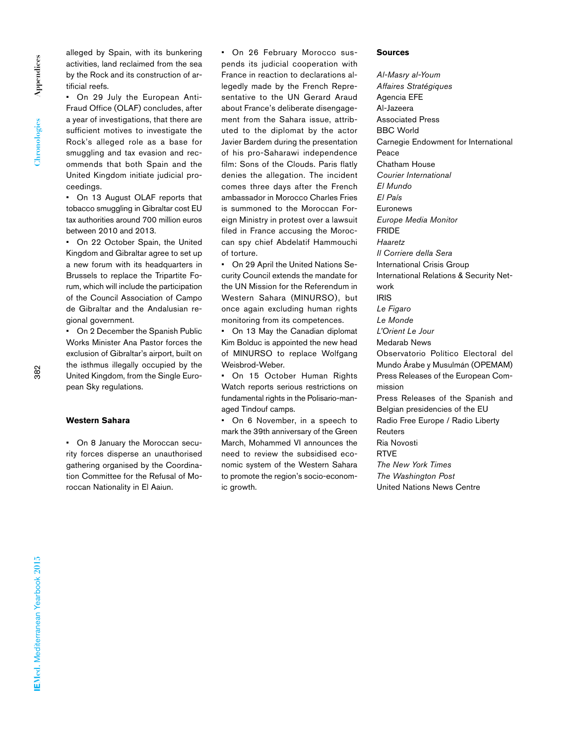alleged by Spain, with its bunkering activities, land reclaimed from the sea by the Rock and its construction of artificial reefs.

- On 29 July the European Anti-Fraud Office (OLAF) concludes, after a year of investigations, that there are sufficient motives to investigate the Rock's alleged role as a base for smuggling and tax evasion and recommends that both Spain and the United Kingdom initiate judicial proceedings.
- On 13 August OLAF reports that tobacco smuggling in Gibraltar cost EU tax authorities around 700 million euros between 2010 and 2013.
- On 22 October Spain, the United Kingdom and Gibraltar agree to set up a new forum with its headquarters in Brussels to replace the Tripartite Forum, which will include the participation of the Council Association of Campo de Gibraltar and the Andalusian regional government.
- On 2 December the Spanish Public Works Minister Ana Pastor forces the exclusion of Gibraltar's airport, built on the isthmus illegally occupied by the United Kingdom, from the Single European Sky regulations.

### Western Sahara

- On 8 January the Moroccan security forces disperse an unauthorised gathering organised by the Coordination Committee for the Refusal of Moroccan Nationality in El Aaiun.
- On 26 February Morocco suspends its judicial cooperation with France in reaction to declarations allegedly made by the French Representative to the UN Gerard Araud about France's deliberate disengagement from the Sahara issue, attributed to the diplomat by the actor Javier Bardem during the presentation of his pro-Saharawi independence film: Sons of the Clouds. Paris flatly denies the allegation. The incident comes three days after the French ambassador in Morocco Charles Fries is summoned to the Moroccan Foreign Ministry in protest over a lawsuit filed in France accusing the Moroccan spy chief Abdelatif Hammouchi of torture.
- On 29 April the United Nations Security Council extends the mandate for the UN Mission for the Referendum in Western Sahara (MINURSO), but once again excluding human rights monitoring from its competences.
- On 13 May the Canadian diplomat Kim Bolduc is appointed the new head of MINURSO to replace Wolfgang Weisbrod-Weber.
- On 15 October Human Rights Watch reports serious restrictions on fundamental rights in the Polisario-managed Tindouf camps.
- On 6 November, in a speech to mark the 39th anniversary of the Green March, Mohammed VI announces the need to review the subsidised economic system of the Western Sahara to promote the region's socio-economic growth.

### Sources

*Al-Masry al-Youm*
*Affaires Stratégiques*
Agencia EFE
Al-Jazeera
Associated Press
BBC World
Carnegie Endowment for International Peace
Chatham House
*Courier International*
*El Mundo*
*El País*
Euronews
*Europe Media Monitor*
FRIDE
*Haaretz*
*Il Corriere della Sera*
International Crisis Group
International Relations & Security Network
IRIS
*Le Figaro*
*Le Monde*
*L'Orient Le Jour*
Medarab News
Observatorio Político Electoral del Mundo Árabe y Musulmán (OPEMAM)
Press Releases of the European Commission
Press Releases of the Spanish and Belgian presidencies of the EU
Radio Free Europe / Radio Liberty
Reuters
Ria Novosti
RTVE
*The New York Times*
*The Washington Post*
United Nations News Centre